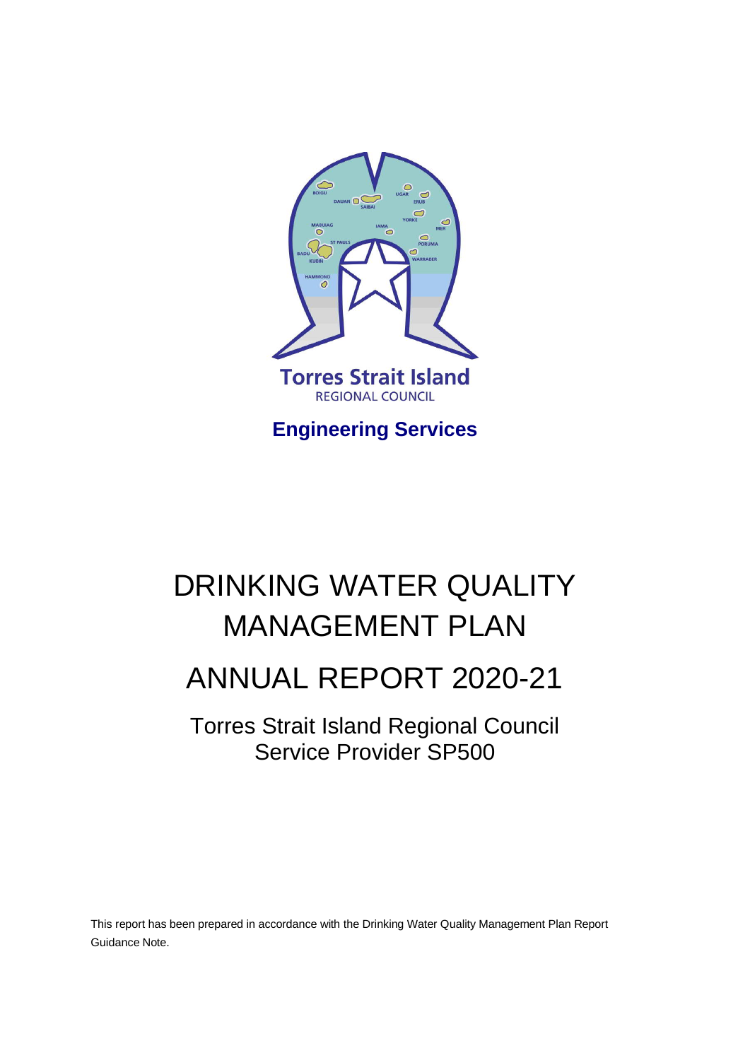Torres Strait Island

REGIONAL COUNCIL

**Engineering Services**

# DRINKING WATER QUALITY MANAGEMENT PLAN

# ANNUAL REPORT 2020-21

Torres Strait Island Regional Council
Service Provider SP500

This report has been prepared in accordance with the Drinking Water Quality Management Plan Report Guidance Note.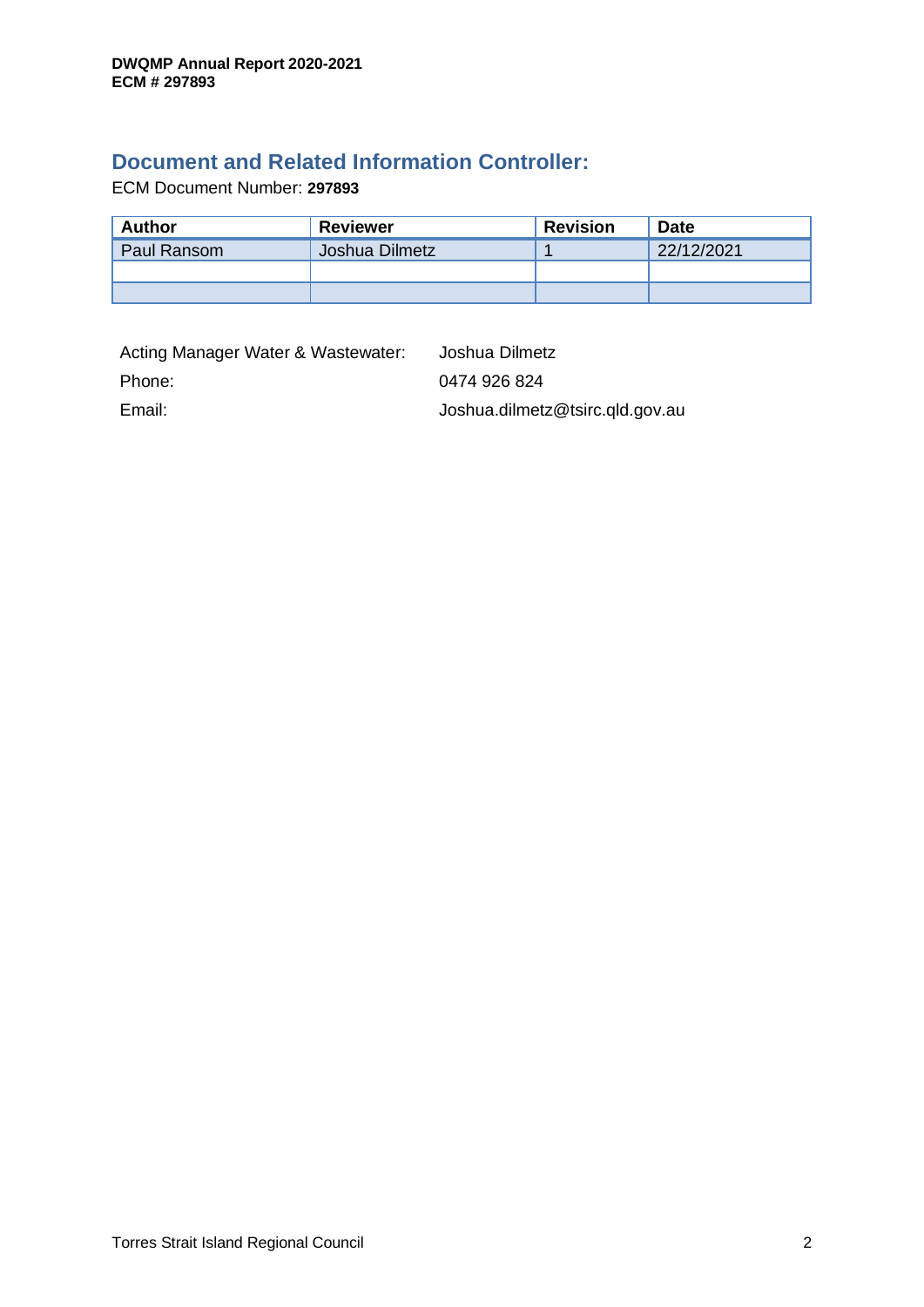## Document and Related Information Controller:

ECM Document Number: **297893**

| Author | Reviewer | Revision | Date |
|---|---|---|---|
| Paul Ransom | Joshua Dilmetz | 1 | 22/12/2021 |
| | | | |
| | | | |

| | |
|---|---|
| Acting Manager Water & Wastewater: | Joshua Dilmetz |
| Phone: | 0474 926 824 |
| Email: | Joshua.dilmetz@tsirc.qld.gov.au |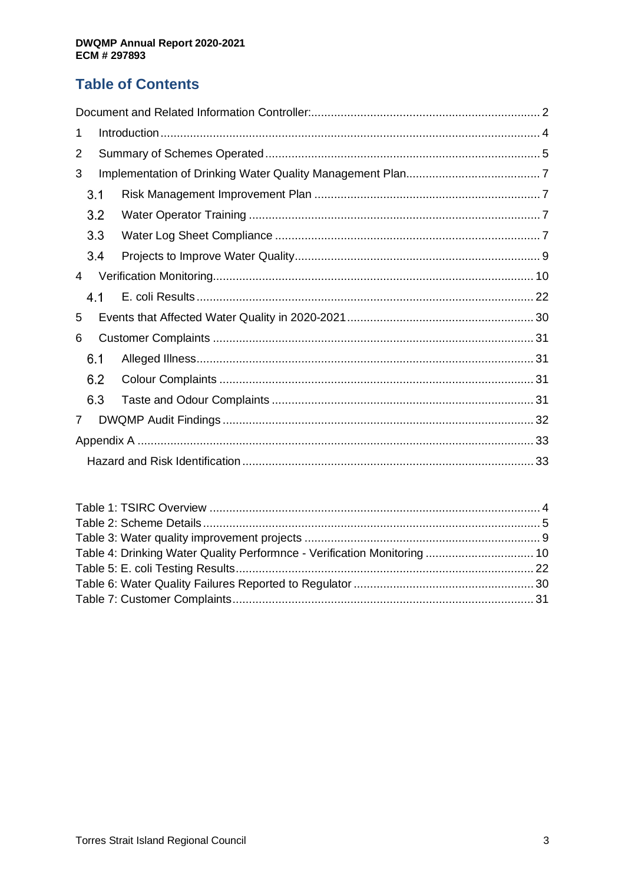## Table of Contents

Document and Related Information Controller: 2

1 Introduction 4

2 Summary of Schemes Operated 5

3 Implementation of Drinking Water Quality Management Plan 7

- 3.1 Risk Management Improvement Plan 7
- 3.2 Water Operator Training 7
- 3.3 Water Log Sheet Compliance 7
- 3.4 Projects to Improve Water Quality 9

4 Verification Monitoring 10

- 4.1 E. coli Results 22

5 Events that Affected Water Quality in 2020-2021 30

6 Customer Complaints 31

- 6.1 Alleged Illness 31
- 6.2 Colour Complaints 31
- 6.3 Taste and Odour Complaints 31

7 DWQMP Audit Findings 32

Appendix A 33

- Hazard and Risk Identification 33

Table 1: TSIRC Overview 4
Table 2: Scheme Details 5
Table 3: Water quality improvement projects 9
Table 4: Drinking Water Quality Performnce - Verification Monitoring 10
Table 5: E. coli Testing Results 22
Table 6: Water Quality Failures Reported to Regulator 30
Table 7: Customer Complaints 31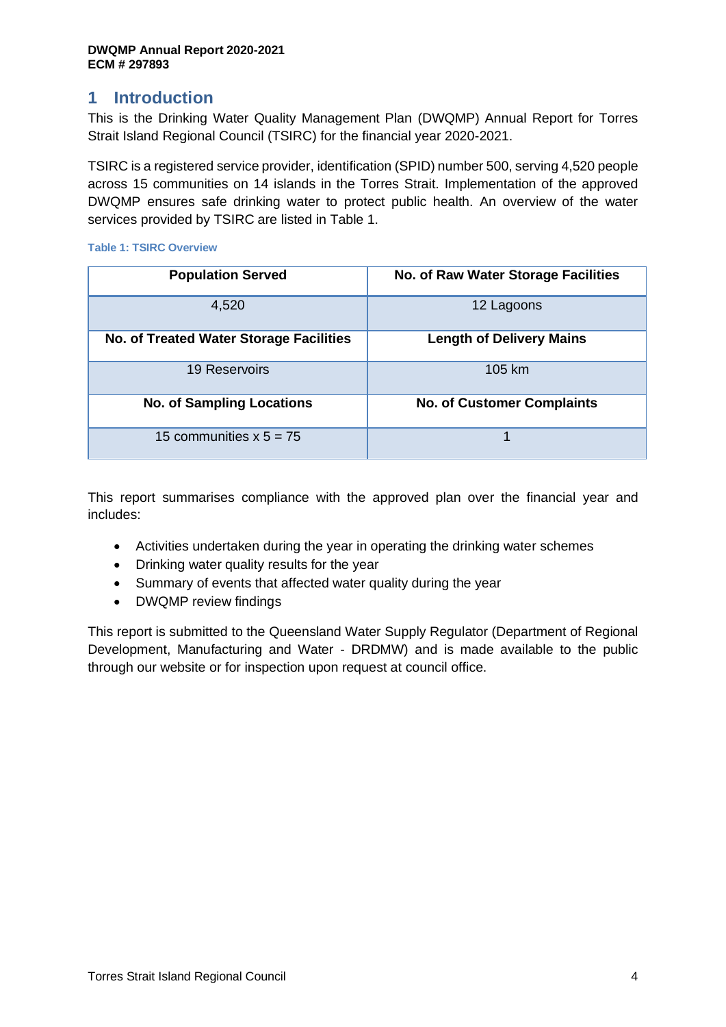# 1 Introduction

This is the Drinking Water Quality Management Plan (DWQMP) Annual Report for Torres Strait Island Regional Council (TSIRC) for the financial year 2020-2021.

TSIRC is a registered service provider, identification (SPID) number 500, serving 4,520 people across 15 communities on 14 islands in the Torres Strait. Implementation of the approved DWQMP ensures safe drinking water to protect public health. An overview of the water services provided by TSIRC are listed in Table 1.

**Table 1: TSIRC Overview**

| Population Served | No. of Raw Water Storage Facilities |
|---|---|
| 4,520 | 12 Lagoons |
| **No. of Treated Water Storage Facilities** | **Length of Delivery Mains** |
| 19 Reservoirs | 105 km |
| **No. of Sampling Locations** | **No. of Customer Complaints** |
| 15 communities x 5 = 75 | 1 |

This report summarises compliance with the approved plan over the financial year and includes:

- Activities undertaken during the year in operating the drinking water schemes
- Drinking water quality results for the year
- Summary of events that affected water quality during the year
- DWQMP review findings

This report is submitted to the Queensland Water Supply Regulator (Department of Regional Development, Manufacturing and Water - DRDMW) and is made available to the public through our website or for inspection upon request at council office.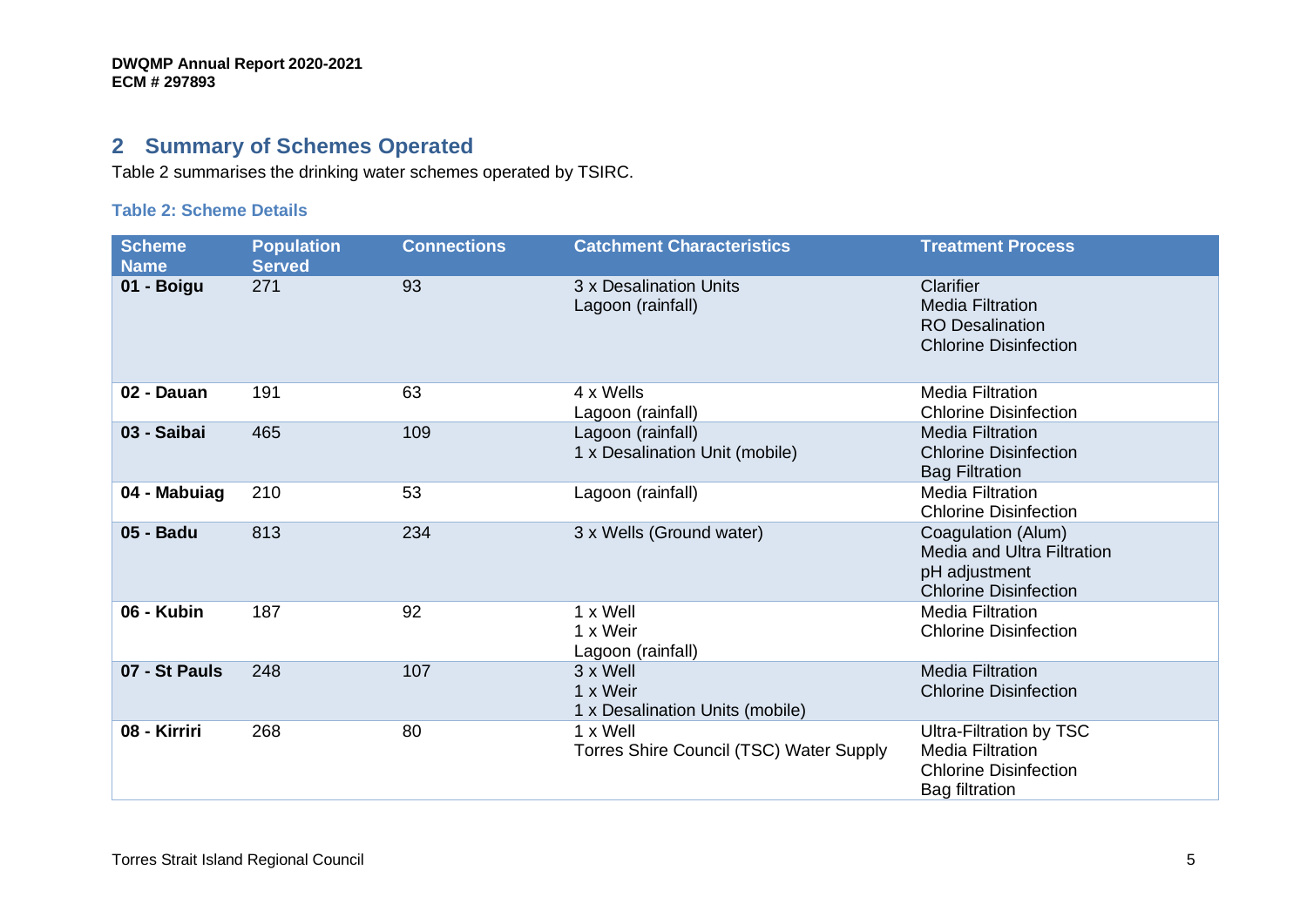## 2 Summary of Schemes Operated

Table 2 summarises the drinking water schemes operated by TSIRC.

**Table 2: Scheme Details**

| Scheme Name | Population Served | Connections | Catchment Characteristics | Treatment Process |
|---|---|---|---|---|
| **01 - Boigu** | 271 | 93 | 3 x Desalination Units<br>Lagoon (rainfall) | Clarifier<br>Media Filtration<br>RO Desalination<br>Chlorine Disinfection |
| **02 - Dauan** | 191 | 63 | 4 x Wells<br>Lagoon (rainfall) | Media Filtration<br>Chlorine Disinfection |
| **03 - Saibai** | 465 | 109 | Lagoon (rainfall)<br>1 x Desalination Unit (mobile) | Media Filtration<br>Chlorine Disinfection<br>Bag Filtration |
| **04 - Mabuiag** | 210 | 53 | Lagoon (rainfall) | Media Filtration<br>Chlorine Disinfection |
| **05 - Badu** | 813 | 234 | 3 x Wells (Ground water) | Coagulation (Alum)<br>Media and Ultra Filtration<br>pH adjustment<br>Chlorine Disinfection |
| **06 - Kubin** | 187 | 92 | 1 x Well<br>1 x Weir<br>Lagoon (rainfall) | Media Filtration<br>Chlorine Disinfection |
| **07 - St Pauls** | 248 | 107 | 3 x Well<br>1 x Weir<br>1 x Desalination Units (mobile) | Media Filtration<br>Chlorine Disinfection |
| **08 - Kirriri** | 268 | 80 | 1 x Well<br>Torres Shire Council (TSC) Water Supply | Ultra-Filtration by TSC<br>Media Filtration<br>Chlorine Disinfection<br>Bag filtration |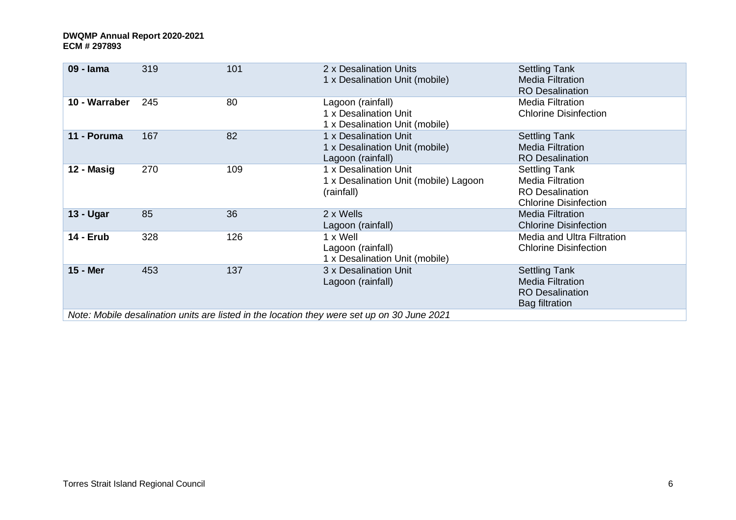| | | | | |
|---|---|---|---|---|
| **09 - Iama** | 319 | 101 | 2 x Desalination Units<br>1 x Desalination Unit (mobile) | Settling Tank<br>Media Filtration<br>RO Desalination |
| **10 - Warraber** | 245 | 80 | Lagoon (rainfall)<br>1 x Desalination Unit<br>1 x Desalination Unit (mobile) | Media Filtration<br>Chlorine Disinfection |
| **11 - Poruma** | 167 | 82 | 1 x Desalination Unit<br>1 x Desalination Unit (mobile)<br>Lagoon (rainfall) | Settling Tank<br>Media Filtration<br>RO Desalination |
| **12 - Masig** | 270 | 109 | 1 x Desalination Unit<br>1 x Desalination Unit (mobile) Lagoon (rainfall) | Settling Tank<br>Media Filtration<br>RO Desalination<br>Chlorine Disinfection |
| **13 - Ugar** | 85 | 36 | 2 x Wells<br>Lagoon (rainfall) | Media Filtration<br>Chlorine Disinfection |
| **14 - Erub** | 328 | 126 | 1 x Well<br>Lagoon (rainfall)<br>1 x Desalination Unit (mobile) | Media and Ultra Filtration<br>Chlorine Disinfection |
| **15 - Mer** | 453 | 137 | 3 x Desalination Unit<br>Lagoon (rainfall) | Settling Tank<br>Media Filtration<br>RO Desalination<br>Bag filtration |
| *Note: Mobile desalination units are listed in the location they were set up on 30 June 2021* | | | | |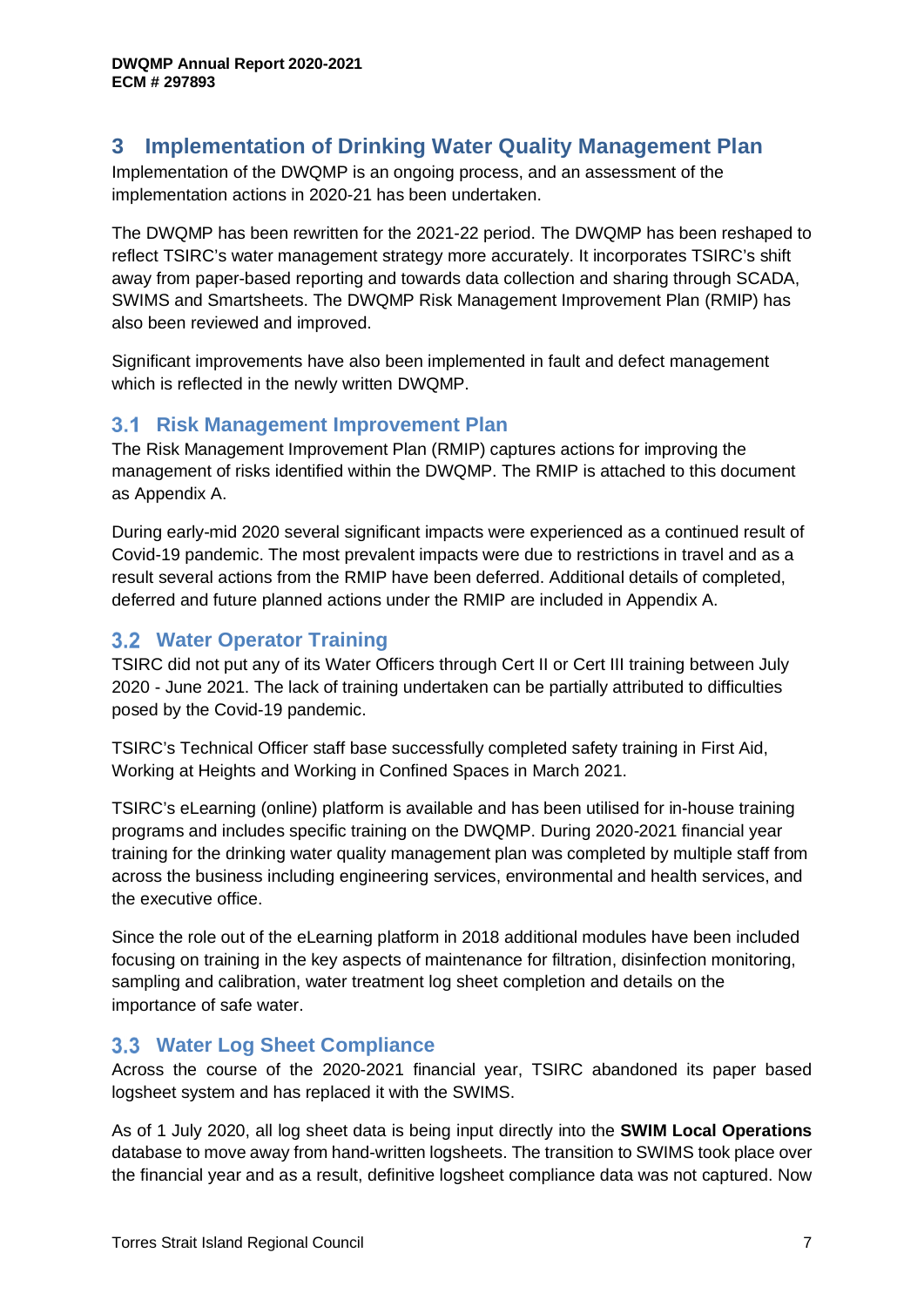# 3 Implementation of Drinking Water Quality Management Plan

Implementation of the DWQMP is an ongoing process, and an assessment of the implementation actions in 2020-21 has been undertaken.

The DWQMP has been rewritten for the 2021-22 period. The DWQMP has been reshaped to reflect TSIRC's water management strategy more accurately. It incorporates TSIRC's shift away from paper-based reporting and towards data collection and sharing through SCADA, SWIMS and Smartsheets. The DWQMP Risk Management Improvement Plan (RMIP) has also been reviewed and improved.

Significant improvements have also been implemented in fault and defect management which is reflected in the newly written DWQMP.

## 3.1 Risk Management Improvement Plan

The Risk Management Improvement Plan (RMIP) captures actions for improving the management of risks identified within the DWQMP. The RMIP is attached to this document as Appendix A.

During early-mid 2020 several significant impacts were experienced as a continued result of Covid-19 pandemic. The most prevalent impacts were due to restrictions in travel and as a result several actions from the RMIP have been deferred. Additional details of completed, deferred and future planned actions under the RMIP are included in Appendix A.

## 3.2 Water Operator Training

TSIRC did not put any of its Water Officers through Cert II or Cert III training between July 2020 - June 2021. The lack of training undertaken can be partially attributed to difficulties posed by the Covid-19 pandemic.

TSIRC's Technical Officer staff base successfully completed safety training in First Aid, Working at Heights and Working in Confined Spaces in March 2021.

TSIRC's eLearning (online) platform is available and has been utilised for in-house training programs and includes specific training on the DWQMP. During 2020-2021 financial year training for the drinking water quality management plan was completed by multiple staff from across the business including engineering services, environmental and health services, and the executive office.

Since the role out of the eLearning platform in 2018 additional modules have been included focusing on training in the key aspects of maintenance for filtration, disinfection monitoring, sampling and calibration, water treatment log sheet completion and details on the importance of safe water.

## 3.3 Water Log Sheet Compliance

Across the course of the 2020-2021 financial year, TSIRC abandoned its paper based logsheet system and has replaced it with the SWIMS.

As of 1 July 2020, all log sheet data is being input directly into the **SWIM Local Operations** database to move away from hand-written logsheets. The transition to SWIMS took place over the financial year and as a result, definitive logsheet compliance data was not captured. Now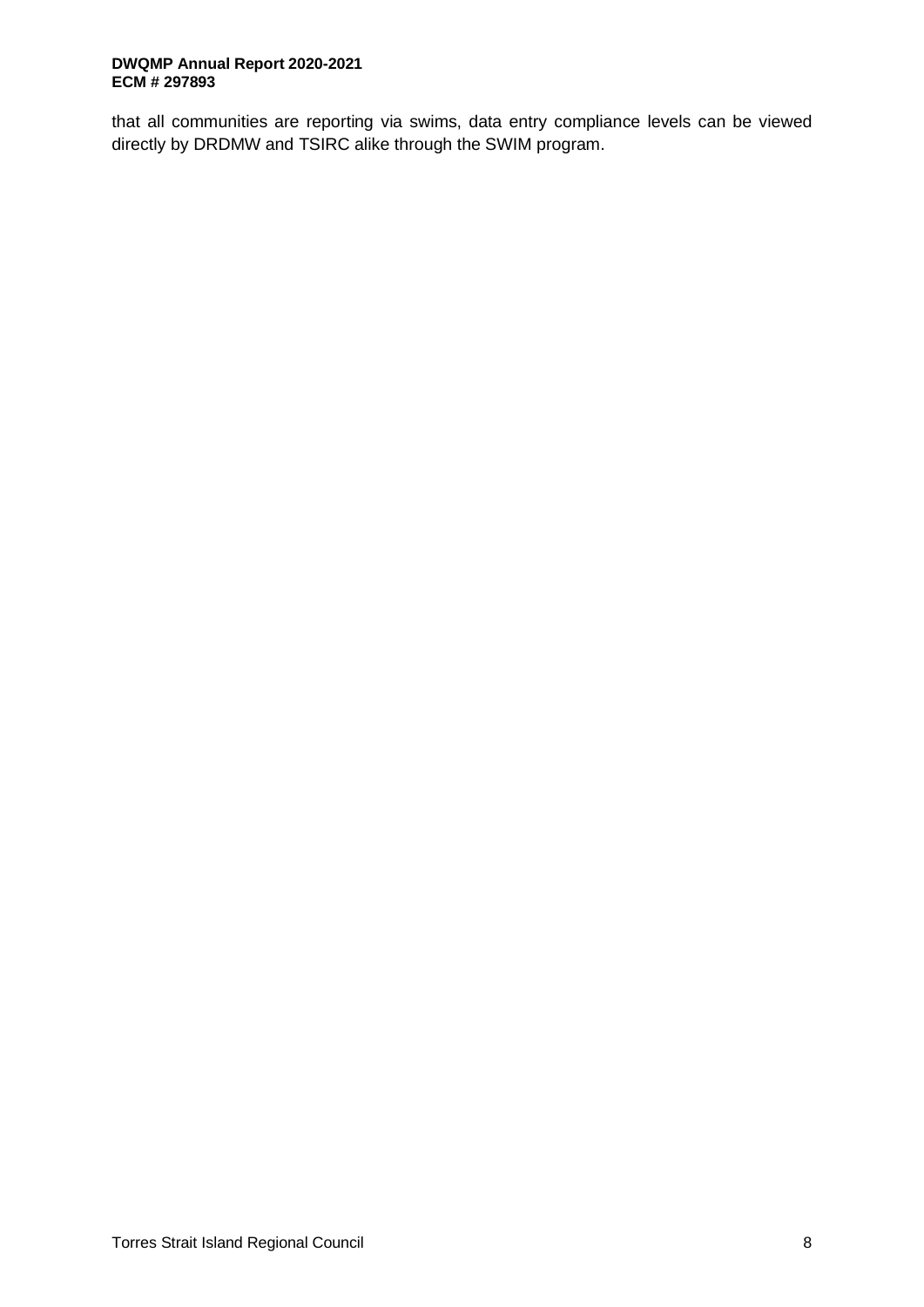that all communities are reporting via swims, data entry compliance levels can be viewed directly by DRDMW and TSIRC alike through the SWIM program.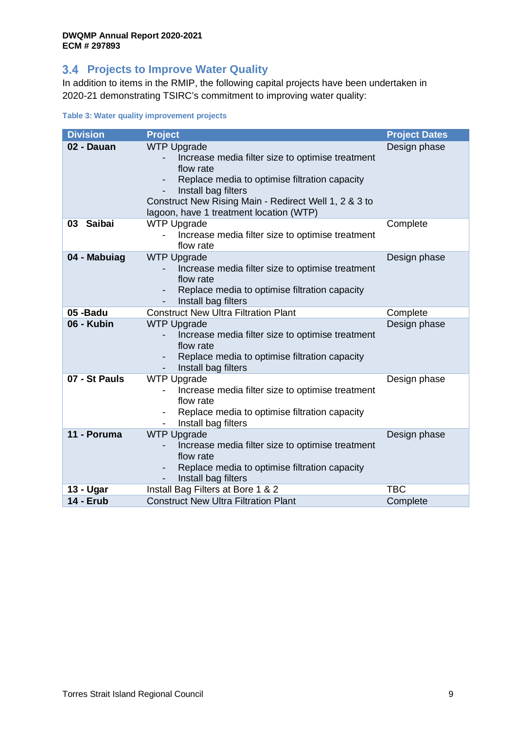## 3.4 Projects to Improve Water Quality

In addition to items in the RMIP, the following capital projects have been undertaken in 2020-21 demonstrating TSIRC's commitment to improving water quality:

**Table 3: Water quality improvement projects**

| Division | Project | Project Dates |
|---|---|---|
| **02 - Dauan** | WTP Upgrade<br>- Increase media filter size to optimise treatment flow rate<br>- Replace media to optimise filtration capacity<br>- Install bag filters<br>Construct New Rising Main - Redirect Well 1, 2 & 3 to lagoon, have 1 treatment location (WTP) | Design phase |
| **03 Saibai** | WTP Upgrade<br>- Increase media filter size to optimise treatment flow rate | Complete |
| **04 - Mabuiag** | WTP Upgrade<br>- Increase media filter size to optimise treatment flow rate<br>- Replace media to optimise filtration capacity<br>- Install bag filters | Design phase |
| **05 -Badu** | Construct New Ultra Filtration Plant | Complete |
| **06 - Kubin** | WTP Upgrade<br>- Increase media filter size to optimise treatment flow rate<br>- Replace media to optimise filtration capacity<br>- Install bag filters | Design phase |
| **07 - St Pauls** | WTP Upgrade<br>- Increase media filter size to optimise treatment flow rate<br>- Replace media to optimise filtration capacity<br>- Install bag filters | Design phase |
| **11 - Poruma** | WTP Upgrade<br>- Increase media filter size to optimise treatment flow rate<br>- Replace media to optimise filtration capacity<br>- Install bag filters | Design phase |
| **13 - Ugar** | Install Bag Filters at Bore 1 & 2 | TBC |
| **14 - Erub** | Construct New Ultra Filtration Plant | Complete |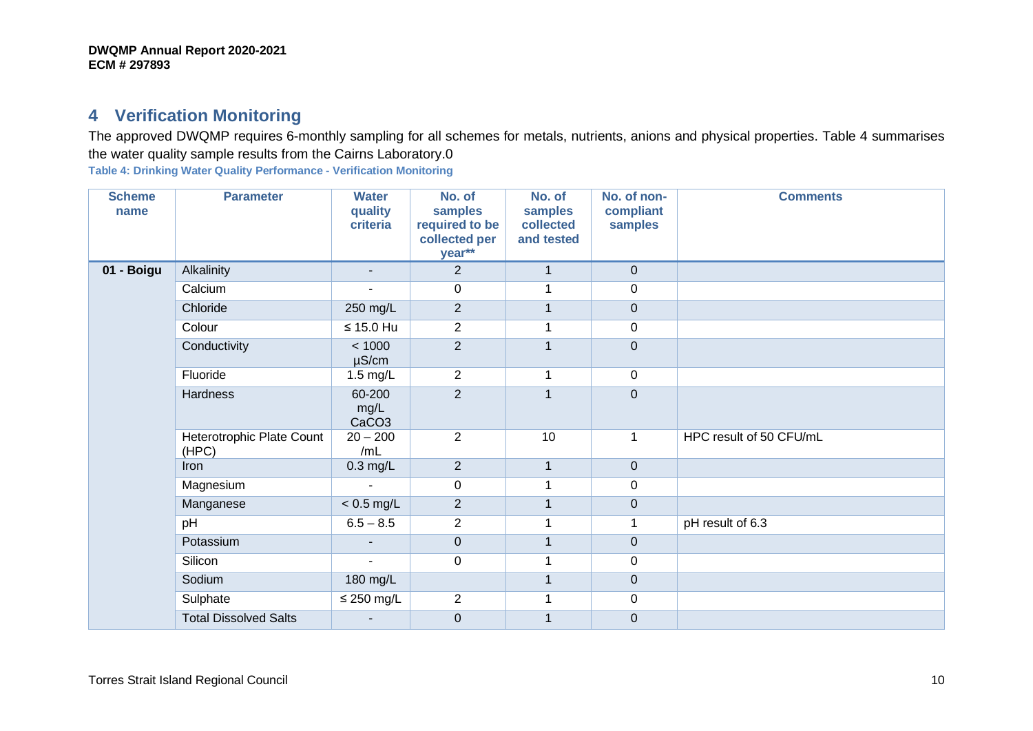## 4 Verification Monitoring

The approved DWQMP requires 6-monthly sampling for all schemes for metals, nutrients, anions and physical properties. Table 4 summarises the water quality sample results from the Cairns Laboratory.0

**Table 4: Drinking Water Quality Performance - Verification Monitoring**

| Scheme name | Parameter | Water quality criteria | No. of samples required to be collected per year** | No. of samples collected and tested | No. of non-compliant samples | Comments |
|---|---|---|---|---|---|---|
| 01 - Boigu | Alkalinity | - | 2 | 1 | 0 | |
| | Calcium | - | 0 | 1 | 0 | |
| | Chloride | 250 mg/L | 2 | 1 | 0 | |
| | Colour | ≤ 15.0 Hu | 2 | 1 | 0 | |
| | Conductivity | < 1000 µS/cm | 2 | 1 | 0 | |
| | Fluoride | 1.5 mg/L | 2 | 1 | 0 | |
| | Hardness | 60-200 mg/L $CaCO_3$ | 2 | 1 | 0 | |
| | Heterotrophic Plate Count (HPC) | 20 – 200 /mL | 2 | 10 | 1 | HPC result of 50 CFU/mL |
| | Iron | 0.3 mg/L | 2 | 1 | 0 | |
| | Magnesium | - | 0 | 1 | 0 | |
| | Manganese | < 0.5 mg/L | 2 | 1 | 0 | |
| | pH | 6.5 – 8.5 | 2 | 1 | 1 | pH result of 6.3 |
| | Potassium | - | 0 | 1 | 0 | |
| | Silicon | - | 0 | 1 | 0 | |
| | Sodium | 180 mg/L | | 1 | 0 | |
| | Sulphate | ≤ 250 mg/L | 2 | 1 | 0 | |
| | Total Dissolved Salts | - | 0 | 1 | 0 | |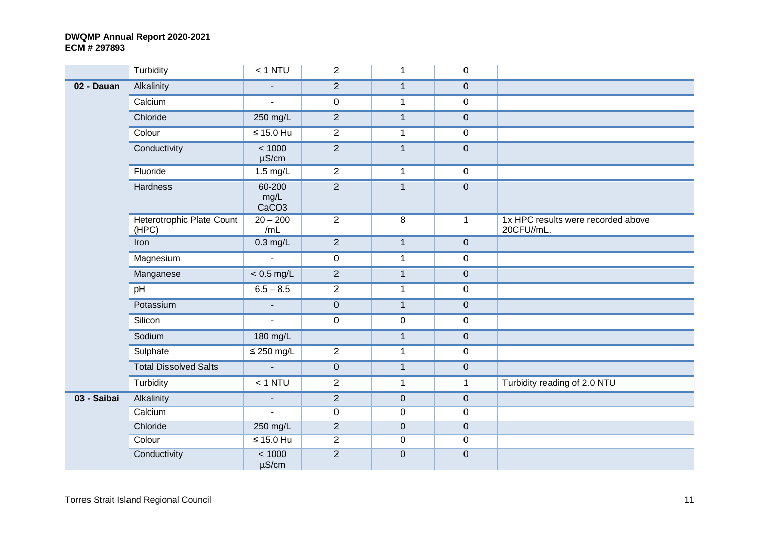| | Turbidity | < 1 NTU | 2 | 1 | 0 | |
|---|---|---|---|---|---|---|
| **02 - Dauan** | Alkalinity | - | 2 | 1 | 0 | |
| | Calcium | - | 0 | 1 | 0 | |
| | Chloride | 250 mg/L | 2 | 1 | 0 | |
| | Colour | ≤ 15.0 Hu | 2 | 1 | 0 | |
| | Conductivity | < 1000 µS/cm | 2 | 1 | 0 | |
| | Fluoride | 1.5 mg/L | 2 | 1 | 0 | |
| | Hardness | 60-200 mg/L $CaCO_3$ | 2 | 1 | 0 | |
| | Heterotrophic Plate Count (HPC) | 20 – 200 /mL | 2 | 8 | 1 | 1x HPC results were recorded above 20CFU//mL. |
| | Iron | 0.3 mg/L | 2 | 1 | 0 | |
| | Magnesium | - | 0 | 1 | 0 | |
| | Manganese | < 0.5 mg/L | 2 | 1 | 0 | |
| | pH | 6.5 – 8.5 | 2 | 1 | 0 | |
| | Potassium | - | 0 | 1 | 0 | |
| | Silicon | - | 0 | 0 | 0 | |
| | Sodium | 180 mg/L | | 1 | 0 | |
| | Sulphate | ≤ 250 mg/L | 2 | 1 | 0 | |
| | Total Dissolved Salts | - | 0 | 1 | 0 | |
| | Turbidity | < 1 NTU | 2 | 1 | 1 | Turbidity reading of 2.0 NTU |
| **03 - Saibai** | Alkalinity | - | 2 | 0 | 0 | |
| | Calcium | - | 0 | 0 | 0 | |
| | Chloride | 250 mg/L | 2 | 0 | 0 | |
| | Colour | ≤ 15.0 Hu | 2 | 0 | 0 | |
| | Conductivity | < 1000 µS/cm | 2 | 0 | 0 | |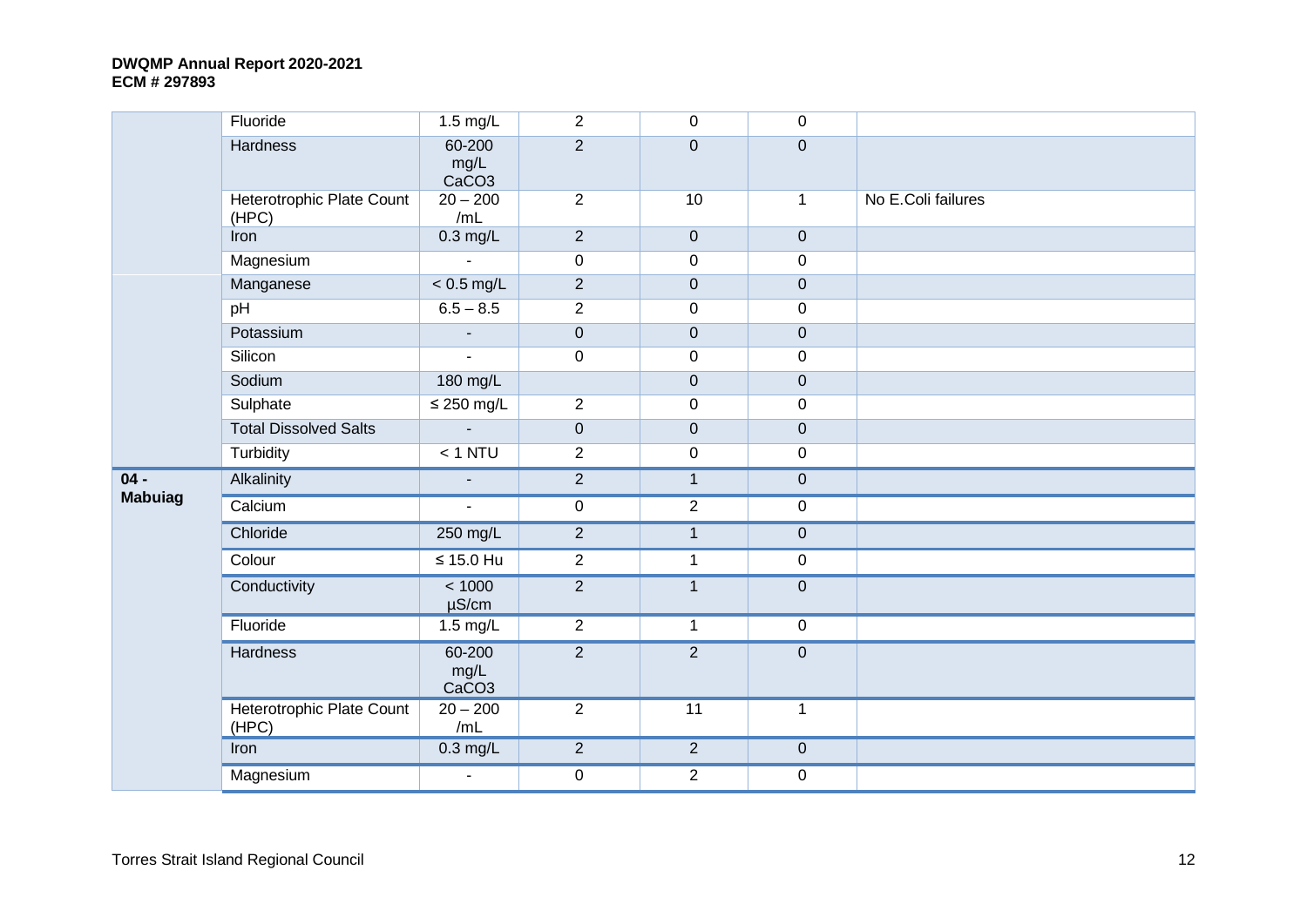| | Fluoride | 1.5 mg/L | 2 | 0 | 0 | |
|---|---|---|---|---|---|---|
| | Hardness | 60-200 mg/L $CaCO_3$ | 2 | 0 | 0 | |
| | Heterotrophic Plate Count (HPC) | 20 – 200 /mL | 2 | 10 | 1 | No E.Coli failures |
| | Iron | 0.3 mg/L | 2 | 0 | 0 | |
| | Magnesium | - | 0 | 0 | 0 | |
| | Manganese | < 0.5 mg/L | 2 | 0 | 0 | |
| | pH | 6.5 – 8.5 | 2 | 0 | 0 | |
| | Potassium | - | 0 | 0 | 0 | |
| | Silicon | - | 0 | 0 | 0 | |
| | Sodium | 180 mg/L | | 0 | 0 | |
| | Sulphate | ≤ 250 mg/L | 2 | 0 | 0 | |
| | Total Dissolved Salts | - | 0 | 0 | 0 | |
| | Turbidity | < 1 NTU | 2 | 0 | 0 | |
| **04 - Mabuiag** | Alkalinity | - | 2 | 1 | 0 | |
| | Calcium | - | 0 | 2 | 0 | |
| | Chloride | 250 mg/L | 2 | 1 | 0 | |
| | Colour | ≤ 15.0 Hu | 2 | 1 | 0 | |
| | Conductivity | < 1000 µS/cm | 2 | 1 | 0 | |
| | Fluoride | 1.5 mg/L | 2 | 1 | 0 | |
| | Hardness | 60-200 mg/L $CaCO_3$ | 2 | 2 | 0 | |
| | Heterotrophic Plate Count (HPC) | 20 – 200 /mL | 2 | 11 | 1 | |
| | Iron | 0.3 mg/L | 2 | 2 | 0 | |
| | Magnesium | - | 0 | 2 | 0 | |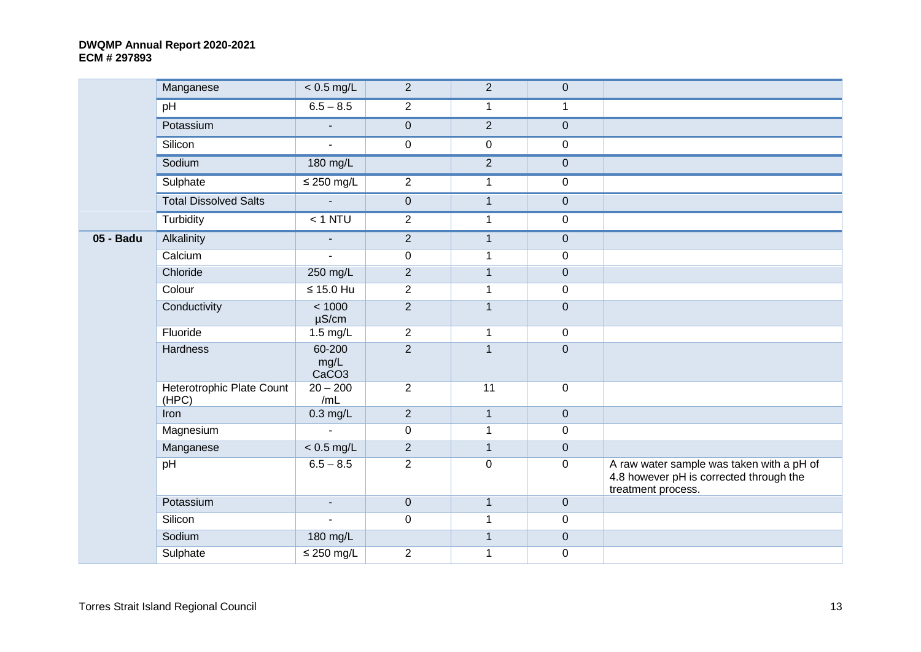| | Manganese | < 0.5 mg/L | 2 | 2 | 0 | |
|---|---|---|---|---|---|---|
| | pH | 6.5 – 8.5 | 2 | 1 | 1 | |
| | Potassium | - | 0 | 2 | 0 | |
| | Silicon | - | 0 | 0 | 0 | |
| | Sodium | 180 mg/L | | 2 | 0 | |
| | Sulphate | ≤ 250 mg/L | 2 | 1 | 0 | |
| | Total Dissolved Salts | - | 0 | 1 | 0 | |
| | Turbidity | < 1 NTU | 2 | 1 | 0 | |
| **05 - Badu** | Alkalinity | - | 2 | 1 | 0 | |
| | Calcium | - | 0 | 1 | 0 | |
| | Chloride | 250 mg/L | 2 | 1 | 0 | |
| | Colour | ≤ 15.0 Hu | 2 | 1 | 0 | |
| | Conductivity | < 1000 µS/cm | 2 | 1 | 0 | |
| | Fluoride | 1.5 mg/L | 2 | 1 | 0 | |
| | Hardness | 60-200 mg/L $CaCO_3$ | 2 | 1 | 0 | |
| | Heterotrophic Plate Count (HPC) | 20 – 200 /mL | 2 | 11 | 0 | |
| | Iron | 0.3 mg/L | 2 | 1 | 0 | |
| | Magnesium | - | 0 | 1 | 0 | |
| | Manganese | < 0.5 mg/L | 2 | 1 | 0 | |
| | pH | 6.5 – 8.5 | 2 | 0 | 0 | A raw water sample was taken with a pH of 4.8 however pH is corrected through the treatment process. |
| | Potassium | - | 0 | 1 | 0 | |
| | Silicon | - | 0 | 1 | 0 | |
| | Sodium | 180 mg/L | | 1 | 0 | |
| | Sulphate | ≤ 250 mg/L | 2 | 1 | 0 | |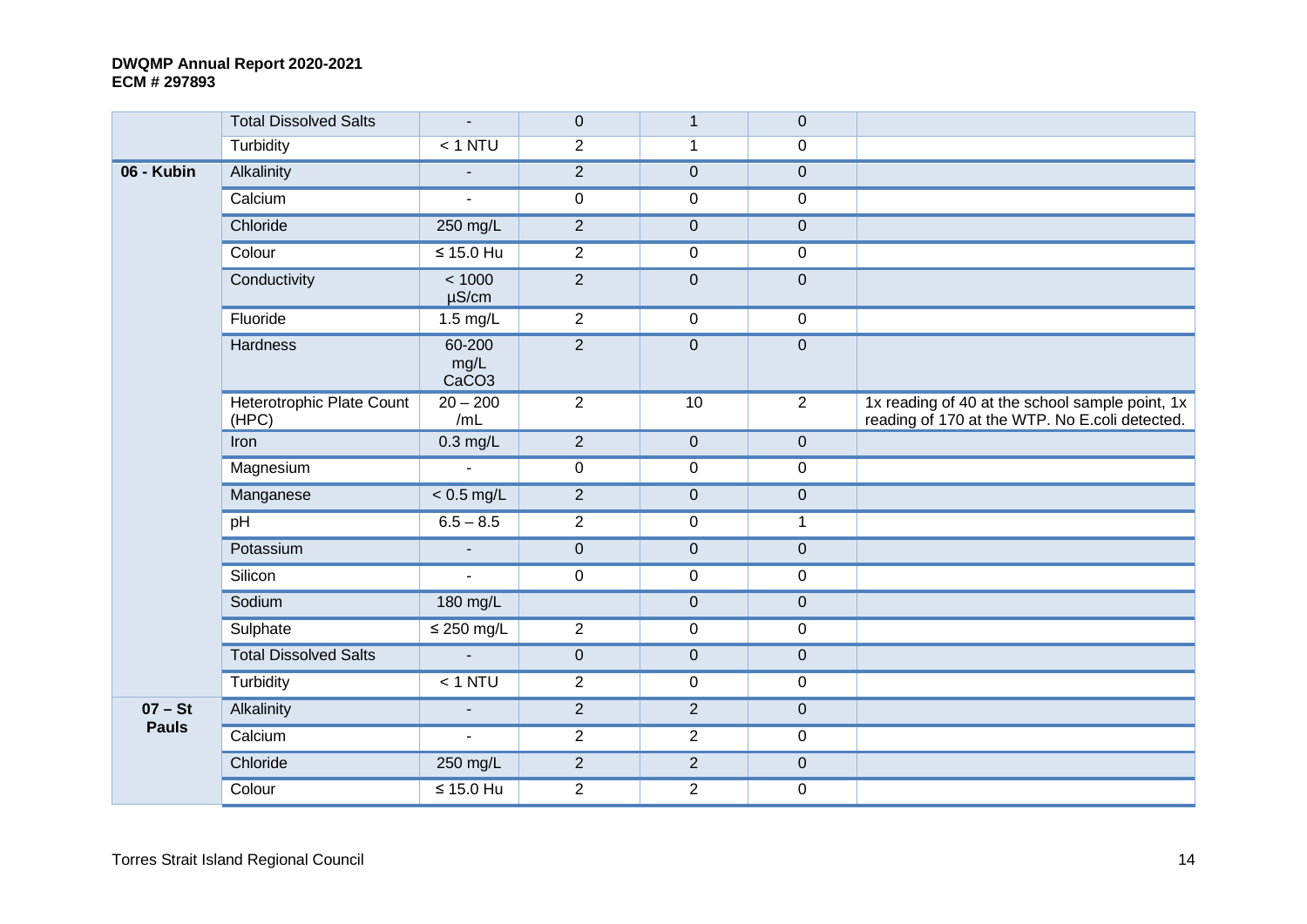| | Total Dissolved Salts | - | 0 | 1 | 0 | |
|---|---|---|---|---|---|---|
| | Turbidity | < 1 NTU | 2 | 1 | 0 | |
| **06 - Kubin** | Alkalinity | - | 2 | 0 | 0 | |
| | Calcium | - | 0 | 0 | 0 | |
| | Chloride | 250 mg/L | 2 | 0 | 0 | |
| | Colour | ≤ 15.0 Hu | 2 | 0 | 0 | |
| | Conductivity | < 1000 µS/cm | 2 | 0 | 0 | |
| | Fluoride | 1.5 mg/L | 2 | 0 | 0 | |
| | Hardness | 60-200 mg/L $CaCO_3$ | 2 | 0 | 0 | |
| | Heterotrophic Plate Count (HPC) | 20 – 200 /mL | 2 | 10 | 2 | 1x reading of 40 at the school sample point, 1x reading of 170 at the WTP. No E.coli detected. |
| | Iron | 0.3 mg/L | 2 | 0 | 0 | |
| | Magnesium | - | 0 | 0 | 0 | |
| | Manganese | < 0.5 mg/L | 2 | 0 | 0 | |
| | pH | 6.5 – 8.5 | 2 | 0 | 1 | |
| | Potassium | - | 0 | 0 | 0 | |
| | Silicon | - | 0 | 0 | 0 | |
| | Sodium | 180 mg/L | | 0 | 0 | |
| | Sulphate | ≤ 250 mg/L | 2 | 0 | 0 | |
| | Total Dissolved Salts | - | 0 | 0 | 0 | |
| | Turbidity | < 1 NTU | 2 | 0 | 0 | |
| **07 – St Pauls** | Alkalinity | - | 2 | 2 | 0 | |
| | Calcium | - | 2 | 2 | 0 | |
| | Chloride | 250 mg/L | 2 | 2 | 0 | |
| | Colour | ≤ 15.0 Hu | 2 | 2 | 0 | |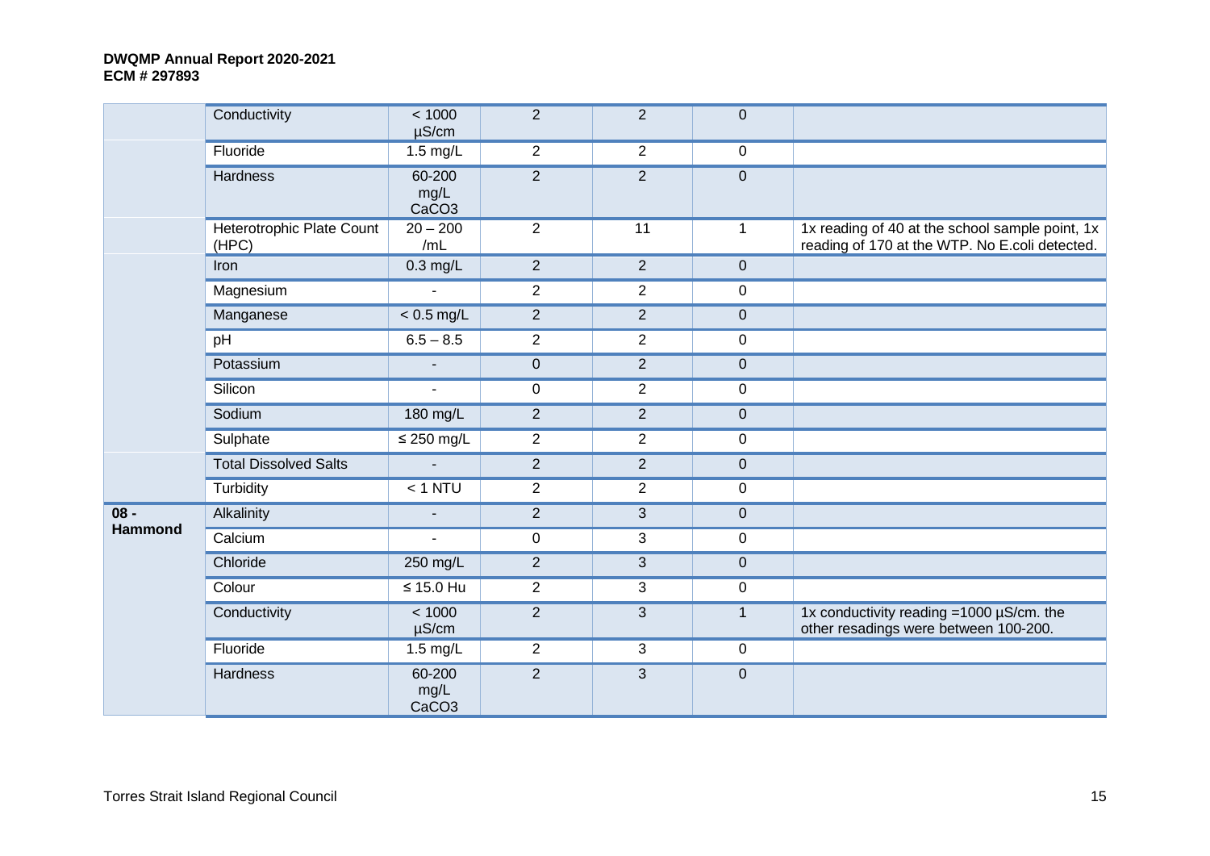| | Conductivity | < 1000 µS/cm | 2 | 2 | 0 | |
|---|---|---|---|---|---|---|
| | Fluoride | 1.5 mg/L | 2 | 2 | 0 | |
| | Hardness | 60-200 mg/L CaCO3 | 2 | 2 | 0 | |
| | Heterotrophic Plate Count (HPC) | 20 – 200 /mL | 2 | 11 | 1 | 1x reading of 40 at the school sample point, 1x reading of 170 at the WTP. No E.coli detected. |
| | Iron | 0.3 mg/L | 2 | 2 | 0 | |
| | Magnesium | - | 2 | 2 | 0 | |
| | Manganese | < 0.5 mg/L | 2 | 2 | 0 | |
| | pH | 6.5 – 8.5 | 2 | 2 | 0 | |
| | Potassium | - | 0 | 2 | 0 | |
| | Silicon | - | 0 | 2 | 0 | |
| | Sodium | 180 mg/L | 2 | 2 | 0 | |
| | Sulphate | ≤ 250 mg/L | 2 | 2 | 0 | |
| | Total Dissolved Salts | - | 2 | 2 | 0 | |
| | Turbidity | < 1 NTU | 2 | 2 | 0 | |
| **08 - Hammond** | Alkalinity | - | 2 | 3 | 0 | |
| | Calcium | - | 0 | 3 | 0 | |
| | Chloride | 250 mg/L | 2 | 3 | 0 | |
| | Colour | ≤ 15.0 Hu | 2 | 3 | 0 | |
| | Conductivity | < 1000 µS/cm | 2 | 3 | 1 | 1x conductivity reading =1000 µS/cm. the other resadings were between 100-200. |
| | Fluoride | 1.5 mg/L | 2 | 3 | 0 | |
| | Hardness | 60-200 mg/L CaCO3 | 2 | 3 | 0 | |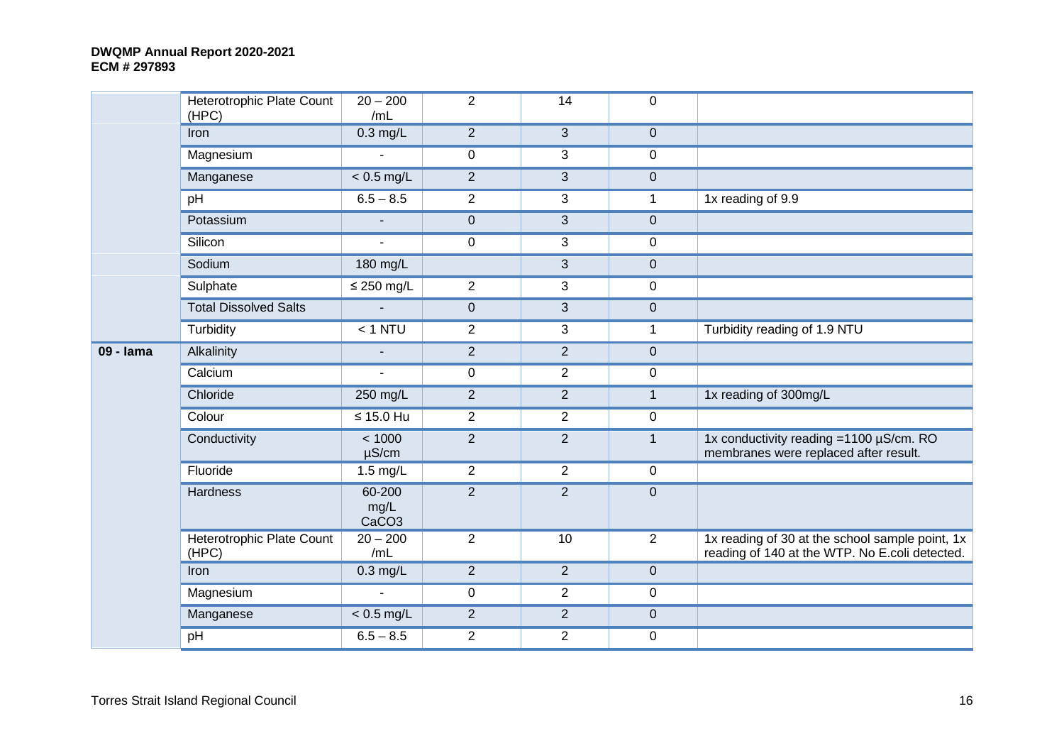| | Heterotrophic Plate Count (HPC) | 20 – 200 /mL | 2 | 14 | 0 | |
|---|---|---|---|---|---|---|
| | Iron | 0.3 mg/L | 2 | 3 | 0 | |
| | Magnesium | - | 0 | 3 | 0 | |
| | Manganese | < 0.5 mg/L | 2 | 3 | 0 | |
| | pH | 6.5 – 8.5 | 2 | 3 | 1 | 1x reading of 9.9 |
| | Potassium | - | 0 | 3 | 0 | |
| | Silicon | - | 0 | 3 | 0 | |
| | Sodium | 180 mg/L | | 3 | 0 | |
| | Sulphate | ≤ 250 mg/L | 2 | 3 | 0 | |
| | Total Dissolved Salts | - | 0 | 3 | 0 | |
| | Turbidity | < 1 NTU | 2 | 3 | 1 | Turbidity reading of 1.9 NTU |
| **09 - Iama** | Alkalinity | - | 2 | 2 | 0 | |
| | Calcium | - | 0 | 2 | 0 | |
| | Chloride | 250 mg/L | 2 | 2 | 1 | 1x reading of 300mg/L |
| | Colour | ≤ 15.0 Hu | 2 | 2 | 0 | |
| | Conductivity | < 1000 µS/cm | 2 | 2 | 1 | 1x conductivity reading =1100 µS/cm. RO membranes were replaced after result. |
| | Fluoride | 1.5 mg/L | 2 | 2 | 0 | |
| | Hardness | 60-200 mg/L $CaCO_3$ | 2 | 2 | 0 | |
| | Heterotrophic Plate Count (HPC) | 20 – 200 /mL | 2 | 10 | 2 | 1x reading of 30 at the school sample point, 1x reading of 140 at the WTP. No E.coli detected. |
| | Iron | 0.3 mg/L | 2 | 2 | 0 | |
| | Magnesium | - | 0 | 2 | 0 | |
| | Manganese | < 0.5 mg/L | 2 | 2 | 0 | |
| | pH | 6.5 – 8.5 | 2 | 2 | 0 | |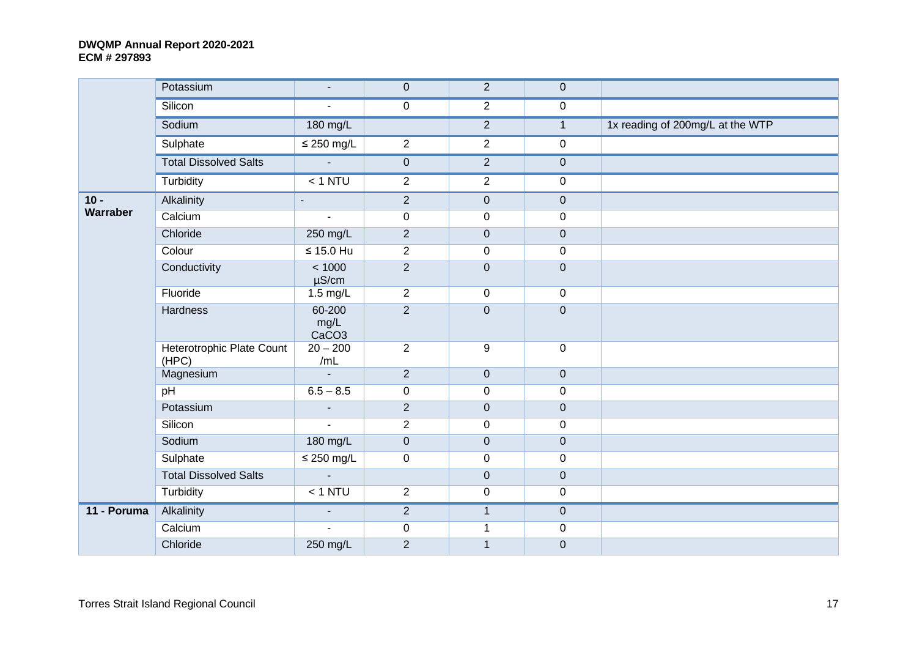| | Potassium | - | 0 | 2 | 0 | |
|---|---|---|---|---|---|---|
| | Silicon | - | 0 | 2 | 0 | |
| | Sodium | 180 mg/L | | 2 | 1 | 1x reading of 200mg/L at the WTP |
| | Sulphate | ≤ 250 mg/L | 2 | 2 | 0 | |
| | Total Dissolved Salts | - | 0 | 2 | 0 | |
| | Turbidity | < 1 NTU | 2 | 2 | 0 | |
| **10 - Warraber** | Alkalinity | - | 2 | 0 | 0 | |
| | Calcium | - | 0 | 0 | 0 | |
| | Chloride | 250 mg/L | 2 | 0 | 0 | |
| | Colour | ≤ 15.0 Hu | 2 | 0 | 0 | |
| | Conductivity | < 1000 µS/cm | 2 | 0 | 0 | |
| | Fluoride | 1.5 mg/L | 2 | 0 | 0 | |
| | Hardness | 60-200 mg/L $CaCO_3$ | 2 | 0 | 0 | |
| | Heterotrophic Plate Count (HPC) | 20 – 200 /mL | 2 | 9 | 0 | |
| | Magnesium | - | 2 | 0 | 0 | |
| | pH | 6.5 – 8.5 | 0 | 0 | 0 | |
| | Potassium | - | 2 | 0 | 0 | |
| | Silicon | - | 2 | 0 | 0 | |
| | Sodium | 180 mg/L | 0 | 0 | 0 | |
| | Sulphate | ≤ 250 mg/L | 0 | 0 | 0 | |
| | Total Dissolved Salts | - | | 0 | 0 | |
| | Turbidity | < 1 NTU | 2 | 0 | 0 | |
| **11 - Poruma** | Alkalinity | - | 2 | 1 | 0 | |
| | Calcium | - | 0 | 1 | 0 | |
| | Chloride | 250 mg/L | 2 | 1 | 0 | |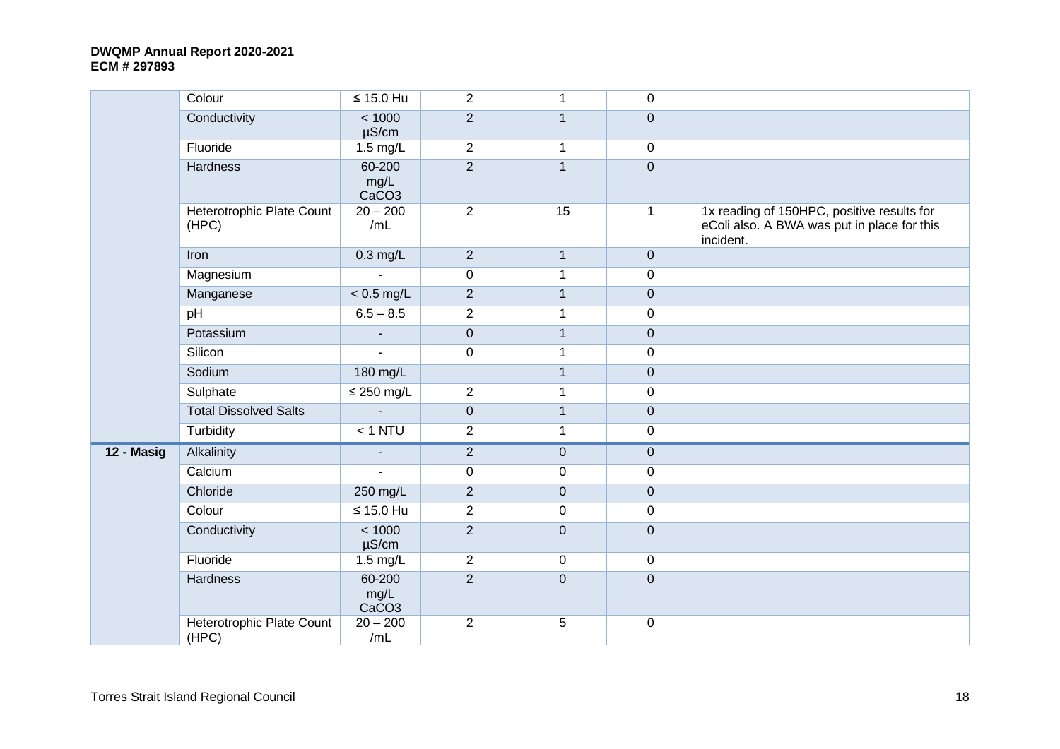| | Colour | ≤ 15.0 Hu | 2 | 1 | 0 | |
|---|---|---|---|---|---|---|
| | Conductivity | < 1000 µS/cm | 2 | 1 | 0 | |
| | Fluoride | 1.5 mg/L | 2 | 1 | 0 | |
| | Hardness | 60-200 mg/L $CaCO_3$ | 2 | 1 | 0 | |
| | Heterotrophic Plate Count (HPC) | 20 – 200 /mL | 2 | 15 | 1 | 1x reading of 150HPC, positive results for eColi also. A BWA was put in place for this incident. |
| | Iron | 0.3 mg/L | 2 | 1 | 0 | |
| | Magnesium | - | 0 | 1 | 0 | |
| | Manganese | < 0.5 mg/L | 2 | 1 | 0 | |
| | pH | 6.5 – 8.5 | 2 | 1 | 0 | |
| | Potassium | - | 0 | 1 | 0 | |
| | Silicon | - | 0 | 1 | 0 | |
| | Sodium | 180 mg/L | | 1 | 0 | |
| | Sulphate | ≤ 250 mg/L | 2 | 1 | 0 | |
| | Total Dissolved Salts | - | 0 | 1 | 0 | |
| | Turbidity | < 1 NTU | 2 | 1 | 0 | |
| **12 - Masig** | Alkalinity | - | 2 | 0 | 0 | |
| | Calcium | - | 0 | 0 | 0 | |
| | Chloride | 250 mg/L | 2 | 0 | 0 | |
| | Colour | ≤ 15.0 Hu | 2 | 0 | 0 | |
| | Conductivity | < 1000 µS/cm | 2 | 0 | 0 | |
| | Fluoride | 1.5 mg/L | 2 | 0 | 0 | |
| | Hardness | 60-200 mg/L $CaCO_3$ | 2 | 0 | 0 | |
| | Heterotrophic Plate Count (HPC) | 20 – 200 /mL | 2 | 5 | 0 | |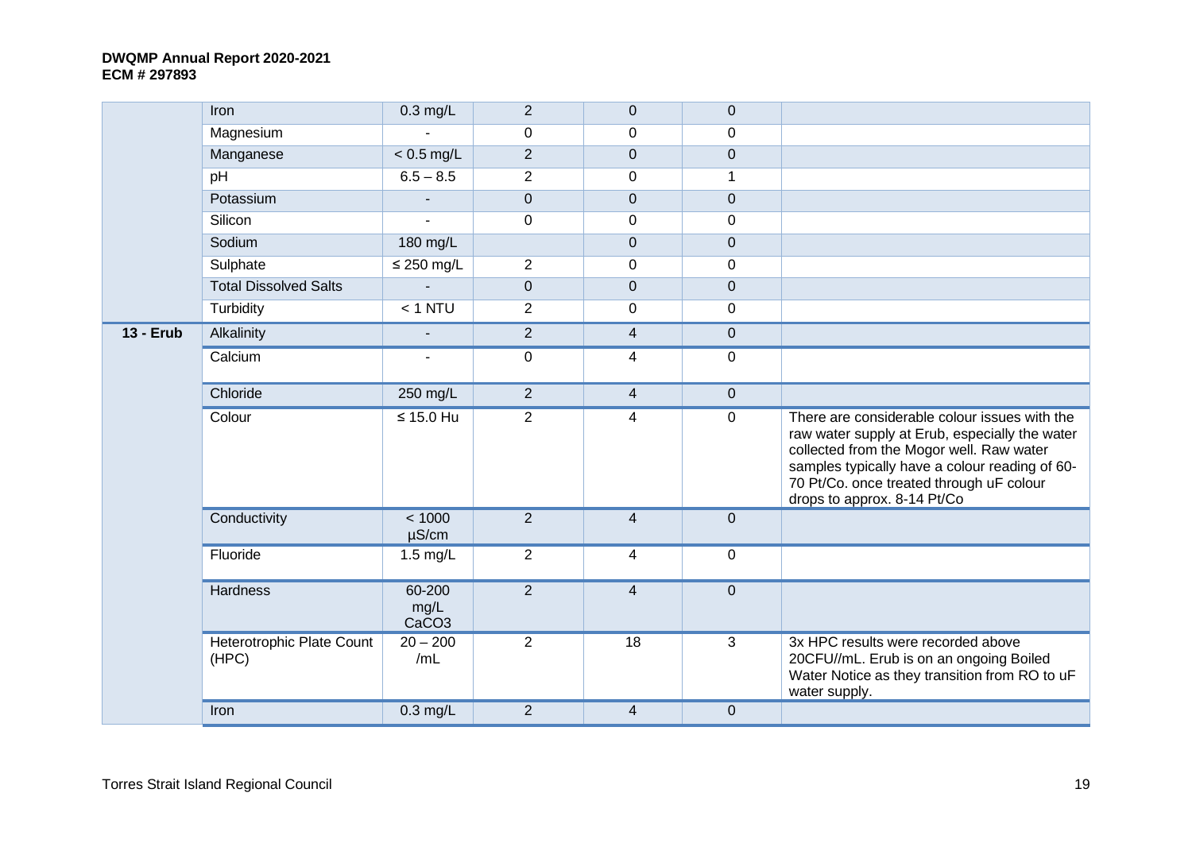| | Iron | 0.3 mg/L | 2 | 0 | 0 | |
|---|---|---|---|---|---|---|
| | Magnesium | - | 0 | 0 | 0 | |
| | Manganese | < 0.5 mg/L | 2 | 0 | 0 | |
| | pH | 6.5 – 8.5 | 2 | 0 | 1 | |
| | Potassium | - | 0 | 0 | 0 | |
| | Silicon | - | 0 | 0 | 0 | |
| | Sodium | 180 mg/L | | 0 | 0 | |
| | Sulphate | ≤ 250 mg/L | 2 | 0 | 0 | |
| | Total Dissolved Salts | - | 0 | 0 | 0 | |
| | Turbidity | < 1 NTU | 2 | 0 | 0 | |
| **13 - Erub** | Alkalinity | - | 2 | 4 | 0 | |
| | Calcium | - | 0 | 4 | 0 | |
| | Chloride | 250 mg/L | 2 | 4 | 0 | |
| | Colour | ≤ 15.0 Hu | 2 | 4 | 0 | There are considerable colour issues with the raw water supply at Erub, especially the water collected from the Mogor well. Raw water samples typically have a colour reading of 60-70 Pt/Co. once treated through uF colour drops to approx. 8-14 Pt/Co |
| | Conductivity | < 1000 µS/cm | 2 | 4 | 0 | |
| | Fluoride | 1.5 mg/L | 2 | 4 | 0 | |
| | Hardness | 60-200 mg/L $CaCO_3$ | 2 | 4 | 0 | |
| | Heterotrophic Plate Count (HPC) | 20 – 200 /mL | 2 | 18 | 3 | 3x HPC results were recorded above 20CFU//mL. Erub is on an ongoing Boiled Water Notice as they transition from RO to uF water supply. |
| | Iron | 0.3 mg/L | 2 | 4 | 0 | |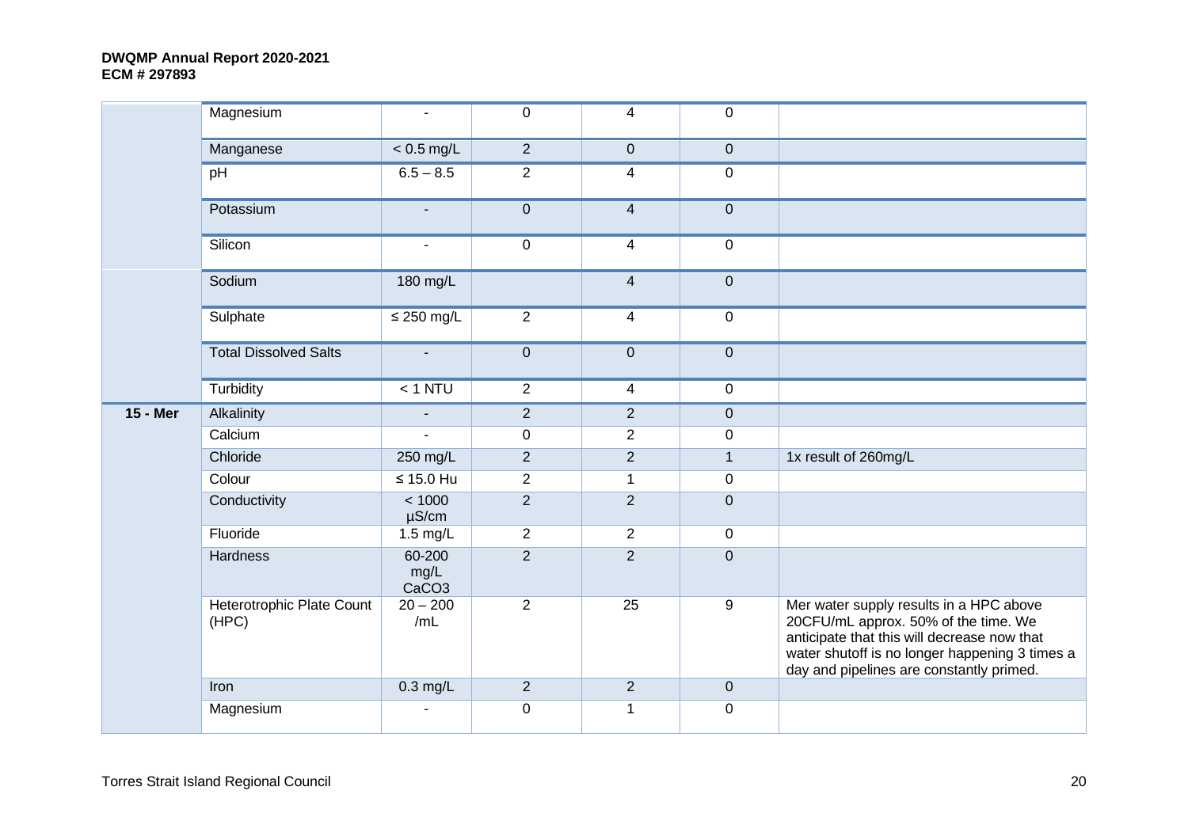| | Magnesium | - | 0 | 4 | 0 | |
|---|---|---|---|---|---|---|
| | Manganese | < 0.5 mg/L | 2 | 0 | 0 | |
| | pH | 6.5 – 8.5 | 2 | 4 | 0 | |
| | Potassium | - | 0 | 4 | 0 | |
| | Silicon | - | 0 | 4 | 0 | |
| | Sodium | 180 mg/L | | 4 | 0 | |
| | Sulphate | ≤ 250 mg/L | 2 | 4 | 0 | |
| | Total Dissolved Salts | - | 0 | 0 | 0 | |
| | Turbidity | < 1 NTU | 2 | 4 | 0 | |
| **15 - Mer** | Alkalinity | - | 2 | 2 | 0 | |
| | Calcium | - | 0 | 2 | 0 | |
| | Chloride | 250 mg/L | 2 | 2 | 1 | 1x result of 260mg/L |
| | Colour | ≤ 15.0 Hu | 2 | 1 | 0 | |
| | Conductivity | < 1000 µS/cm | 2 | 2 | 0 | |
| | Fluoride | 1.5 mg/L | 2 | 2 | 0 | |
| | Hardness | 60-200 mg/L $CaCO_3$ | 2 | 2 | 0 | |
| | Heterotrophic Plate Count (HPC) | 20 – 200 /mL | 2 | 25 | 9 | Mer water supply results in a HPC above 20CFU/mL approx. 50% of the time. We anticipate that this will decrease now that water shutoff is no longer happening 3 times a day and pipelines are constantly primed. |
| | Iron | 0.3 mg/L | 2 | 2 | 0 | |
| | Magnesium | - | 0 | 1 | 0 | |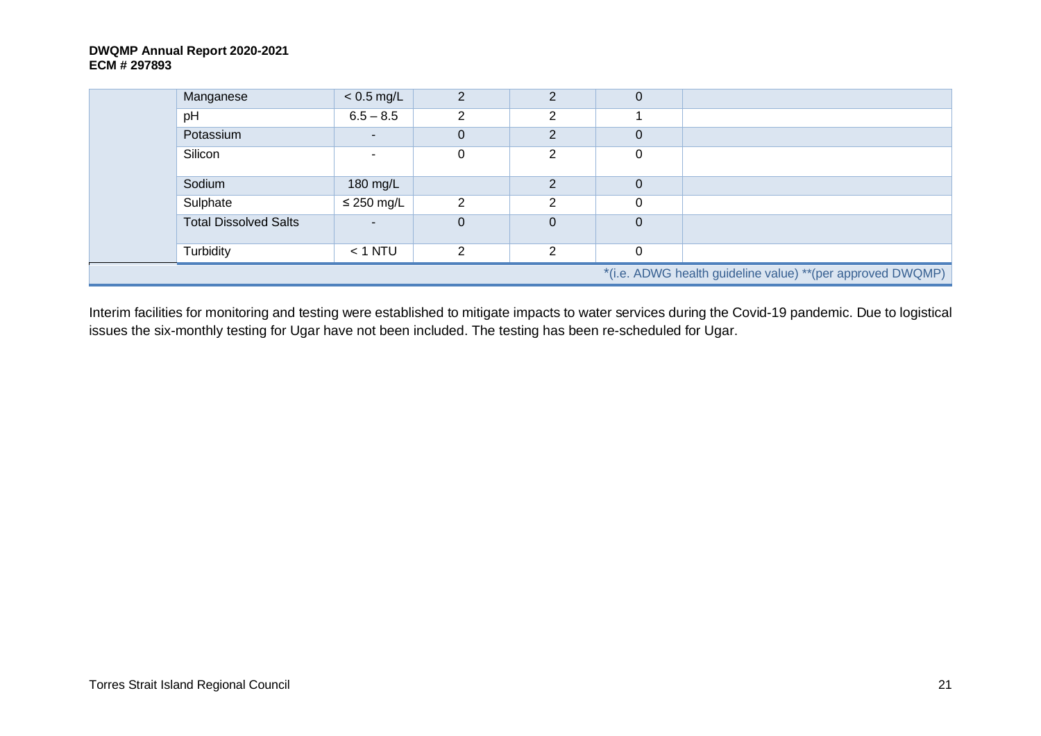| | Parameter | Guideline | | | | |
|---|---|---|---|---|---|---|
| | Manganese | < 0.5 mg/L | 2 | 2 | 0 | |
| | pH | 6.5 – 8.5 | 2 | 2 | 1 | |
| | Potassium | - | 0 | 2 | 0 | |
| | Silicon | - | 0 | 2 | 0 | |
| | Sodium | 180 mg/L | | 2 | 0 | |
| | Sulphate | ≤ 250 mg/L | 2 | 2 | 0 | |
| | Total Dissolved Salts | - | 0 | 0 | 0 | |
| | Turbidity | < 1 NTU | 2 | 2 | 0 | |

*(i.e. ADWG health guideline value) **(per approved DWQMP)

Interim facilities for monitoring and testing were established to mitigate impacts to water services during the Covid-19 pandemic. Due to logistical issues the six-monthly testing for Ugar have not been included. The testing has been re-scheduled for Ugar.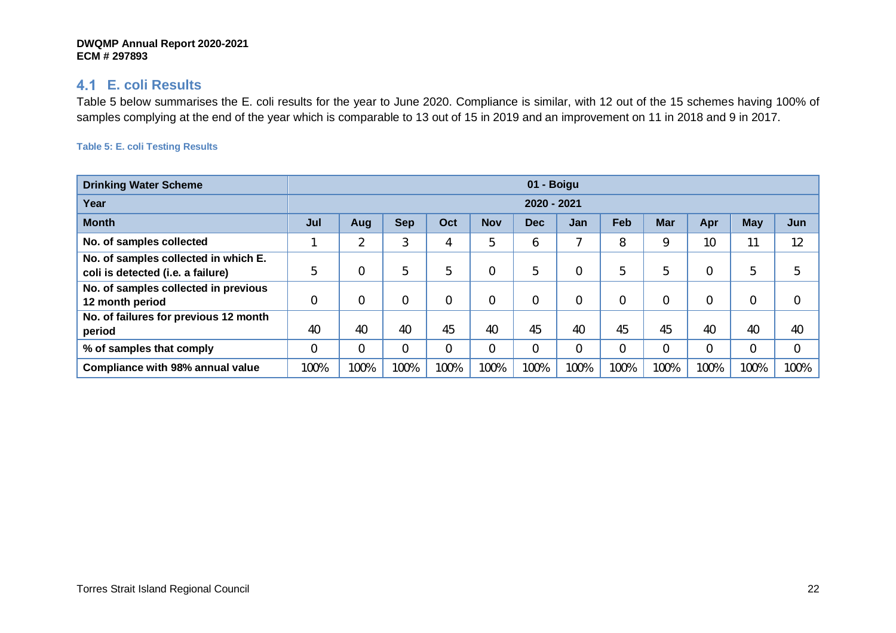## 4.1 E. coli Results

Table 5 below summarises the E. coli results for the year to June 2020. Compliance is similar, with 12 out of the 15 schemes having 100% of samples complying at the end of the year which is comparable to 13 out of 15 in 2019 and an improvement on 11 in 2018 and 9 in 2017.

**Table 5: E. coli Testing Results**

| **Drinking Water Scheme** | **01 - Boigu** | | | | | | | | | | | |
|---|---|---|---|---|---|---|---|---|---|---|---|---|
| **Year** | **2020 - 2021** | | | | | | | | | | | |
| **Month** | **Jul** | **Aug** | **Sep** | **Oct** | **Nov** | **Dec** | **Jan** | **Feb** | **Mar** | **Apr** | **May** | **Jun** |
| **No. of samples collected** | 1 | 2 | 3 | 4 | 5 | 6 | 7 | 8 | 9 | 10 | 11 | 12 |
| **No. of samples collected in which E. coli is detected (i.e. a failure)** | 5 | 0 | 5 | 5 | 0 | 5 | 0 | 5 | 5 | 0 | 5 | 5 |
| **No. of samples collected in previous 12 month period** | 0 | 0 | 0 | 0 | 0 | 0 | 0 | 0 | 0 | 0 | 0 | 0 |
| **No. of failures for previous 12 month period** | 40 | 40 | 40 | 45 | 40 | 45 | 40 | 45 | 45 | 40 | 40 | 40 |
| **% of samples that comply** | 0 | 0 | 0 | 0 | 0 | 0 | 0 | 0 | 0 | 0 | 0 | 0 |
| **Compliance with 98% annual value** | 100% | 100% | 100% | 100% | 100% | 100% | 100% | 100% | 100% | 100% | 100% | 100% |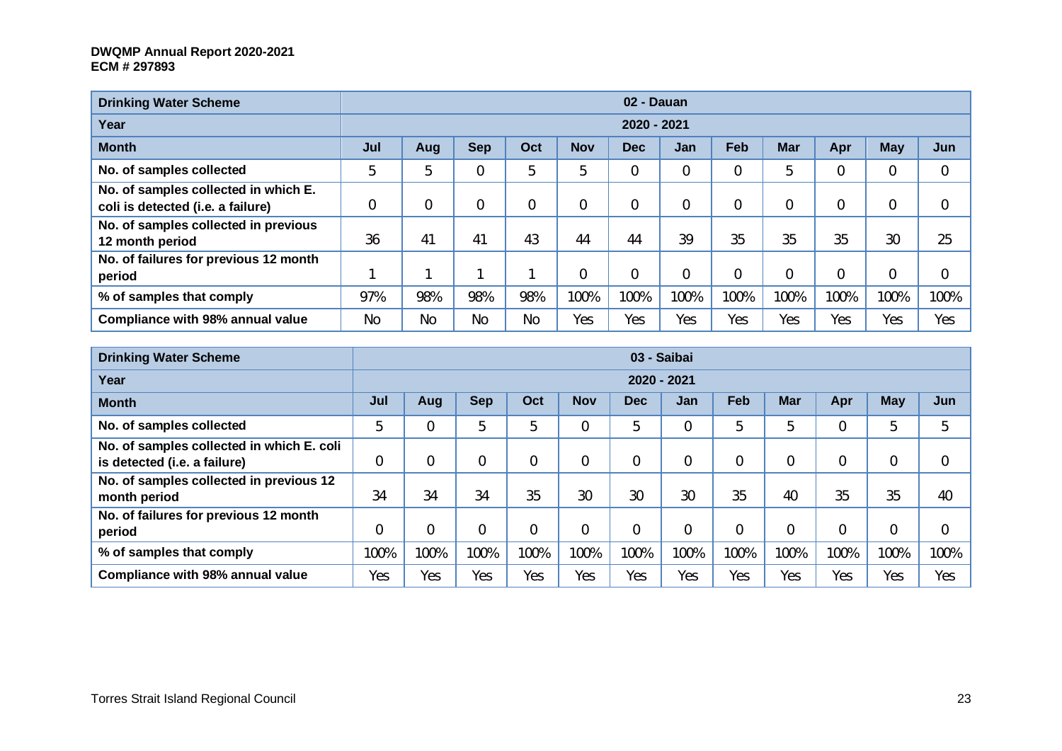| Drinking Water Scheme | 02 - Dauan | | | | | | | | | | | |
|---|---|---|---|---|---|---|---|---|---|---|---|---|
| Year | 2020 - 2021 | | | | | | | | | | | |
| Month | Jul | Aug | Sep | Oct | Nov | Dec | Jan | Feb | Mar | Apr | May | Jun |
| No. of samples collected | 5 | 5 | 0 | 5 | 5 | 0 | 0 | 0 | 5 | 0 | 0 | 0 |
| No. of samples collected in which E. coli is detected (i.e. a failure) | 0 | 0 | 0 | 0 | 0 | 0 | 0 | 0 | 0 | 0 | 0 | 0 |
| No. of samples collected in previous 12 month period | 36 | 41 | 41 | 43 | 44 | 44 | 39 | 35 | 35 | 35 | 30 | 25 |
| No. of failures for previous 12 month period | 1 | 1 | 1 | 1 | 0 | 0 | 0 | 0 | 0 | 0 | 0 | 0 |
| % of samples that comply | 97% | 98% | 98% | 98% | 100% | 100% | 100% | 100% | 100% | 100% | 100% | 100% |
| Compliance with 98% annual value | No | No | No | No | Yes | Yes | Yes | Yes | Yes | Yes | Yes | Yes |

| Drinking Water Scheme | 03 - Saibai | | | | | | | | | | | |
|---|---|---|---|---|---|---|---|---|---|---|---|---|
| Year | 2020 - 2021 | | | | | | | | | | | |
| Month | Jul | Aug | Sep | Oct | Nov | Dec | Jan | Feb | Mar | Apr | May | Jun |
| No. of samples collected | 5 | 0 | 5 | 5 | 0 | 5 | 0 | 5 | 5 | 0 | 5 | 5 |
| No. of samples collected in which E. coli is detected (i.e. a failure) | 0 | 0 | 0 | 0 | 0 | 0 | 0 | 0 | 0 | 0 | 0 | 0 |
| No. of samples collected in previous 12 month period | 34 | 34 | 34 | 35 | 30 | 30 | 30 | 35 | 40 | 35 | 35 | 40 |
| No. of failures for previous 12 month period | 0 | 0 | 0 | 0 | 0 | 0 | 0 | 0 | 0 | 0 | 0 | 0 |
| % of samples that comply | 100% | 100% | 100% | 100% | 100% | 100% | 100% | 100% | 100% | 100% | 100% | 100% |
| Compliance with 98% annual value | Yes | Yes | Yes | Yes | Yes | Yes | Yes | Yes | Yes | Yes | Yes | Yes |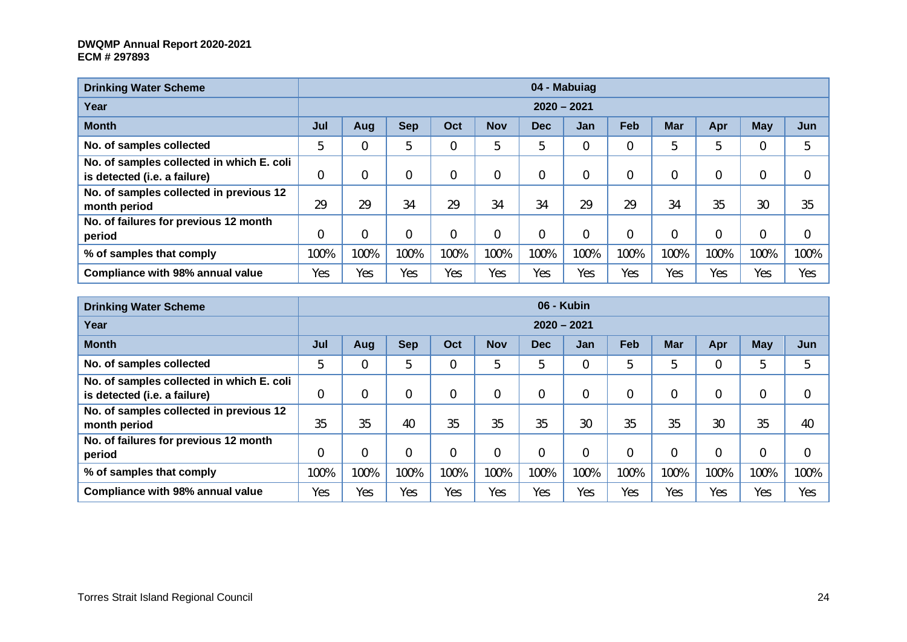| Drinking Water Scheme | 04 - Mabuiag | | | | | | | | | | | |
|---|---|---|---|---|---|---|---|---|---|---|---|---|
| Year | 2020 – 2021 | | | | | | | | | | | |
| Month | Jul | Aug | Sep | Oct | Nov | Dec | Jan | Feb | Mar | Apr | May | Jun |
| No. of samples collected | 5 | 0 | 5 | 0 | 5 | 5 | 0 | 0 | 5 | 5 | 0 | 5 |
| No. of samples collected in which E. coli is detected (i.e. a failure) | 0 | 0 | 0 | 0 | 0 | 0 | 0 | 0 | 0 | 0 | 0 | 0 |
| No. of samples collected in previous 12 month period | 29 | 29 | 34 | 29 | 34 | 34 | 29 | 29 | 34 | 35 | 30 | 35 |
| No. of failures for previous 12 month period | 0 | 0 | 0 | 0 | 0 | 0 | 0 | 0 | 0 | 0 | 0 | 0 |
| % of samples that comply | 100% | 100% | 100% | 100% | 100% | 100% | 100% | 100% | 100% | 100% | 100% | 100% |
| Compliance with 98% annual value | Yes | Yes | Yes | Yes | Yes | Yes | Yes | Yes | Yes | Yes | Yes | Yes |

| Drinking Water Scheme | 06 - Kubin | | | | | | | | | | | |
|---|---|---|---|---|---|---|---|---|---|---|---|---|
| Year | 2020 – 2021 | | | | | | | | | | | |
| Month | Jul | Aug | Sep | Oct | Nov | Dec | Jan | Feb | Mar | Apr | May | Jun |
| No. of samples collected | 5 | 0 | 5 | 0 | 5 | 5 | 0 | 5 | 5 | 0 | 5 | 5 |
| No. of samples collected in which E. coli is detected (i.e. a failure) | 0 | 0 | 0 | 0 | 0 | 0 | 0 | 0 | 0 | 0 | 0 | 0 |
| No. of samples collected in previous 12 month period | 35 | 35 | 40 | 35 | 35 | 35 | 30 | 35 | 35 | 30 | 35 | 40 |
| No. of failures for previous 12 month period | 0 | 0 | 0 | 0 | 0 | 0 | 0 | 0 | 0 | 0 | 0 | 0 |
| % of samples that comply | 100% | 100% | 100% | 100% | 100% | 100% | 100% | 100% | 100% | 100% | 100% | 100% |
| Compliance with 98% annual value | Yes | Yes | Yes | Yes | Yes | Yes | Yes | Yes | Yes | Yes | Yes | Yes |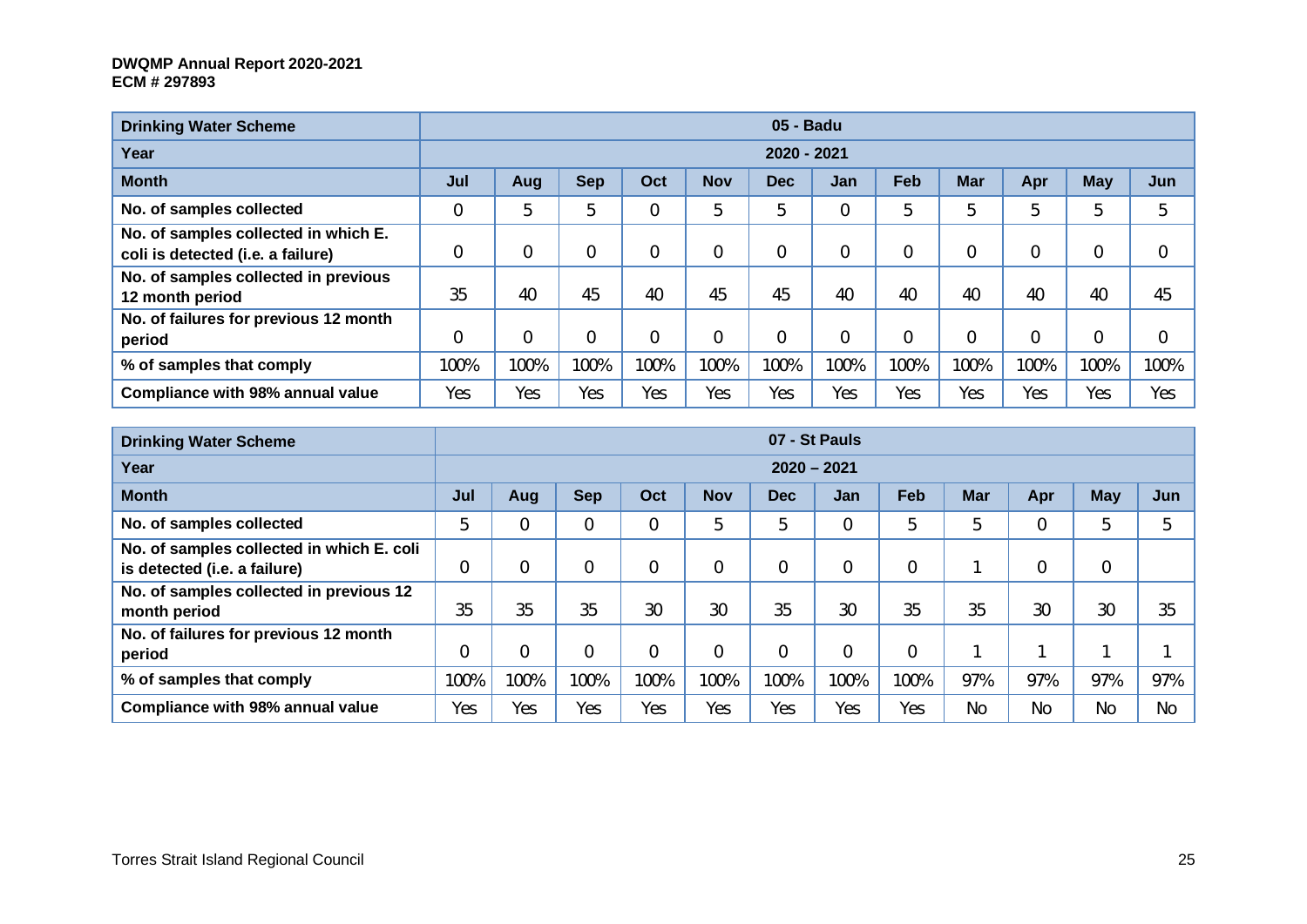| Drinking Water Scheme | 05 - Badu | | | | | | | | | | | |
|---|---|---|---|---|---|---|---|---|---|---|---|---|
| Year | 2020 - 2021 | | | | | | | | | | | |
| Month | Jul | Aug | Sep | Oct | Nov | Dec | Jan | Feb | Mar | Apr | May | Jun |
| No. of samples collected | 0 | 5 | 5 | 0 | 5 | 5 | 0 | 5 | 5 | 5 | 5 | 5 |
| No. of samples collected in which E. coli is detected (i.e. a failure) | 0 | 0 | 0 | 0 | 0 | 0 | 0 | 0 | 0 | 0 | 0 | 0 |
| No. of samples collected in previous 12 month period | 35 | 40 | 45 | 40 | 45 | 45 | 40 | 40 | 40 | 40 | 40 | 45 |
| No. of failures for previous 12 month period | 0 | 0 | 0 | 0 | 0 | 0 | 0 | 0 | 0 | 0 | 0 | 0 |
| % of samples that comply | 100% | 100% | 100% | 100% | 100% | 100% | 100% | 100% | 100% | 100% | 100% | 100% |
| Compliance with 98% annual value | Yes | Yes | Yes | Yes | Yes | Yes | Yes | Yes | Yes | Yes | Yes | Yes |

| Drinking Water Scheme | 07 - St Pauls | | | | | | | | | | | |
|---|---|---|---|---|---|---|---|---|---|---|---|---|
| Year | 2020 – 2021 | | | | | | | | | | | |
| Month | Jul | Aug | Sep | Oct | Nov | Dec | Jan | Feb | Mar | Apr | May | Jun |
| No. of samples collected | 5 | 0 | 0 | 0 | 5 | 5 | 0 | 5 | 5 | 0 | 5 | 5 |
| No. of samples collected in which E. coli is detected (i.e. a failure) | 0 | 0 | 0 | 0 | 0 | 0 | 0 | 0 | 1 | 0 | 0 | |
| No. of samples collected in previous 12 month period | 35 | 35 | 35 | 30 | 30 | 35 | 30 | 35 | 35 | 30 | 30 | 35 |
| No. of failures for previous 12 month period | 0 | 0 | 0 | 0 | 0 | 0 | 0 | 0 | 1 | 1 | 1 | 1 |
| % of samples that comply | 100% | 100% | 100% | 100% | 100% | 100% | 100% | 100% | 97% | 97% | 97% | 97% |
| Compliance with 98% annual value | Yes | Yes | Yes | Yes | Yes | Yes | Yes | Yes | No | No | No | No |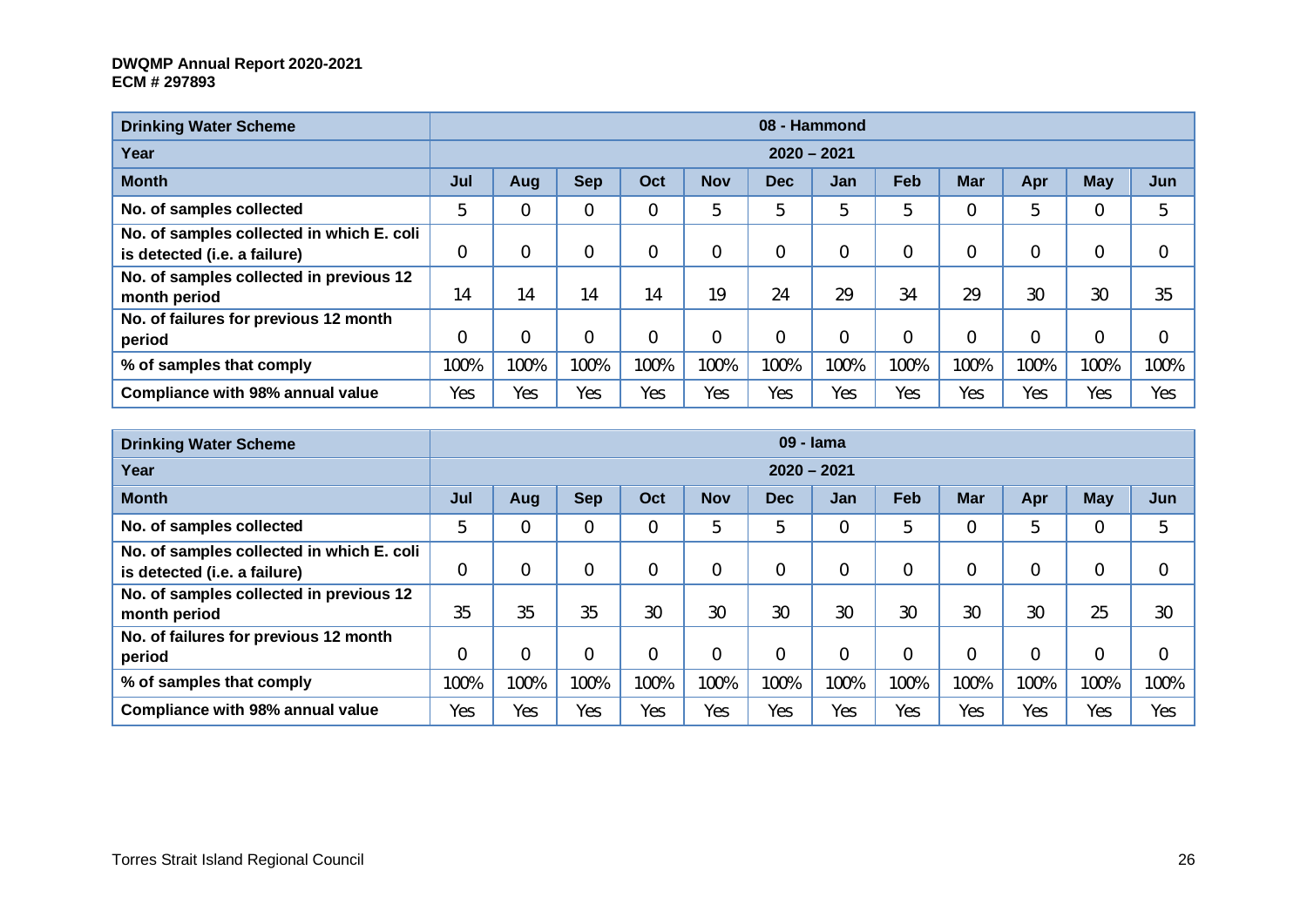| Drinking Water Scheme | 08 - Hammond | | | | | | | | | | | |
|---|---|---|---|---|---|---|---|---|---|---|---|---|
| Year | 2020 – 2021 | | | | | | | | | | | |
| Month | Jul | Aug | Sep | Oct | Nov | Dec | Jan | Feb | Mar | Apr | May | Jun |
| No. of samples collected | 5 | 0 | 0 | 0 | 5 | 5 | 5 | 5 | 0 | 5 | 0 | 5 |
| No. of samples collected in which E. coli is detected (i.e. a failure) | 0 | 0 | 0 | 0 | 0 | 0 | 0 | 0 | 0 | 0 | 0 | 0 |
| No. of samples collected in previous 12 month period | 14 | 14 | 14 | 14 | 19 | 24 | 29 | 34 | 29 | 30 | 30 | 35 |
| No. of failures for previous 12 month period | 0 | 0 | 0 | 0 | 0 | 0 | 0 | 0 | 0 | 0 | 0 | 0 |
| % of samples that comply | 100% | 100% | 100% | 100% | 100% | 100% | 100% | 100% | 100% | 100% | 100% | 100% |
| Compliance with 98% annual value | Yes | Yes | Yes | Yes | Yes | Yes | Yes | Yes | Yes | Yes | Yes | Yes |

| Drinking Water Scheme | 09 - Iama | | | | | | | | | | | |
|---|---|---|---|---|---|---|---|---|---|---|---|---|
| Year | 2020 – 2021 | | | | | | | | | | | |
| Month | Jul | Aug | Sep | Oct | Nov | Dec | Jan | Feb | Mar | Apr | May | Jun |
| No. of samples collected | 5 | 0 | 0 | 0 | 5 | 5 | 0 | 5 | 0 | 5 | 0 | 5 |
| No. of samples collected in which E. coli is detected (i.e. a failure) | 0 | 0 | 0 | 0 | 0 | 0 | 0 | 0 | 0 | 0 | 0 | 0 |
| No. of samples collected in previous 12 month period | 35 | 35 | 35 | 30 | 30 | 30 | 30 | 30 | 30 | 30 | 25 | 30 |
| No. of failures for previous 12 month period | 0 | 0 | 0 | 0 | 0 | 0 | 0 | 0 | 0 | 0 | 0 | 0 |
| % of samples that comply | 100% | 100% | 100% | 100% | 100% | 100% | 100% | 100% | 100% | 100% | 100% | 100% |
| Compliance with 98% annual value | Yes | Yes | Yes | Yes | Yes | Yes | Yes | Yes | Yes | Yes | Yes | Yes |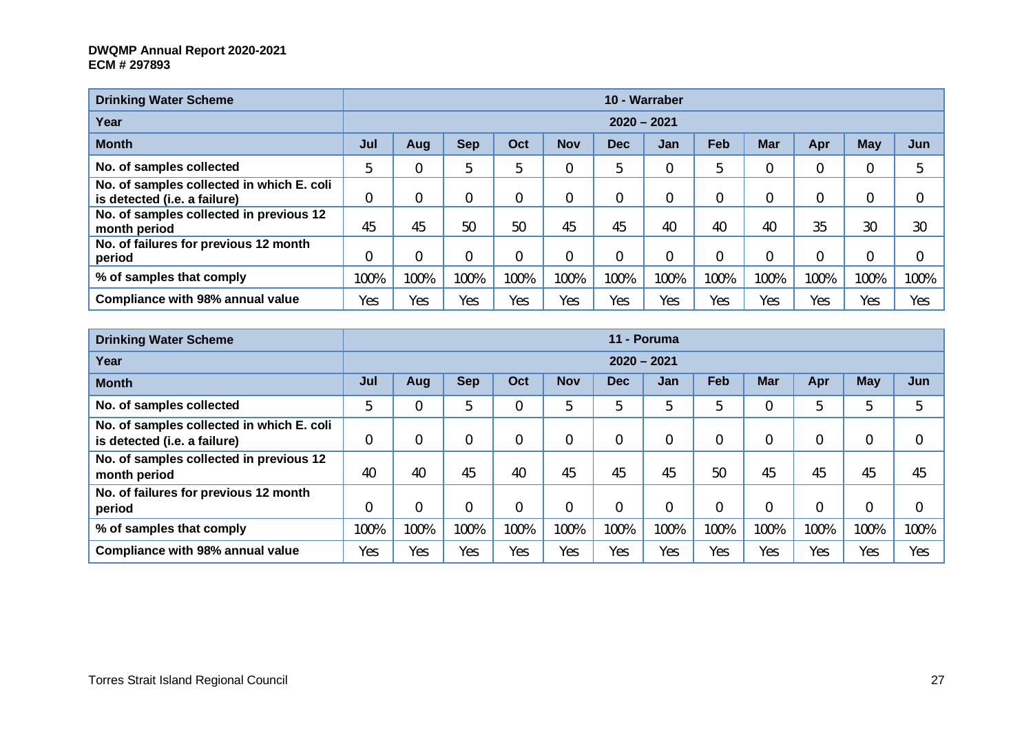| Drinking Water Scheme | 10 - Warraber | | | | | | | | | | | |
|---|---|---|---|---|---|---|---|---|---|---|---|---|
| Year | 2020 – 2021 | | | | | | | | | | | |
| Month | Jul | Aug | Sep | Oct | Nov | Dec | Jan | Feb | Mar | Apr | May | Jun |
| No. of samples collected | 5 | 0 | 5 | 5 | 0 | 5 | 0 | 5 | 0 | 0 | 0 | 5 |
| No. of samples collected in which E. coli is detected (i.e. a failure) | 0 | 0 | 0 | 0 | 0 | 0 | 0 | 0 | 0 | 0 | 0 | 0 |
| No. of samples collected in previous 12 month period | 45 | 45 | 50 | 50 | 45 | 45 | 40 | 40 | 40 | 35 | 30 | 30 |
| No. of failures for previous 12 month period | 0 | 0 | 0 | 0 | 0 | 0 | 0 | 0 | 0 | 0 | 0 | 0 |
| % of samples that comply | 100% | 100% | 100% | 100% | 100% | 100% | 100% | 100% | 100% | 100% | 100% | 100% |
| Compliance with 98% annual value | Yes | Yes | Yes | Yes | Yes | Yes | Yes | Yes | Yes | Yes | Yes | Yes |

| Drinking Water Scheme | 11 - Poruma | | | | | | | | | | | |
|---|---|---|---|---|---|---|---|---|---|---|---|---|
| Year | 2020 – 2021 | | | | | | | | | | | |
| Month | Jul | Aug | Sep | Oct | Nov | Dec | Jan | Feb | Mar | Apr | May | Jun |
| No. of samples collected | 5 | 0 | 5 | 0 | 5 | 5 | 5 | 5 | 0 | 5 | 5 | 5 |
| No. of samples collected in which E. coli is detected (i.e. a failure) | 0 | 0 | 0 | 0 | 0 | 0 | 0 | 0 | 0 | 0 | 0 | 0 |
| No. of samples collected in previous 12 month period | 40 | 40 | 45 | 40 | 45 | 45 | 45 | 50 | 45 | 45 | 45 | 45 |
| No. of failures for previous 12 month period | 0 | 0 | 0 | 0 | 0 | 0 | 0 | 0 | 0 | 0 | 0 | 0 |
| % of samples that comply | 100% | 100% | 100% | 100% | 100% | 100% | 100% | 100% | 100% | 100% | 100% | 100% |
| Compliance with 98% annual value | Yes | Yes | Yes | Yes | Yes | Yes | Yes | Yes | Yes | Yes | Yes | Yes |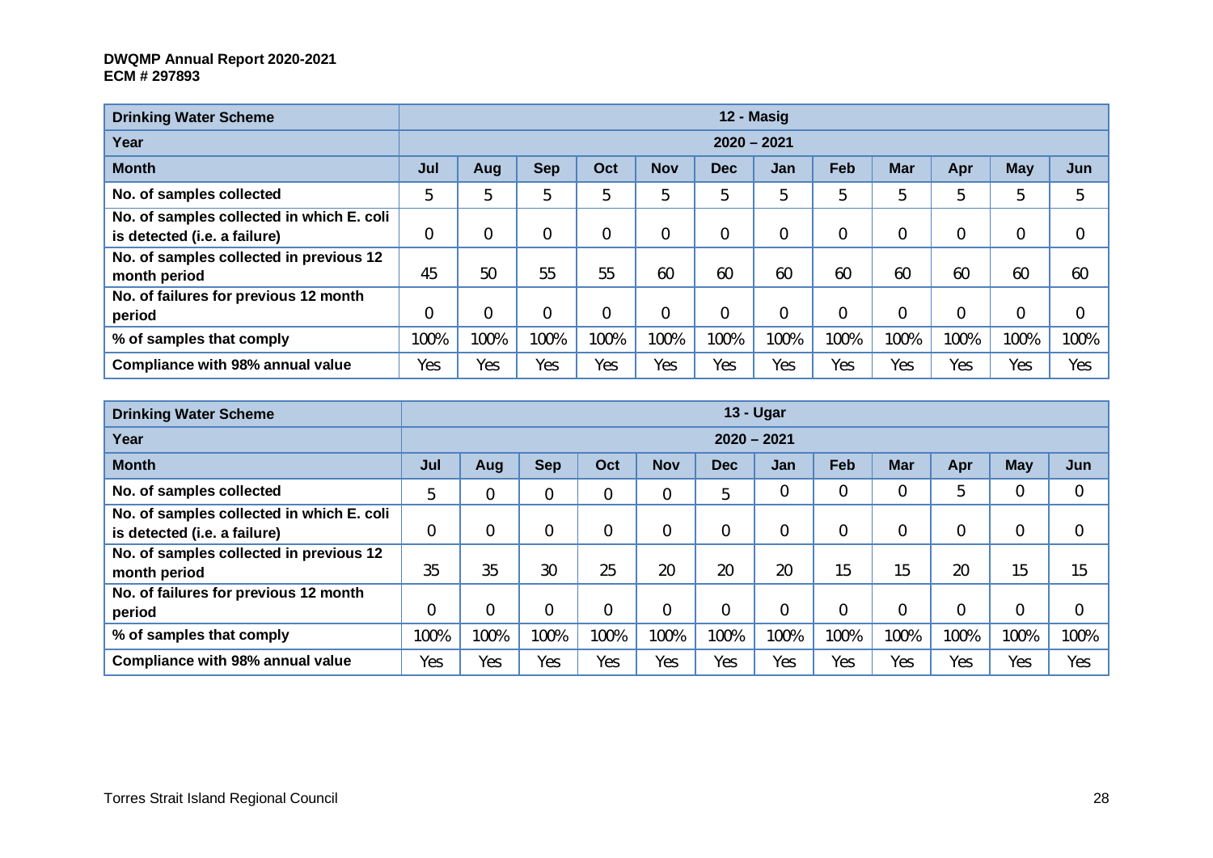| Drinking Water Scheme | 12 - Masig | | | | | | | | | | | |
|---|---|---|---|---|---|---|---|---|---|---|---|---|
| Year | 2020 – 2021 | | | | | | | | | | | |
| Month | Jul | Aug | Sep | Oct | Nov | Dec | Jan | Feb | Mar | Apr | May | Jun |
| No. of samples collected | 5 | 5 | 5 | 5 | 5 | 5 | 5 | 5 | 5 | 5 | 5 | 5 |
| No. of samples collected in which E. coli is detected (i.e. a failure) | 0 | 0 | 0 | 0 | 0 | 0 | 0 | 0 | 0 | 0 | 0 | 0 |
| No. of samples collected in previous 12 month period | 45 | 50 | 55 | 55 | 60 | 60 | 60 | 60 | 60 | 60 | 60 | 60 |
| No. of failures for previous 12 month period | 0 | 0 | 0 | 0 | 0 | 0 | 0 | 0 | 0 | 0 | 0 | 0 |
| % of samples that comply | 100% | 100% | 100% | 100% | 100% | 100% | 100% | 100% | 100% | 100% | 100% | 100% |
| Compliance with 98% annual value | Yes | Yes | Yes | Yes | Yes | Yes | Yes | Yes | Yes | Yes | Yes | Yes |

| Drinking Water Scheme | 13 - Ugar | | | | | | | | | | | |
|---|---|---|---|---|---|---|---|---|---|---|---|---|
| Year | 2020 – 2021 | | | | | | | | | | | |
| Month | Jul | Aug | Sep | Oct | Nov | Dec | Jan | Feb | Mar | Apr | May | Jun |
| No. of samples collected | 5 | 0 | 0 | 0 | 0 | 5 | 0 | 0 | 0 | 5 | 0 | 0 |
| No. of samples collected in which E. coli is detected (i.e. a failure) | 0 | 0 | 0 | 0 | 0 | 0 | 0 | 0 | 0 | 0 | 0 | 0 |
| No. of samples collected in previous 12 month period | 35 | 35 | 30 | 25 | 20 | 20 | 20 | 15 | 15 | 20 | 15 | 15 |
| No. of failures for previous 12 month period | 0 | 0 | 0 | 0 | 0 | 0 | 0 | 0 | 0 | 0 | 0 | 0 |
| % of samples that comply | 100% | 100% | 100% | 100% | 100% | 100% | 100% | 100% | 100% | 100% | 100% | 100% |
| Compliance with 98% annual value | Yes | Yes | Yes | Yes | Yes | Yes | Yes | Yes | Yes | Yes | Yes | Yes |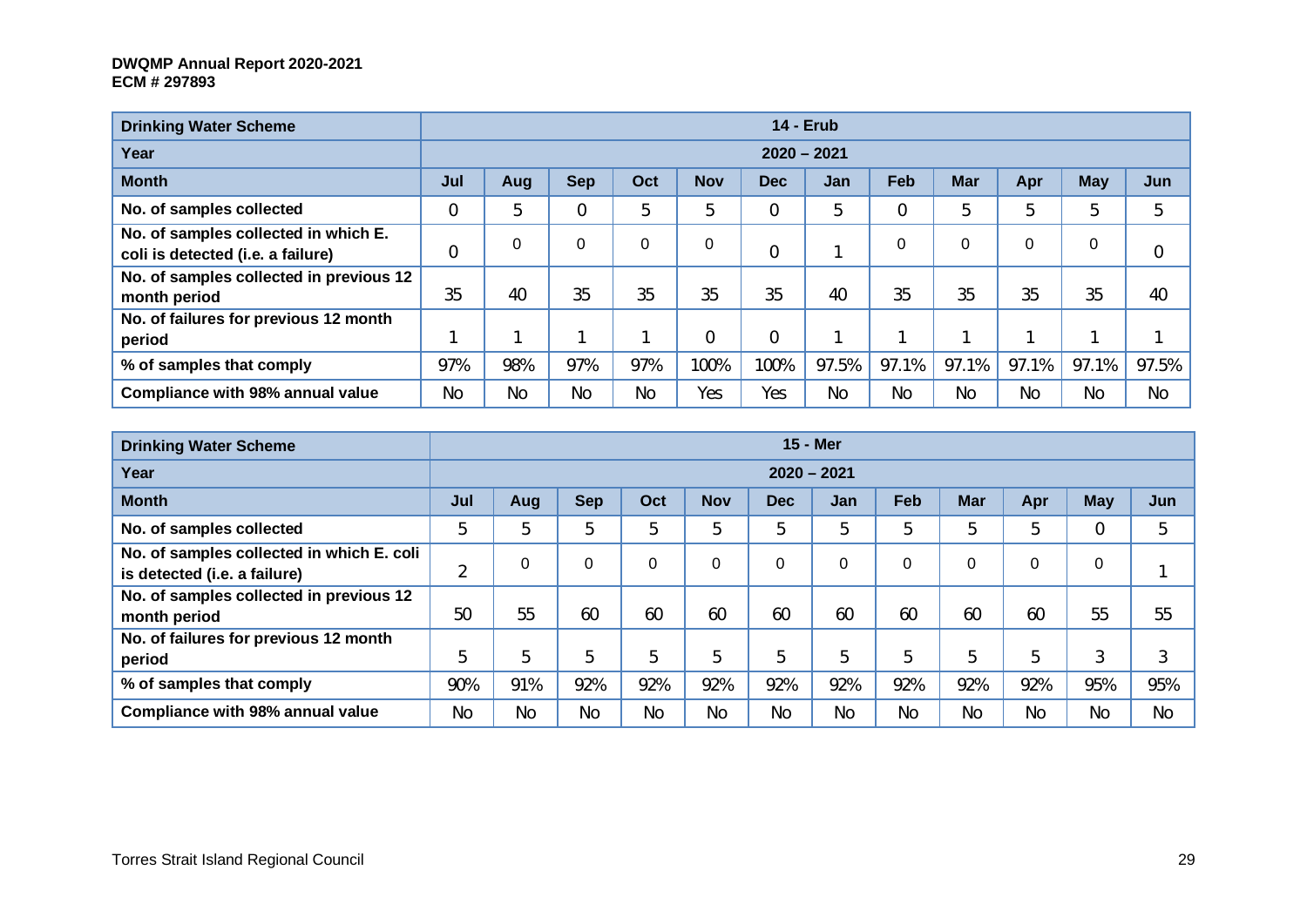| Drinking Water Scheme | 14 - Erub | | | | | | | | | | | |
|---|---|---|---|---|---|---|---|---|---|---|---|---|
| Year | 2020 – 2021 | | | | | | | | | | | |
| Month | Jul | Aug | Sep | Oct | Nov | Dec | Jan | Feb | Mar | Apr | May | Jun |
| No. of samples collected | 0 | 5 | 0 | 5 | 5 | 0 | 5 | 0 | 5 | 5 | 5 | 5 |
| No. of samples collected in which E. coli is detected (i.e. a failure) | 0 | 0 | 0 | 0 | 0 | 0 | 1 | 0 | 0 | 0 | 0 | 0 |
| No. of samples collected in previous 12 month period | 35 | 40 | 35 | 35 | 35 | 35 | 40 | 35 | 35 | 35 | 35 | 40 |
| No. of failures for previous 12 month period | 1 | 1 | 1 | 1 | 0 | 0 | 1 | 1 | 1 | 1 | 1 | 1 |
| % of samples that comply | 97% | 98% | 97% | 97% | 100% | 100% | 97.5% | 97.1% | 97.1% | 97.1% | 97.1% | 97.5% |
| Compliance with 98% annual value | No | No | No | No | Yes | Yes | No | No | No | No | No | No |

| Drinking Water Scheme | 15 - Mer | | | | | | | | | | | |
|---|---|---|---|---|---|---|---|---|---|---|---|---|
| Year | 2020 – 2021 | | | | | | | | | | | |
| Month | Jul | Aug | Sep | Oct | Nov | Dec | Jan | Feb | Mar | Apr | May | Jun |
| No. of samples collected | 5 | 5 | 5 | 5 | 5 | 5 | 5 | 5 | 5 | 5 | 0 | 5 |
| No. of samples collected in which E. coli is detected (i.e. a failure) | 2 | 0 | 0 | 0 | 0 | 0 | 0 | 0 | 0 | 0 | 0 | 1 |
| No. of samples collected in previous 12 month period | 50 | 55 | 60 | 60 | 60 | 60 | 60 | 60 | 60 | 60 | 55 | 55 |
| No. of failures for previous 12 month period | 5 | 5 | 5 | 5 | 5 | 5 | 5 | 5 | 5 | 5 | 3 | 3 |
| % of samples that comply | 90% | 91% | 92% | 92% | 92% | 92% | 92% | 92% | 92% | 92% | 95% | 95% |
| Compliance with 98% annual value | No | No | No | No | No | No | No | No | No | No | No | No |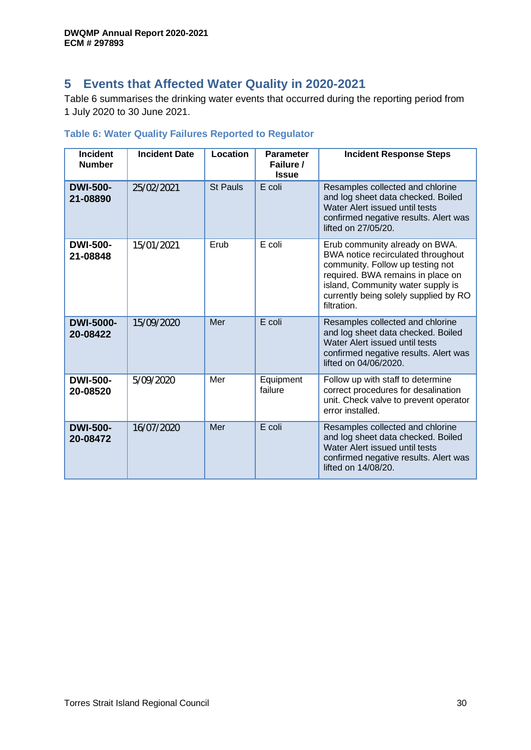## 5 Events that Affected Water Quality in 2020-2021

Table 6 summarises the drinking water events that occurred during the reporting period from 1 July 2020 to 30 June 2021.

**Table 6: Water Quality Failures Reported to Regulator**

| Incident Number | Incident Date | Location | Parameter Failure / Issue | Incident Response Steps |
|---|---|---|---|---|
| **DWI-500-21-08890** | 25/02/2021 | St Pauls | E coli | Resamples collected and chlorine and log sheet data checked. Boiled Water Alert issued until tests confirmed negative results. Alert was lifted on 27/05/20. |
| **DWI-500-21-08848** | 15/01/2021 | Erub | E coli | Erub community already on BWA. BWA notice recirculated throughout community. Follow up testing not required. BWA remains in place on island, Community water supply is currently being solely supplied by RO filtration. |
| **DWI-5000-20-08422** | 15/09/2020 | Mer | E coli | Resamples collected and chlorine and log sheet data checked. Boiled Water Alert issued until tests confirmed negative results. Alert was lifted on 04/06/2020. |
| **DWI-500-20-08520** | 5/09/2020 | Mer | Equipment failure | Follow up with staff to determine correct procedures for desalination unit. Check valve to prevent operator error installed. |
| **DWI-500-20-08472** | 16/07/2020 | Mer | E coli | Resamples collected and chlorine and log sheet data checked. Boiled Water Alert issued until tests confirmed negative results. Alert was lifted on 14/08/20. |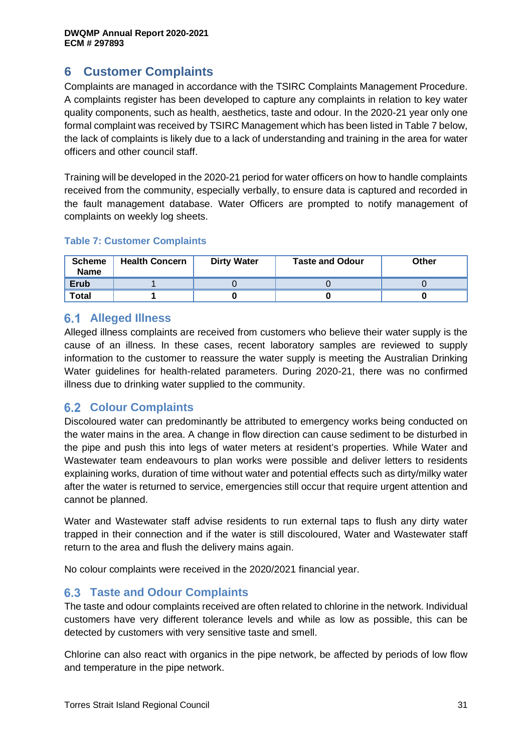# 6 Customer Complaints

Complaints are managed in accordance with the TSIRC Complaints Management Procedure. A complaints register has been developed to capture any complaints in relation to key water quality components, such as health, aesthetics, taste and odour. In the 2020-21 year only one formal complaint was received by TSIRC Management which has been listed in Table 7 below, the lack of complaints is likely due to a lack of understanding and training in the area for water officers and other council staff.

Training will be developed in the 2020-21 period for water officers on how to handle complaints received from the community, especially verbally, to ensure data is captured and recorded in the fault management database. Water Officers are prompted to notify management of complaints on weekly log sheets.

**Table 7: Customer Complaints**

| Scheme Name | Health Concern | Dirty Water | Taste and Odour | Other |
|---|---|---|---|---|
| **Erub** | 1 | 0 | 0 | 0 |
| **Total** | **1** | **0** | **0** | **0** |

## 6.1 Alleged Illness

Alleged illness complaints are received from customers who believe their water supply is the cause of an illness. In these cases, recent laboratory samples are reviewed to supply information to the customer to reassure the water supply is meeting the Australian Drinking Water guidelines for health-related parameters. During 2020-21, there was no confirmed illness due to drinking water supplied to the community.

## 6.2 Colour Complaints

Discoloured water can predominantly be attributed to emergency works being conducted on the water mains in the area. A change in flow direction can cause sediment to be disturbed in the pipe and push this into legs of water meters at resident's properties. While Water and Wastewater team endeavours to plan works were possible and deliver letters to residents explaining works, duration of time without water and potential effects such as dirty/milky water after the water is returned to service, emergencies still occur that require urgent attention and cannot be planned.

Water and Wastewater staff advise residents to run external taps to flush any dirty water trapped in their connection and if the water is still discoloured, Water and Wastewater staff return to the area and flush the delivery mains again.

No colour complaints were received in the 2020/2021 financial year.

## 6.3 Taste and Odour Complaints

The taste and odour complaints received are often related to chlorine in the network. Individual customers have very different tolerance levels and while as low as possible, this can be detected by customers with very sensitive taste and smell.

Chlorine can also react with organics in the pipe network, be affected by periods of low flow and temperature in the pipe network.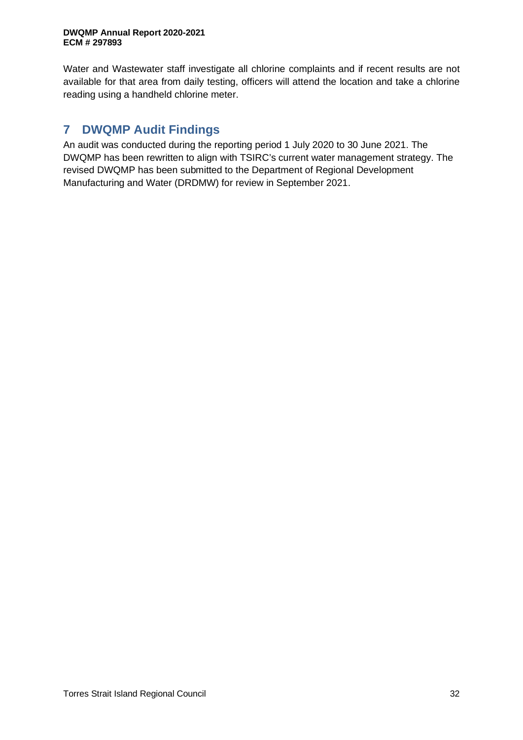Water and Wastewater staff investigate all chlorine complaints and if recent results are not available for that area from daily testing, officers will attend the location and take a chlorine reading using a handheld chlorine meter.

# 7 DWQMP Audit Findings

An audit was conducted during the reporting period 1 July 2020 to 30 June 2021. The DWQMP has been rewritten to align with TSIRC's current water management strategy. The revised DWQMP has been submitted to the Department of Regional Development Manufacturing and Water (DRDMW) for review in September 2021.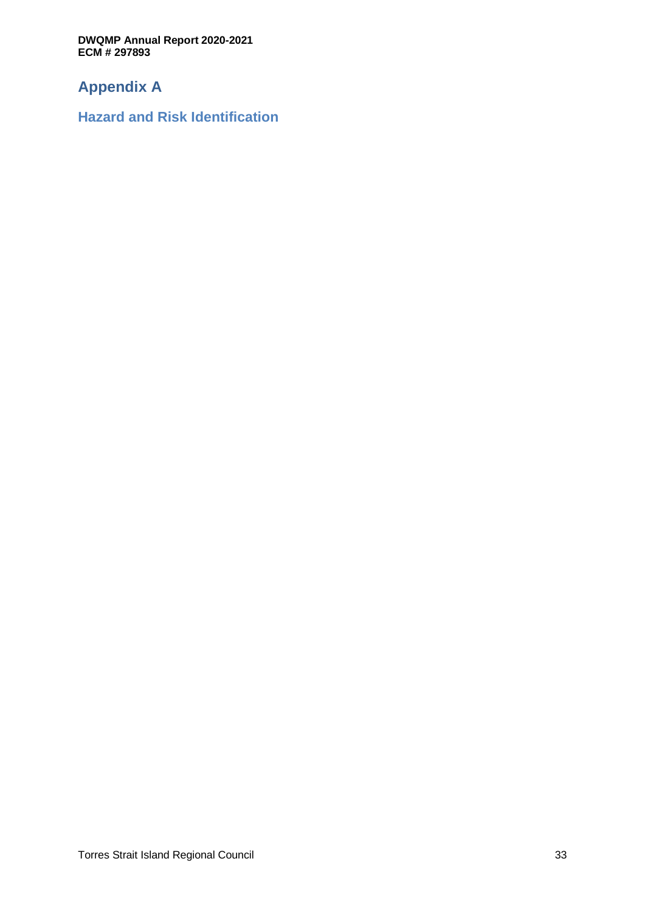# Appendix A

## Hazard and Risk Identification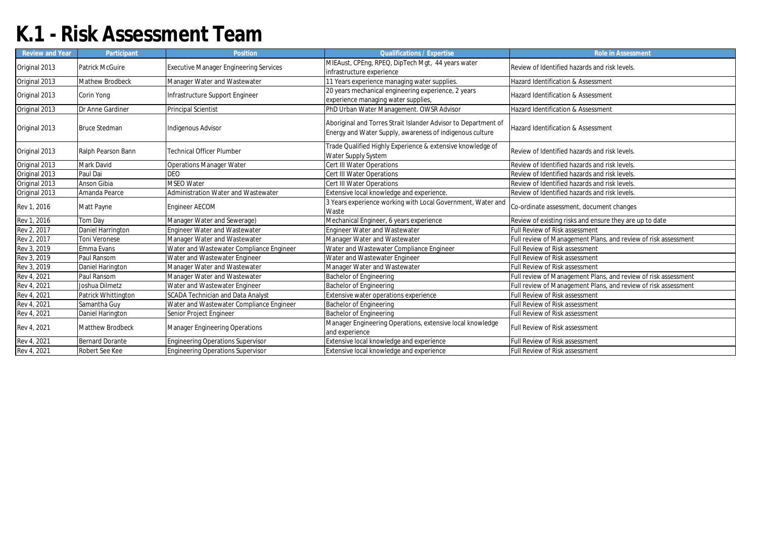# K.1 - Risk Assessment Team

| Review and Year | Participant | Position | Qualifications / Expertise | Role in Assessment |
|---|---|---|---|---|
| Original 2013 | Patrick McGuire | Executive Manager Engineering Services | MIEAust, CPEng, RPEQ, DipTech Mgt, 44 years water infrastructure experience | Review of Identified hazards and risk levels. |
| Original 2013 | Mathew Brodbeck | Manager Water and Wastewater | 11 Years experience managing water supplies. | Hazard Identification & Assessment |
| Original 2013 | Corin Yong | Infrastructure Support Engineer | 20 years mechanical engineering experience, 2 years experience managing water supplies, | Hazard Identification & Assessment |
| Original 2013 | Dr Anne Gardiner | Principal Scientist | PhD Urban Water Management. OWSR Advisor | Hazard Identification & Assessment |
| Original 2013 | Bruce Stedman | Indigenous Advisor | Aboriginal and Torres Strait Islander Advisor to Department of Energy and Water Supply, awareness of indigenous culture | Hazard Identification & Assessment |
| Original 2013 | Ralph Pearson Bann | Technical Officer Plumber | Trade Qualified Highly Experience & extensive knowledge of Water Supply System | Review of Identified hazards and risk levels. |
| Original 2013 | Mark David | Operations Manager Water | Cert III Water Operations | Review of Identified hazards and risk levels. |
| Original 2013 | Paul Dai | DEO | Cert III Water Operations | Review of Identified hazards and risk levels. |
| Original 2013 | Anson Gibia | MSEO Water | Cert III Water Operations | Review of Identified hazards and risk levels. |
| Original 2013 | Amanda Pearce | Administration Water and Wastewater | Extensive local knowledge and experience. | Review of Identified hazards and risk levels. |
| Rev 1, 2016 | Matt Payne | Engineer AECOM | 3 Years experience working with Local Government, Water and Waste | Co-ordinate assessment, document changes |
| Rev 1, 2016 | Tom Day | Manager Water and Sewerage) | Mechanical Engineer, 6 years experience | Review of existing risks and ensure they are up to date |
| Rev 2, 2017 | Daniel Harrington | Engineer Water and Wastewater | Engineer Water and Wastewater | Full Review of Risk assessment |
| Rev 2, 2017 | Toni Veronese | Manager Water and Wastewater | Manager Water and Wastewater | Full review of Management Plans, and review of risk assessment |
| Rev 3, 2019 | Emma Evans | Water and Wastewater Compliance Engineer | Water and Wastewater Compliance Engineer | Full Review of Risk assessment |
| Rev 3, 2019 | Paul Ransom | Water and Wastewater Engineer | Water and Wastewater Engineer | Full Review of Risk assessment |
| Rev 3, 2019 | Daniel Harington | Manager Water and Wastewater | Manager Water and Wastewater | Full Review of Risk assessment |
| Rev 4, 2021 | Paul Ransom | Manager Water and Wastewater | Bachelor of Engineering | Full review of Management Plans, and review of risk assessment |
| Rev 4, 2021 | Joshua Dilmetz | Water and Wastewater Engineer | Bachelor of Engineering | Full review of Management Plans, and review of risk assessment |
| Rev 4, 2021 | Patrick Whittington | SCADA Technician and Data Analyst | Extensive water operations experience | Full Review of Risk assessment |
| Rev 4, 2021 | Samantha Guy | Water and Wastewater Compliance Engineer | Bachelor of Engineering | Full Review of Risk assessment |
| Rev 4, 2021 | Daniel Harington | Senior Project Engineer | Bachelor of Engineering | Full Review of Risk assessment |
| Rev 4, 2021 | Matthew Brodbeck | Manager Engineering Operations | Manager Engineering Operations, extensive local knowledge and experience | Full Review of Risk assessment |
| Rev 4, 2021 | Bernard Dorante | Engineering Operations Supervisor | Extensive local knowledge and experience | Full Review of Risk assessment |
| Rev 4, 2021 | Robert See Kee | Engineering Operations Supervisor | Extensive local knowledge and experience | Full Review of Risk assessment |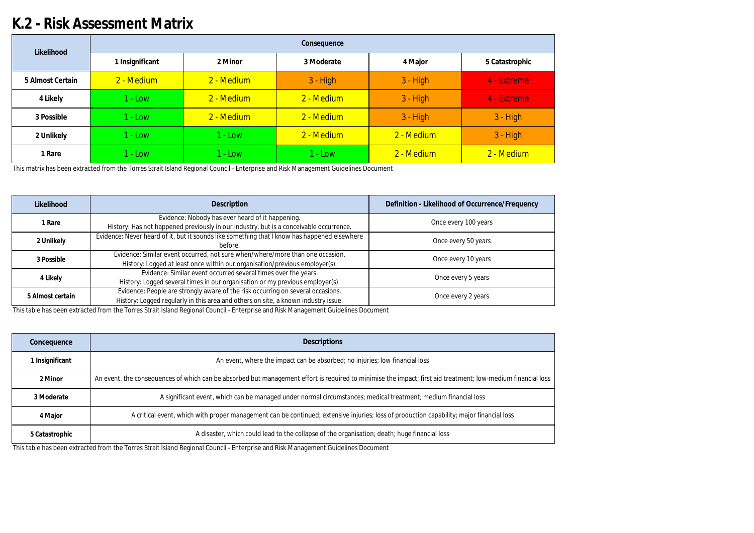# K.2 - Risk Assessment Matrix

| Likelihood | Consequence | | | | |
|---|---|---|---|---|---|
| | 1 Insignificant | 2 Minor | 3 Moderate | 4 Major | 5 Catastrophic |
| 5 Almost Certain | 2 - Medium | 2 - Medium | 3 - High | 3 - High | 4 - Extreme |
| 4 Likely | 1 - Low | 2 - Medium | 2 - Medium | 3 - High | 4 - Extreme |
| 3 Possible | 1 - Low | 2 - Medium | 2 - Medium | 3 - High | 3 - High |
| 2 Unlikely | 1 - Low | 1 - Low | 2 - Medium | 2 - Medium | 3 - High |
| 1 Rare | 1 - Low | 1 - Low | 1 - Low | 2 - Medium | 2 - Medium |

This matrix has been extracted from the Torres Strait Island Regional Council - Enterprise and Risk Management Guidelines Document

| Likelihood | Description | Definition - Likelihood of Occurrence/Frequency |
|---|---|---|
| 1 Rare | Evidence: Nobody has ever heard of it happening.<br>History: Has not happened previously in our industry, but is a conceivable occurrence. | Once every 100 years |
| 2 Unlikely | Evidence: Never heard of it, but it sounds like something that I know has happened elsewhere before. | Once every 50 years |
| 3 Possible | Evidence: Similar event occurred, not sure when/where/more than one occasion.<br>History: Logged at least once within our organisation/previous employer(s). | Once every 10 years |
| 4 Likely | Evidence: Similar event occurred several times over the years.<br>History: Logged several times in our organisation or my previous employer(s). | Once every 5 years |
| 5 Almost certain | Evidence: People are strongly aware of the risk occurring on several occasions.<br>History: Logged regularly in this area and others on site, a known industry issue. | Once every 2 years |

This table has been extracted from the Torres Strait Island Regional Council - Enterprise and Risk Management Guidelines Document

| Concequence | Descriptions |
|---|---|
| 1 Insignificant | An event, where the impact can be absorbed; no injuries; low financial loss |
| 2 Minor | An event, the consequences of which can be absorbed but management effort is required to minimise the impact; first aid treatment; low-medium financial loss |
| 3 Moderate | A significant event, which can be managed under normal circumstances; medical treatment; medium financial loss |
| 4 Major | A critical event, which with proper management can be continued; extensive injuries; loss of production capability; major financial loss |
| 5 Catastrophic | A disaster, which could lead to the collapse of the organisation; death; huge financial loss |

This table has been extracted from the Torres Strait Island Regional Council - Enterprise and Risk Management Guidelines Document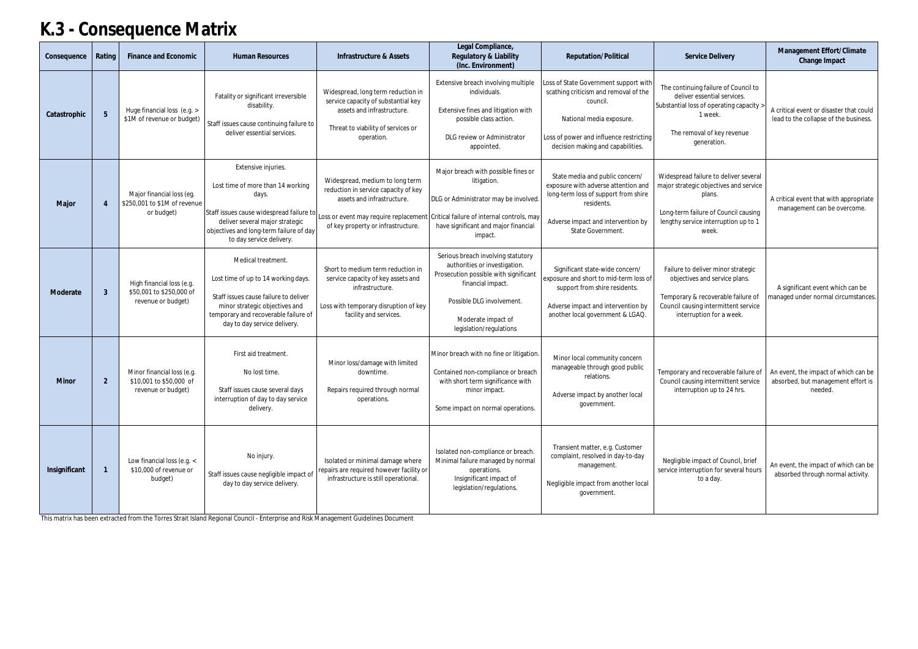# K.3 - Consequence Matrix

| Consequence | Rating | Finance and Economic | Human Resources | Infrastructure & Assets | Legal Compliance, Regulatory & Liability (Inc. Environment) | Reputation/Political | Service Delivery | Management Effort/Climate Change Impact |
|---|---|---|---|---|---|---|---|---|
| **Catastrophic** | **5** | Huge financial loss (e.g. > $1M of revenue or budget) | Fatality or significant irreversible disability.<br><br>Staff issues cause continuing failure to deliver essential services. | Widespread, long term reduction in service capacity of substantial key assets and infrastructure.<br><br>Threat to viability of services or operation. | Extensive breach involving multiple individuals.<br><br>Extensive fines and litigation with possible class action.<br><br>DLG review or Administrator appointed. | Loss of State Government support with scathing criticism and removal of the council.<br><br>National media exposure.<br><br>Loss of power and influence restricting decision making and capabilities. | The continuing failure of Council to deliver essential services.<br>Substantial loss of operating capacity > 1 week.<br><br>The removal of key revenue generation. | A critical event or disaster that could lead to the collapse of the business. |
| **Major** | **4** | Major financial loss (eg. $250,001 to $1M of revenue or budget) | Extensive injuries.<br><br>Lost time of more than 14 working days.<br><br>Staff issues cause widespread failure to deliver several major strategic objectives and long-term failure of day to day service delivery. | Widespread, medium to long term reduction in service capacity of key assets and infrastructure.<br><br>Loss or event may require replacement of key property or infrastructure. | Major breach with possible fines or litigation.<br><br>DLG or Administrator may be involved.<br><br>Critical failure of internal controls, may have significant and major financial impact. | State media and public concern/ exposure with adverse attention and long-term loss of support from shire residents.<br><br>Adverse impact and intervention by State Government. | Widespread failure to deliver several major strategic objectives and service plans.<br><br>Long-term failure of Council causing lengthy service interruption up to 1 week. | A critical event that with appropriate management can be overcome. |
| **Moderate** | **3** | High financial loss (e.g. $50,001 to $250,000 of revenue or budget) | Medical treatment.<br><br>Lost time of up to 14 working days.<br><br>Staff issues cause failure to deliver minor strategic objectives and temporary and recoverable failure of day to day service delivery. | Short to medium term reduction in service capacity of key assets and infrastructure.<br><br>Loss with temporary disruption of key facility and services. | Serious breach involving statutory authorities or investigation.<br>Prosecution possible with significant financial impact.<br><br>Possible DLG involvement.<br><br>Moderate impact of legislation/regulations | Significant state-wide concern/ exposure and short to mid-term loss of support from shire residents.<br><br>Adverse impact and intervention by another local government & LGAQ. | Failure to deliver minor strategic objectives and service plans.<br><br>Temporary & recoverable failure of Council causing intermittent service interruption for a week. | A significant event which can be managed under normal circumstances. |
| **Minor** | **2** | Minor financial loss (e.g. $10,001 to $50,000 of revenue or budget) | First aid treatment.<br><br>No lost time.<br><br>Staff issues cause several days interruption of day to day service delivery. | Minor loss/damage with limited downtime.<br><br>Repairs required through normal operations. | Minor breach with no fine or litigation.<br><br>Contained non-compliance or breach with short term significance with minor impact.<br><br>Some impact on normal operations. | Minor local community concern manageable through good public relations.<br><br>Adverse impact by another local government. | Temporary and recoverable failure of Council causing intermittent service interruption up to 24 hrs. | An event, the impact of which can be absorbed, but management effort is needed. |
| **Insignificant** | **1** | Low financial loss (e.g. < $10,000 of revenue or budget) | No injury.<br><br>Staff issues cause negligible impact of day to day service delivery. | Isolated or minimal damage where repairs are required however facility or infrastructure is still operational. | Isolated non-compliance or breach. Minimal failure managed by normal operations.<br>Insignificant impact of legislation/regulations. | Transient matter, e.g. Customer complaint, resolved in day-to-day management.<br><br>Negligible impact from another local government. | Negligible impact of Council, brief service interruption for several hours to a day. | An event, the impact of which can be absorbed through normal activity. |

This matrix has been extracted from the Torres Strait Island Regional Council - Enterprise and Risk Management Guidelines Document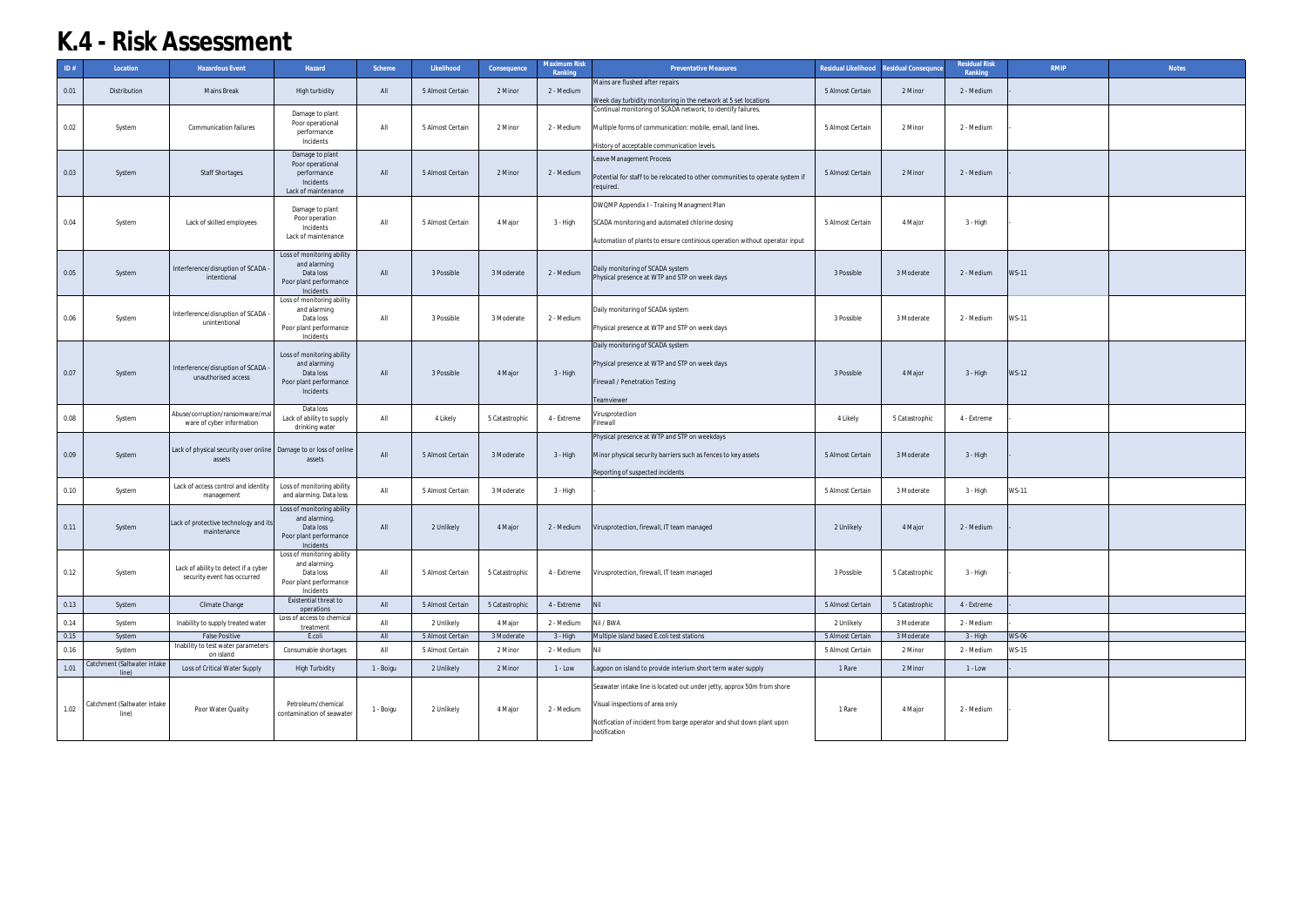# K.4 - Risk Assessment

| ID # | Location | Hazardous Event | Hazard | Scheme | Likelihood | Consequence | Maximum Risk Ranking | Preventative Measures | Residual Likelihood | Residual Consequnce | Residual Risk Ranking | RMIP | Notes |
|---|---|---|---|---|---|---|---|---|---|---|---|---|---|
| 0.01 | Distribution | Mains Break | High turbidity | All | 5 Almost Certain | 2 Minor | 2 - Medium | Mains are flushed after repairs<br>Week day turbidity monitoring in the network at 5 set locations | 5 Almost Certain | 2 Minor | 2 - Medium | - | |
| 0.02 | System | Communication failures | Damage to plant<br>Poor operational performance<br>Incidents | All | 5 Almost Certain | 2 Minor | 2 - Medium | Continual monitoring of SCADA network, to identify failures.<br>Multiple forms of communication: mobile, email, land lines.<br>History of acceptable communication levels. | 5 Almost Certain | 2 Minor | 2 - Medium | - | |
| 0.03 | System | Staff Shortages | Damage to plant<br>Poor operational performance<br>Incidents<br>Lack of maintenance | All | 5 Almost Certain | 2 Minor | 2 - Medium | Leave Management Process<br>Potential for staff to be relocated to other communities to operate system if required. | 5 Almost Certain | 2 Minor | 2 - Medium | - | |
| 0.04 | System | Lack of skilled employees | Damage to plant<br>Poor operation<br>Incidents<br>Lack of maintenance | All | 5 Almost Certain | 4 Major | 3 - High | DWQMP Appendix I - Training Managment Plan<br>SCADA monitoring and automated chlorine dosing<br>Automation of plants to ensure continious operation without operator input | 5 Almost Certain | 4 Major | 3 - High | - | |
| 0.05 | System | Interference/disruption of SCADA - intentional | Loss of monitoring ability and alarming<br>Data loss<br>Poor plant performance<br>Incidents | All | 3 Possible | 3 Moderate | 2 - Medium | Daily monitoring of SCADA system<br>Physical presence at WTP and STP on week days | 3 Possible | 3 Moderate | 2 - Medium | WS-11 | |
| 0.06 | System | Interference/disruption of SCADA - unintentional | Loss of monitoring ability and alarming<br>Data loss<br>Poor plant performance<br>Incidents | All | 3 Possible | 3 Moderate | 2 - Medium | Daily monitoring of SCADA system<br>Physical presence at WTP and STP on week days | 3 Possible | 3 Moderate | 2 - Medium | WS-11 | |
| 0.07 | System | Interference/disruption of SCADA - unauthorised access | Loss of monitoring ability and alarming<br>Data loss<br>Poor plant performance<br>Incidents | All | 3 Possible | 4 Major | 3 - High | Daily monitoring of SCADA system<br>Physical presence at WTP and STP on week days<br>Firewall / Penetration Testing<br>Teamviewer | 3 Possible | 4 Major | 3 - High | WS-12 | |
| 0.08 | System | Abuse/corruption/ransomware/malware of cyber information | Data loss<br>Lack of ability to supply drinking water | All | 4 Likely | 5 Catastrophic | 4 - Extreme | Virusprotection<br>Firewall | 4 Likely | 5 Catastrophic | 4 - Extreme | - | |
| 0.09 | System | Lack of physical security over online assets | Damage to or loss of online assets | All | 5 Almost Certain | 3 Moderate | 3 - High | Physical presence at WTP and STP on weekdays<br>Minor physical security barriers such as fences to key assets<br>Reporting of suspected incidents | 5 Almost Certain | 3 Moderate | 3 - High | - | |
| 0.10 | System | Lack of access control and identity management | Loss of monitoring ability and alarming. Data loss | All | 5 Almost Certain | 3 Moderate | 3 - High | - | 5 Almost Certain | 3 Moderate | 3 - High | WS-11 | |
| 0.11 | System | Lack of protective technology and its maintenance | Loss of monitoring ability and alarming.<br>Data loss<br>Poor plant performance<br>Incidents | All | 2 Unlikely | 4 Major | 2 - Medium | Virusprotection, firewall, IT team managed | 2 Unlikely | 4 Major | 2 - Medium | - | |
| 0.12 | System | Lack of ability to detect if a cyber security event has occurred | Loss of monitoring ability and alarming.<br>Data loss<br>Poor plant performance<br>Incidents | All | 5 Almost Certain | 5 Catastrophic | 4 - Extreme | Virusprotection, firewall, IT team managed | 3 Possible | 5 Catastrophic | 3 - High | - | |
| 0.13 | System | Climate Change | Existential threat to operations | All | 5 Almost Certain | 5 Catastrophic | 4 - Extreme | Nil | 5 Almost Certain | 5 Catastrophic | 4 - Extreme | - | |
| 0.14 | System | Inability to supply treated water | Loss of access to chemical treatment | All | 2 Unlikely | 4 Major | 2 - Medium | Nil / BWA | 2 Unlikely | 3 Moderate | 2 - Medium | - | |
| 0.15 | System | False Positive | E.coli | All | 5 Almost Certain | 3 Moderate | 3 - High | Multiple island based E.coli test stations | 5 Almost Certain | 3 Moderate | 3 - High | WS-06 | |
| 0.16 | System | Inability to test water parameters on island | Consumable shortages | All | 5 Almost Certain | 2 Minor | 2 - Medium | Nil | 5 Almost Certain | 2 Minor | 2 - Medium | WS-15 | |
| 1.01 | Catchment (Saltwater intake line) | Loss of Critical Water Supply | High Turbidity | 1 - Boigu | 2 Unlikely | 2 Minor | 1 - Low | Lagoon on island to provide interium short term water supply | 1 Rare | 2 Minor | 1 - Low | - | |
| 1.02 | Catchment (Saltwater intake line) | Poor Water Quality | Petroleum/chemical contamination of seawater | 1 - Boigu | 2 Unlikely | 4 Major | 2 - Medium | Seawater intake line is located out under jetty, approx 50m from shore<br>Visual inspections of area only<br>Notfication of incident from barge operator and shut down plant upon notification | 1 Rare | 4 Major | 2 - Medium | - | |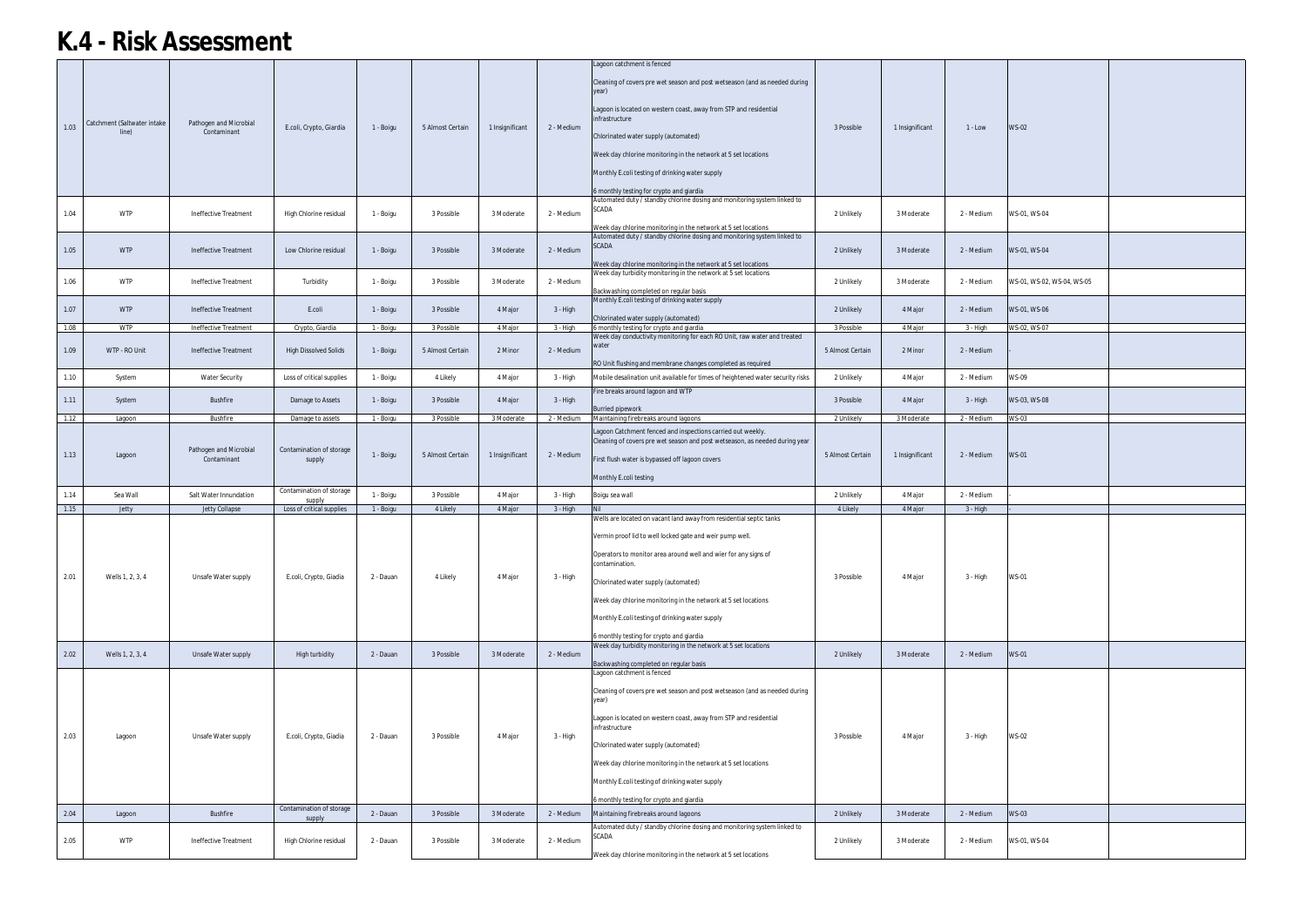# K.4 - Risk Assessment

| | | | | | | | | | | | | | |
|---|---|---|---|---|---|---|---|---|---|---|---|---|---|
| 1.03 | Catchment (Saltwater intake line) | Pathogen and Microbial Contaminant | E.coli, Crypto, Giardia | 1 - Boigu | 5 Almost Certain | 1 Insignificant | 2 - Medium | Lagoon catchment is fenced<br><br>Cleaning of covers pre wet season and post wetseason (and as needed during year)<br><br>Lagoon is located on western coast, away from STP and residential infrastructure<br><br>Chlorinated water supply (automated)<br><br>Week day chlorine monitoring in the network at 5 set locations<br><br>Monthly E.coli testing of drinking water supply<br><br>6 monthly testing for crypto and giardia | 3 Possible | 1 Insignificant | 1 - Low | WS-02 | |
| 1.04 | WTP | Ineffective Treatment | High Chlorine residual | 1 - Boigu | 3 Possible | 3 Moderate | 2 - Medium | Automated duty / standby chlorine dosing and monitoring system linked to SCADA<br><br>Week day chlorine monitoring in the network at 5 set locations | 2 Unlikely | 3 Moderate | 2 - Medium | WS-01, WS-04 | |
| 1.05 | WTP | Ineffective Treatment | Low Chlorine residual | 1 - Boigu | 3 Possible | 3 Moderate | 2 - Medium | Automated duty / standby chlorine dosing and monitoring system linked to SCADA<br><br>Week day chlorine monitoring in the network at 5 set locations | 2 Unlikely | 3 Moderate | 2 - Medium | WS-01, WS-04 | |
| 1.06 | WTP | Ineffective Treatment | Turbidity | 1 - Boigu | 3 Possible | 3 Moderate | 2 - Medium | Week day turbidity monitoring in the network at 5 set locations<br><br>Backwashing completed on regular basis | 2 Unlikely | 3 Moderate | 2 - Medium | WS-01, WS-02, WS-04, WS-05 | |
| 1.07 | WTP | Ineffective Treatment | E.coli | 1 - Boigu | 3 Possible | 4 Major | 3 - High | Monthly E.coli testing of drinking water supply<br><br>Chlorinated water supply (automated) | 2 Unlikely | 4 Major | 2 - Medium | WS-01, WS-06 | |
| 1.08 | WTP | Ineffective Treatment | Crypto, Giardia | 1 - Boigu | 3 Possible | 4 Major | 3 - High | 6 monthly testing for crypto and giardia | 3 Possible | 4 Major | 3 - High | WS-02, WS-07 | |
| 1.09 | WTP - RO Unit | Ineffective Treatment | High Dissolved Solids | 1 - Boigu | 5 Almost Certain | 2 Minor | 2 - Medium | Week day conductivity monitoring for each RO Unit, raw water and treated water<br><br>RO Unit flushing and membrane changes completed as required | 5 Almost Certain | 2 Minor | 2 - Medium | - | |
| 1.10 | System | Water Security | Loss of critical supplies | 1 - Boigu | 4 Likely | 4 Major | 3 - High | Mobile desalination unit available for times of heightened water security risks | 2 Unlikely | 4 Major | 2 - Medium | WS-09 | |
| 1.11 | System | Bushfire | Damage to Assets | 1 - Boigu | 3 Possible | 4 Major | 3 - High | Fire breaks around lagoon and WTP<br><br>Burried pipework | 3 Possible | 4 Major | 3 - High | WS-03, WS-08 | |
| 1.12 | Lagoon | Bushfire | Damage to assets | 1 - Boigu | 3 Possible | 3 Moderate | 2 - Medium | Maintaining firebreaks around lagoons | 2 Unlikely | 3 Moderate | 2 - Medium | WS-03 | |
| 1.13 | Lagoon | Pathogen and Microbial Contaminant | Contamination of storage supply | 1 - Boigu | 5 Almost Certain | 1 Insignificant | 2 - Medium | Lagoon Catchment fenced and inspections carried out weekly.<br>Cleaning of covers pre wet season and post wetseason, as needed during year<br><br>First flush water is bypassed off lagoon covers<br><br>Monthly E.coli testing | 5 Almost Certain | 1 Insignificant | 2 - Medium | WS-01 | |
| 1.14 | Sea Wall | Salt Water Innundation | Contamination of storage supply | 1 - Boigu | 3 Possible | 4 Major | 3 - High | Boigu sea wall | 2 Unlikely | 4 Major | 2 - Medium | - | |
| 1.15 | Jetty | Jetty Collapse | Loss of critical supplies | 1 - Boigu | 4 Likely | 4 Major | 3 - High | Nil | 4 Likely | 4 Major | 3 - High | - | |
| 2.01 | Wells 1, 2, 3, 4 | Unsafe Water supply | E.coli, Crypto, Giadia | 2 - Dauan | 4 Likely | 4 Major | 3 - High | Wells are located on vacant land away from residential septic tanks<br><br>Vermin proof lid to well locked gate and weir pump well.<br><br>Operators to monitor area around well and wier for any signs of contamination.<br><br>Chlorinated water supply (automated)<br><br>Week day chlorine monitoring in the network at 5 set locations<br><br>Monthly E.coli testing of drinking water supply<br><br>6 monthly testing for crypto and giardia | 3 Possible | 4 Major | 3 - High | WS-01 | |
| 2.02 | Wells 1, 2, 3, 4 | Unsafe Water supply | High turbidity | 2 - Dauan | 3 Possible | 3 Moderate | 2 - Medium | Week day turbidity monitoring in the network at 5 set locations<br><br>Backwashing completed on regular basis | 2 Unlikely | 3 Moderate | 2 - Medium | WS-01 | |
| 2.03 | Lagoon | Unsafe Water supply | E.coli, Crypto, Giadia | 2 - Dauan | 3 Possible | 4 Major | 3 - High | Lagoon catchment is fenced<br><br>Cleaning of covers pre wet season and post wetseason (and as needed during year)<br><br>Lagoon is located on western coast, away from STP and residential infrastructure<br><br>Chlorinated water supply (automated)<br><br>Week day chlorine monitoring in the network at 5 set locations<br><br>Monthly E.coli testing of drinking water supply<br><br>6 monthly testing for crypto and giardia | 3 Possible | 4 Major | 3 - High | WS-02 | |
| 2.04 | Lagoon | Bushfire | Contamination of storage supply | 2 - Dauan | 3 Possible | 3 Moderate | 2 - Medium | Maintaining firebreaks around lagoons | 2 Unlikely | 3 Moderate | 2 - Medium | WS-03 | |
| 2.05 | WTP | Ineffective Treatment | High Chlorine residual | 2 - Dauan | 3 Possible | 3 Moderate | 2 - Medium | Automated duty / standby chlorine dosing and monitoring system linked to SCADA<br><br>Week day chlorine monitoring in the network at 5 set locations | 2 Unlikely | 3 Moderate | 2 - Medium | WS-01, WS-04 | |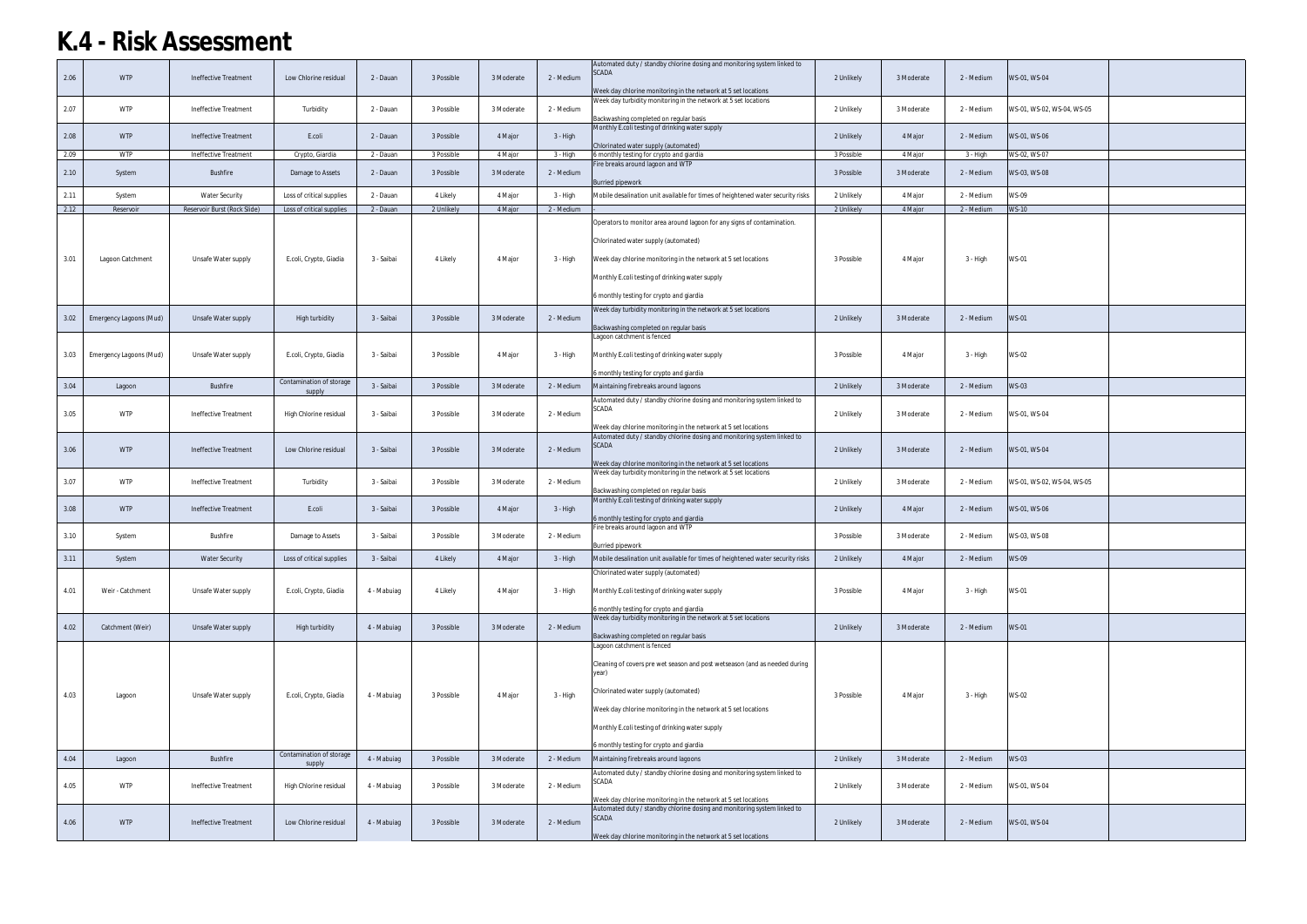# K.4 - Risk Assessment

| | | | | | | | | | | | | | |
|---|---|---|---|---|---|---|---|---|---|---|---|---|---|
| 2.06 | WTP | Ineffective Treatment | Low Chlorine residual | 2 - Dauan | 3 Possible | 3 Moderate | 2 - Medium | Automated duty / standby chlorine dosing and monitoring system linked to SCADA<br><br>Week day chlorine monitoring in the network at 5 set locations | 2 Unlikely | 3 Moderate | 2 - Medium | WS-01, WS-04 | |
| 2.07 | WTP | Ineffective Treatment | Turbidity | 2 - Dauan | 3 Possible | 3 Moderate | 2 - Medium | Week day turbidity monitoring in the network at 5 set locations<br><br>Backwashing completed on regular basis | 2 Unlikely | 3 Moderate | 2 - Medium | WS-01, WS-02, WS-04, WS-05 | |
| 2.08 | WTP | Ineffective Treatment | E.coli | 2 - Dauan | 3 Possible | 4 Major | 3 - High | Monthly E.coli testing of drinking water supply<br><br>Chlorinated water supply (automated) | 2 Unlikely | 4 Major | 2 - Medium | WS-01, WS-06 | |
| 2.09 | WTP | Ineffective Treatment | Crypto, Giardia | 2 - Dauan | 3 Possible | 4 Major | 3 - High | 6 monthly testing for crypto and giardia | 3 Possible | 4 Major | 3 - High | WS-02, WS-07 | |
| 2.10 | System | Bushfire | Damage to Assets | 2 - Dauan | 3 Possible | 3 Moderate | 2 - Medium | Fire breaks around lagoon and WTP<br><br>Burried pipework | 3 Possible | 3 Moderate | 2 - Medium | WS-03, WS-08 | |
| 2.11 | System | Water Security | Loss of critical supplies | 2 - Dauan | 4 Likely | 4 Major | 3 - High | Mobile desalination unit available for times of heightened water security risks | 2 Unlikely | 4 Major | 2 - Medium | WS-09 | |
| 2.12 | Reservoir | Reservoir Burst (Rock Slide) | Loss of critical supplies | 2 - Dauan | 2 Unlikely | 4 Major | 2 - Medium | - | 2 Unlikely | 4 Major | 2 - Medium | WS-10 | |
| 3.01 | Lagoon Catchment | Unsafe Water supply | E.coli, Crypto, Giadia | 3 - Saibai | 4 Likely | 4 Major | 3 - High | Operators to monitor area around lagoon for any signs of contamination.<br><br>Chlorinated water supply (automated)<br><br>Week day chlorine monitoring in the network at 5 set locations<br><br>Monthly E.coli testing of drinking water supply<br><br>6 monthly testing for crypto and giardia | 3 Possible | 4 Major | 3 - High | WS-01 | |
| 3.02 | Emergency Lagoons (Mud) | Unsafe Water supply | High turbidity | 3 - Saibai | 3 Possible | 3 Moderate | 2 - Medium | Week day turbidity monitoring in the network at 5 set locations<br><br>Backwashing completed on regular basis | 2 Unlikely | 3 Moderate | 2 - Medium | WS-01 | |
| 3.03 | Emergency Lagoons (Mud) | Unsafe Water supply | E.coli, Crypto, Giadia | 3 - Saibai | 3 Possible | 4 Major | 3 - High | Lagoon catchment is fenced<br><br>Monthly E.coli testing of drinking water supply<br><br>6 monthly testing for crypto and giardia | 3 Possible | 4 Major | 3 - High | WS-02 | |
| 3.04 | Lagoon | Bushfire | Contamination of storage supply | 3 - Saibai | 3 Possible | 3 Moderate | 2 - Medium | Maintaining firebreaks around lagoons | 2 Unlikely | 3 Moderate | 2 - Medium | WS-03 | |
| 3.05 | WTP | Ineffective Treatment | High Chlorine residual | 3 - Saibai | 3 Possible | 3 Moderate | 2 - Medium | Automated duty / standby chlorine dosing and monitoring system linked to SCADA<br><br>Week day chlorine monitoring in the network at 5 set locations | 2 Unlikely | 3 Moderate | 2 - Medium | WS-01, WS-04 | |
| 3.06 | WTP | Ineffective Treatment | Low Chlorine residual | 3 - Saibai | 3 Possible | 3 Moderate | 2 - Medium | Automated duty / standby chlorine dosing and monitoring system linked to SCADA<br><br>Week day chlorine monitoring in the network at 5 set locations | 2 Unlikely | 3 Moderate | 2 - Medium | WS-01, WS-04 | |
| 3.07 | WTP | Ineffective Treatment | Turbidity | 3 - Saibai | 3 Possible | 3 Moderate | 2 - Medium | Week day turbidity monitoring in the network at 5 set locations<br><br>Backwashing completed on regular basis | 2 Unlikely | 3 Moderate | 2 - Medium | WS-01, WS-02, WS-04, WS-05 | |
| 3.08 | WTP | Ineffective Treatment | E.coli | 3 - Saibai | 3 Possible | 4 Major | 3 - High | Monthly E.coli testing of drinking water supply<br><br>6 monthly testing for crypto and giardia | 2 Unlikely | 4 Major | 2 - Medium | WS-01, WS-06 | |
| 3.10 | System | Bushfire | Damage to Assets | 3 - Saibai | 3 Possible | 3 Moderate | 2 - Medium | Fire breaks around lagoon and WTP<br><br>Burried pipework | 3 Possible | 3 Moderate | 2 - Medium | WS-03, WS-08 | |
| 3.11 | System | Water Security | Loss of critical supplies | 3 - Saibai | 4 Likely | 4 Major | 3 - High | Mobile desalination unit available for times of heightened water security risks | 2 Unlikely | 4 Major | 2 - Medium | WS-09 | |
| 4.01 | Weir - Catchment | Unsafe Water supply | E.coli, Crypto, Giadia | 4 - Mabuiag | 4 Likely | 4 Major | 3 - High | Chlorinated water supply (automated)<br><br>Monthly E.coli testing of drinking water supply<br><br>6 monthly testing for crypto and giardia | 3 Possible | 4 Major | 3 - High | WS-01 | |
| 4.02 | Catchment (Weir) | Unsafe Water supply | High turbidity | 4 - Mabuiag | 3 Possible | 3 Moderate | 2 - Medium | Week day turbidity monitoring in the network at 5 set locations<br><br>Backwashing completed on regular basis | 2 Unlikely | 3 Moderate | 2 - Medium | WS-01 | |
| 4.03 | Lagoon | Unsafe Water supply | E.coli, Crypto, Giadia | 4 - Mabuiag | 3 Possible | 4 Major | 3 - High | Lagoon catchment is fenced<br><br>Cleaning of covers pre wet season and post wetseason (and as needed during year)<br><br>Chlorinated water supply (automated)<br><br>Week day chlorine monitoring in the network at 5 set locations<br><br>Monthly E.coli testing of drinking water supply<br><br>6 monthly testing for crypto and giardia | 3 Possible | 4 Major | 3 - High | WS-02 | |
| 4.04 | Lagoon | Bushfire | Contamination of storage supply | 4 - Mabuiag | 3 Possible | 3 Moderate | 2 - Medium | Maintaining firebreaks around lagoons | 2 Unlikely | 3 Moderate | 2 - Medium | WS-03 | |
| 4.05 | WTP | Ineffective Treatment | High Chlorine residual | 4 - Mabuiag | 3 Possible | 3 Moderate | 2 - Medium | Automated duty / standby chlorine dosing and monitoring system linked to SCADA<br><br>Week day chlorine monitoring in the network at 5 set locations | 2 Unlikely | 3 Moderate | 2 - Medium | WS-01, WS-04 | |
| 4.06 | WTP | Ineffective Treatment | Low Chlorine residual | 4 - Mabuiag | 3 Possible | 3 Moderate | 2 - Medium | Automated duty / standby chlorine dosing and monitoring system linked to SCADA<br><br>Week day chlorine monitoring in the network at 5 set locations | 2 Unlikely | 3 Moderate | 2 - Medium | WS-01, WS-04 | |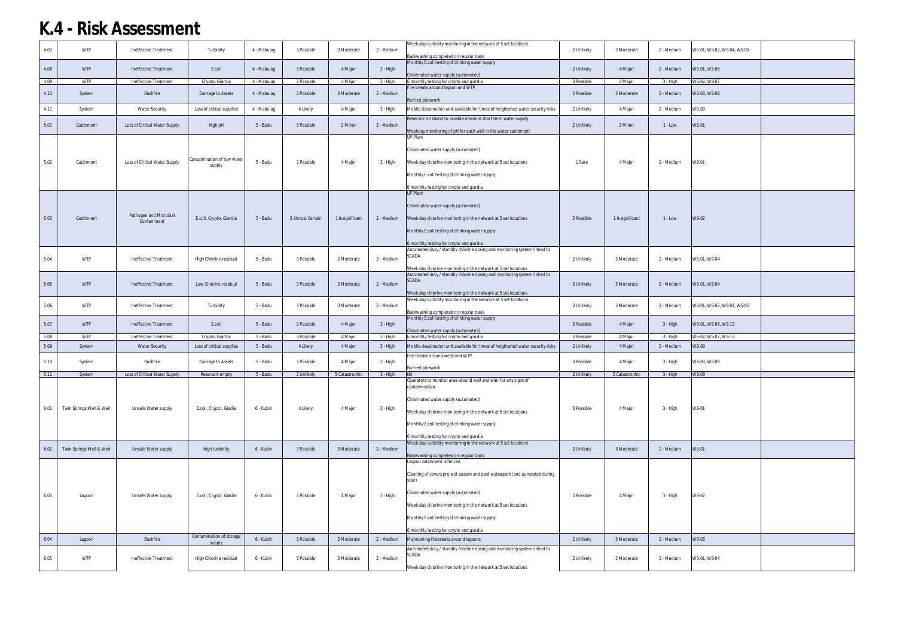# K.4 - Risk Assessment

| | | | | | | | | | | | | | |
|---|---|---|---|---|---|---|---|---|---|---|---|---|---|
| 4.07 | WTP | Ineffective Treatment | Turbidity | 4 - Mabuiag | 3 Possible | 3 Moderate | 2 - Medium | Week day turbidity monitoring in the network at 5 set locations<br><br>Backwashing completed on regular basis | 2 Unlikely | 3 Moderate | 2 - Medium | WS-01, WS-02, WS-04, WS-05 | |
| 4.08 | WTP | Ineffective Treatment | E.coli | 4 - Mabuiag | 3 Possible | 4 Major | 3 - High | Monthly E.coli testing of drinking water supply<br><br>Chlorinated water supply (automated) | 2 Unlikely | 4 Major | 2 - Medium | WS-01, WS-06 | |
| 4.09 | WTP | Ineffective Treatment | Crypto, Giardia | 4 - Mabuiag | 3 Possible | 4 Major | 3 - High | 6 monthly testing for crypto and giardia | 3 Possible | 4 Major | 3 - High | WS-02, WS-07 | |
| 4.10 | System | Bushfire | Damage to Assets | 4 - Mabuiag | 3 Possible | 3 Moderate | 2 - Medium | Fire breaks around lagoon and WTP<br><br>Burried pipework | 3 Possible | 3 Moderate | 2 - Medium | WS-03, WS-08 | |
| 4.11 | System | Water Security | Loss of critical supplies | 4 - Mabuiag | 4 Likely | 4 Major | 3 - High | Mobile desalination unit available for times of heightened water security risks | 2 Unlikely | 4 Major | 2 - Medium | WS-09 | |
| 5.01 | Catchment | Loss of Critical Water Supply | High pH | 5 - Badu | 3 Possible | 2 Minor | 2 - Medium | Reservoir on island to provide interium short term water supply<br><br>Weekday monitoring of pH for each well in the water catchment | 2 Unlikely | 2 Minor | 1 - Low | WS-01 | |
| 5.02 | Catchment | Loss of Critical Water Supply | Contamination of raw water supply | 5 - Badu | 3 Possible | 4 Major | 3 - High | UF Plant<br><br>Chlorinated water supply (automated)<br><br>Week day chlorine monitoring in the network at 5 set locations<br><br>Monthly E.coli testing of drinking water supply<br><br>6 monthly testing for crypto and giardia | 1 Rare | 4 Major | 2 - Medium | WS-01 | |
| 5.03 | Catchment | Pathogen and Microbial Contaminant | E.coli, Crypto, Giardia | 5 - Badu | 5 Almost Certain | 1 Insignificant | 2 - Medium | UF Plant<br><br>Chlorinated water supply (automated)<br><br>Week day chlorine monitoring in the network at 5 set locations<br><br>Monthly E.coli testing of drinking water supply<br><br>6 monthly testing for crypto and giardia | 3 Possible | 1 Insignificant | 1 - Low | WS-02 | |
| 5.04 | WTP | Ineffective Treatment | High Chlorine residual | 5 - Badu | 3 Possible | 3 Moderate | 2 - Medium | Automated duty / standby chlorine dosing and monitoring system linked to SCADA<br><br>Week day chlorine monitoring in the network at 5 set locations | 2 Unlikely | 3 Moderate | 2 - Medium | WS-01, WS-04 | |
| 5.05 | WTP | Ineffective Treatment | Low Chlorine residual | 5 - Badu | 3 Possible | 3 Moderate | 2 - Medium | Automated duty / standby chlorine dosing and monitoring system linked to SCADA<br><br>Week day chlorine monitoring in the network at 5 set locations | 2 Unlikely | 3 Moderate | 2 - Medium | WS-01, WS-04 | |
| 5.06 | WTP | Ineffective Treatment | Turbidity | 5 - Badu | 3 Possible | 3 Moderate | 2 - Medium | Week day turbidity monitoring in the network at 5 set locations<br><br>Backwashing completed on regular basis | 2 Unlikely | 3 Moderate | 2 - Medium | WS-01, WS-02, WS-04, WS-05 | |
| 5.07 | WTP | Ineffective Treatment | E.coli | 5 - Badu | 3 Possible | 4 Major | 3 - High | Monthly E.coli testing of drinking water supply<br><br>Chlorinated water supply (automated) | 3 Possible | 4 Major | 3 - High | WS-01, WS-06, WS-13 | |
| 5.08 | WTP | Ineffective Treatment | Crypto, Giardia | 5 - Badu | 3 Possible | 4 Major | 3 - High | 6 monthly testing for crypto and giardia | 3 Possible | 4 Major | 3 - High | WS-02, WS-07, WS-13 | |
| 5.09 | System | Water Security | Loss of critical supplies | 5 - Badu | 4 Likely | 4 Major | 3 - High | Mobile desalination unit available for times of heightened water security risks | 2 Unlikely | 4 Major | 2 - Medium | WS-09 | |
| 5.10 | System | Bushfire | Damage to Assets | 5 - Badu | 3 Possible | 4 Major | 3 - High | Fire breaks around wells and WTP<br><br>Burried pipework | 3 Possible | 4 Major | 3 - High | WS-03, WS-08 | |
| 5.11 | System | Loss of Critical Water Supply | Reservoir empty | 5 - Badu | 2 Unlikely | 5 Catastrophic | 3 - High | Nil | 2 Unlikely | 5 Catastrophic | 3 - High | WS-09 | |
| 6.01 | Twin Springs Well & Weir | Unsafe Water supply | E.coli, Crypto, Giadia | 6 - Kubin | 4 Likely | 4 Major | 3 - High | Operators to monitor area around well and wier for any signs of contamination.<br><br>Chlorinated water supply (automated)<br><br>Week day chlorine monitoring in the network at 5 set locations<br><br>Monthly E.coli testing of drinking water supply<br><br>6 monthly testing for crypto and giardia | 3 Possible | 4 Major | 3 - High | WS-01 | |
| 6.02 | Twin Springs Well & Weir | Unsafe Water supply | High turbidity | 6 - Kubin | 3 Possible | 3 Moderate | 2 - Medium | Week day turbidity monitoring in the network at 5 set locations<br><br>Backwashing completed on regular basis | 2 Unlikely | 3 Moderate | 2 - Medium | WS-01 | |
| 6.03 | Lagoon | Unsafe Water supply | E.coli, Crypto, Giadia | 6 - Kubin | 3 Possible | 4 Major | 3 - High | Lagoon catchment is fenced<br><br>Cleaning of covers pre wet season and post wetseason (and as needed during year)<br><br>Chlorinated water supply (automated)<br><br>Week day chlorine monitoring in the network at 5 set locations<br><br>Monthly E.coli testing of drinking water supply<br><br>6 monthly testing for crypto and giardia | 3 Possible | 4 Major | 3 - High | WS-02 | |
| 6.04 | Lagoon | Bushfire | Contamination of storage supply | 6 - Kubin | 3 Possible | 3 Moderate | 2 - Medium | Maintaining firebreaks around lagoons | 2 Unlikely | 3 Moderate | 2 - Medium | WS-03 | |
| 6.05 | WTP | Ineffective Treatment | High Chlorine residual | 6 - Kubin | 3 Possible | 3 Moderate | 2 - Medium | Automated duty / standby chlorine dosing and monitoring system linked to SCADA<br><br>Week day chlorine monitoring in the network at 5 set locations | 2 Unlikely | 3 Moderate | 2 - Medium | WS-01, WS-04 | |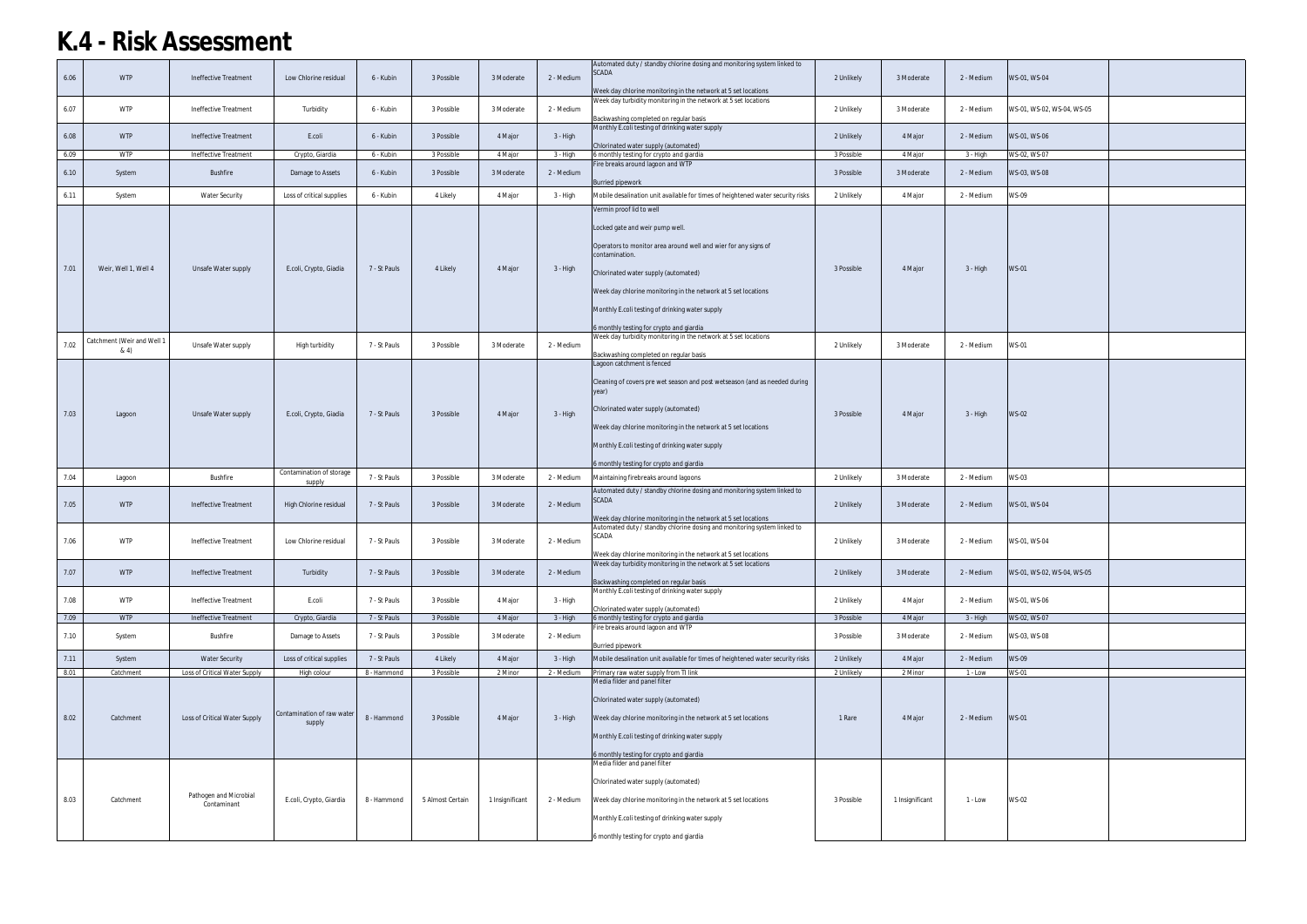# K.4 - Risk Assessment

| | | | | | | | | | | | | | |
|---|---|---|---|---|---|---|---|---|---|---|---|---|---|
| 6.06 | WTP | Ineffective Treatment | Low Chlorine residual | 6 - Kubin | 3 Possible | 3 Moderate | 2 - Medium | Automated duty / standby chlorine dosing and monitoring system linked to SCADA<br><br>Week day chlorine monitoring in the network at 5 set locations | 2 Unlikely | 3 Moderate | 2 - Medium | WS-01, WS-04 | |
| 6.07 | WTP | Ineffective Treatment | Turbidity | 6 - Kubin | 3 Possible | 3 Moderate | 2 - Medium | Week day turbidity monitoring in the network at 5 set locations<br><br>Backwashing completed on regular basis | 2 Unlikely | 3 Moderate | 2 - Medium | WS-01, WS-02, WS-04, WS-05 | |
| 6.08 | WTP | Ineffective Treatment | E.coli | 6 - Kubin | 3 Possible | 4 Major | 3 - High | Monthly E.coli testing of drinking water supply<br><br>Chlorinated water supply (automated) | 2 Unlikely | 4 Major | 2 - Medium | WS-01, WS-06 | |
| 6.09 | WTP | Ineffective Treatment | Crypto, Giardia | 6 - Kubin | 3 Possible | 4 Major | 3 - High | 6 monthly testing for crypto and giardia | 3 Possible | 4 Major | 3 - High | WS-02, WS-07 | |
| 6.10 | System | Bushfire | Damage to Assets | 6 - Kubin | 3 Possible | 3 Moderate | 2 - Medium | Fire breaks around lagoon and WTP<br><br>Burried pipework | 3 Possible | 3 Moderate | 2 - Medium | WS-03, WS-08 | |
| 6.11 | System | Water Security | Loss of critical supplies | 6 - Kubin | 4 Likely | 4 Major | 3 - High | Mobile desalination unit available for times of heightened water security risks | 2 Unlikely | 4 Major | 2 - Medium | WS-09 | |
| 7.01 | Weir, Well 1, Well 4 | Unsafe Water supply | E.coli, Crypto, Giadia | 7 - St Pauls | 4 Likely | 4 Major | 3 - High | Vermin proof lid to well<br><br>Locked gate and weir pump well.<br><br>Operators to monitor area around well and wier for any signs of contamination.<br><br>Chlorinated water supply (automated)<br><br>Week day chlorine monitoring in the network at 5 set locations<br><br>Monthly E.coli testing of drinking water supply<br><br>6 monthly testing for crypto and giardia | 3 Possible | 4 Major | 3 - High | WS-01 | |
| 7.02 | Catchment (Weir and Well 1 & 4) | Unsafe Water supply | High turbidity | 7 - St Pauls | 3 Possible | 3 Moderate | 2 - Medium | Week day turbidity monitoring in the network at 5 set locations<br><br>Backwashing completed on regular basis | 2 Unlikely | 3 Moderate | 2 - Medium | WS-01 | |
| 7.03 | Lagoon | Unsafe Water supply | E.coli, Crypto, Giadia | 7 - St Pauls | 3 Possible | 4 Major | 3 - High | Lagoon catchment is fenced<br><br>Cleaning of covers pre wet season and post wetseason (and as needed during year)<br><br>Chlorinated water supply (automated)<br><br>Week day chlorine monitoring in the network at 5 set locations<br><br>Monthly E.coli testing of drinking water supply<br><br>6 monthly testing for crypto and giardia | 3 Possible | 4 Major | 3 - High | WS-02 | |
| 7.04 | Lagoon | Bushfire | Contamination of storage supply | 7 - St Pauls | 3 Possible | 3 Moderate | 2 - Medium | Maintaining firebreaks around lagoons | 2 Unlikely | 3 Moderate | 2 - Medium | WS-03 | |
| 7.05 | WTP | Ineffective Treatment | High Chlorine residual | 7 - St Pauls | 3 Possible | 3 Moderate | 2 - Medium | Automated duty / standby chlorine dosing and monitoring system linked to SCADA<br><br>Week day chlorine monitoring in the network at 5 set locations | 2 Unlikely | 3 Moderate | 2 - Medium | WS-01, WS-04 | |
| 7.06 | WTP | Ineffective Treatment | Low Chlorine residual | 7 - St Pauls | 3 Possible | 3 Moderate | 2 - Medium | Automated duty / standby chlorine dosing and monitoring system linked to SCADA<br><br>Week day chlorine monitoring in the network at 5 set locations | 2 Unlikely | 3 Moderate | 2 - Medium | WS-01, WS-04 | |
| 7.07 | WTP | Ineffective Treatment | Turbidity | 7 - St Pauls | 3 Possible | 3 Moderate | 2 - Medium | Week day turbidity monitoring in the network at 5 set locations<br><br>Backwashing completed on regular basis | 2 Unlikely | 3 Moderate | 2 - Medium | WS-01, WS-02, WS-04, WS-05 | |
| 7.08 | WTP | Ineffective Treatment | E.coli | 7 - St Pauls | 3 Possible | 4 Major | 3 - High | Monthly E.coli testing of drinking water supply<br><br>Chlorinated water supply (automated) | 2 Unlikely | 4 Major | 2 - Medium | WS-01, WS-06 | |
| 7.09 | WTP | Ineffective Treatment | Crypto, Giardia | 7 - St Pauls | 3 Possible | 4 Major | 3 - High | 6 monthly testing for crypto and giardia | 3 Possible | 4 Major | 3 - High | WS-02, WS-07 | |
| 7.10 | System | Bushfire | Damage to Assets | 7 - St Pauls | 3 Possible | 3 Moderate | 2 - Medium | Fire breaks around lagoon and WTP<br><br>Burried pipework | 3 Possible | 3 Moderate | 2 - Medium | WS-03, WS-08 | |
| 7.11 | System | Water Security | Loss of critical supplies | 7 - St Pauls | 4 Likely | 4 Major | 3 - High | Mobile desalination unit available for times of heightened water security risks | 2 Unlikely | 4 Major | 2 - Medium | WS-09 | |
| 8.01 | Catchment | Loss of Critical Water Supply | High colour | 8 - Hammond | 3 Possible | 2 Minor | 2 - Medium | Primary raw water supply from TI link | 2 Unlikely | 2 Minor | 1 - Low | WS-01 | |
| 8.02 | Catchment | Loss of Critical Water Supply | Contamination of raw water supply | 8 - Hammond | 3 Possible | 4 Major | 3 - High | Media filder and panel filter<br><br>Chlorinated water supply (automated)<br><br>Week day chlorine monitoring in the network at 5 set locations<br><br>Monthly E.coli testing of drinking water supply<br><br>6 monthly testing for crypto and giardia | 1 Rare | 4 Major | 2 - Medium | WS-01 | |
| 8.03 | Catchment | Pathogen and Microbial Contaminant | E.coli, Crypto, Giardia | 8 - Hammond | 5 Almost Certain | 1 Insignificant | 2 - Medium | Media filder and panel filter<br><br>Chlorinated water supply (automated)<br><br>Week day chlorine monitoring in the network at 5 set locations<br><br>Monthly E.coli testing of drinking water supply<br><br>6 monthly testing for crypto and giardia | 3 Possible | 1 Insignificant | 1 - Low | WS-02 | |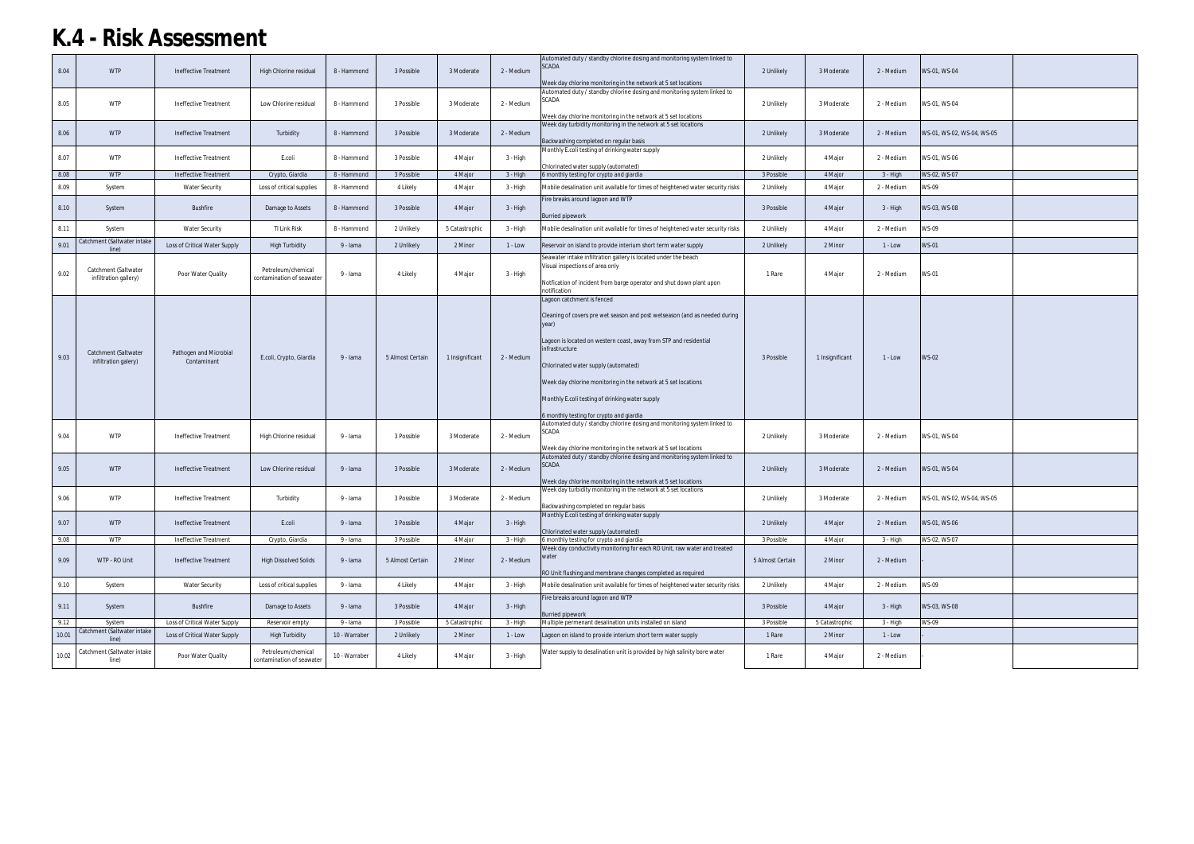# K.4 - Risk Assessment

| | | | | | | | | | | | | | |
|---|---|---|---|---|---|---|---|---|---|---|---|---|---|
| 8.04 | WTP | Ineffective Treatment | High Chlorine residual | 8 - Hammond | 3 Possible | 3 Moderate | 2 - Medium | Automated duty / standby chlorine dosing and monitoring system linked to SCADA<br><br>Week day chlorine monitoring in the network at 5 set locations | 2 Unlikely | 3 Moderate | 2 - Medium | WS-01, WS-04 | |
| 8.05 | WTP | Ineffective Treatment | Low Chlorine residual | 8 - Hammond | 3 Possible | 3 Moderate | 2 - Medium | Automated duty / standby chlorine dosing and monitoring system linked to SCADA<br><br>Week day chlorine monitoring in the network at 5 set locations | 2 Unlikely | 3 Moderate | 2 - Medium | WS-01, WS-04 | |
| 8.06 | WTP | Ineffective Treatment | Turbidity | 8 - Hammond | 3 Possible | 3 Moderate | 2 - Medium | Week day turbidity monitoring in the network at 5 set locations<br><br>Backwashing completed on regular basis | 2 Unlikely | 3 Moderate | 2 - Medium | WS-01, WS-02, WS-04, WS-05 | |
| 8.07 | WTP | Ineffective Treatment | E.coli | 8 - Hammond | 3 Possible | 4 Major | 3 - High | Monthly E.coli testing of drinking water supply<br><br>Chlorinated water supply (automated) | 2 Unlikely | 4 Major | 2 - Medium | WS-01, WS-06 | |
| 8.08 | WTP | Ineffective Treatment | Crypto, Giardia | 8 - Hammond | 3 Possible | 4 Major | 3 - High | 6 monthly testing for crypto and giardia | 3 Possible | 4 Major | 3 - High | WS-02, WS-07 | |
| 8.09 | System | Water Security | Loss of critical supplies | 8 - Hammond | 4 Likely | 4 Major | 3 - High | Mobile desalination unit available for times of heightened water security risks | 2 Unlikely | 4 Major | 2 - Medium | WS-09 | |
| 8.10 | System | Bushfire | Damage to Assets | 8 - Hammond | 3 Possible | 4 Major | 3 - High | Fire breaks around lagoon and WTP<br><br>Burried pipework | 3 Possible | 4 Major | 3 - High | WS-03, WS-08 | |
| 8.11 | System | Water Security | TI Link Risk | 8 - Hammond | 2 Unlikely | 5 Catastrophic | 3 - High | Mobile desalination unit available for times of heightened water security risks | 2 Unlikely | 4 Major | 2 - Medium | WS-09 | |
| 9.01 | Catchment (Saltwater intake line) | Loss of Critical Water Supply | High Turbidity | 9 - Iama | 2 Unlikely | 2 Minor | 1 - Low | Reservoir on island to provide interium short term water supply | 2 Unlikely | 2 Minor | 1 - Low | WS-01 | |
| 9.02 | Catchment (Saltwater infiltration gallery) | Poor Water Quality | Petroleum/chemical contamination of seawater | 9 - Iama | 4 Likely | 4 Major | 3 - High | Seawater intake infiltration gallery is located under the beach<br>Visual inspections of area only<br><br>Notfication of incident from barge operator and shut down plant upon notification | 1 Rare | 4 Major | 2 - Medium | WS-01 | |
| 9.03 | Catchment (Saltwater infiltration galery) | Pathogen and Microbial Contaminant | E.coli, Crypto, Giardia | 9 - Iama | 5 Almost Certain | 1 Insignificant | 2 - Medium | Lagoon catchment is fenced<br><br>Cleaning of covers pre wet season and post wetseason (and as needed during year)<br><br>Lagoon is located on western coast, away from STP and residential infrastructure<br><br>Chlorinated water supply (automated)<br><br>Week day chlorine monitoring in the network at 5 set locations<br><br>Monthly E.coli testing of drinking water supply<br><br>6 monthly testing for crypto and giardia | 3 Possible | 1 Insignificant | 1 - Low | WS-02 | |
| 9.04 | WTP | Ineffective Treatment | High Chlorine residual | 9 - Iama | 3 Possible | 3 Moderate | 2 - Medium | Automated duty / standby chlorine dosing and monitoring system linked to SCADA<br><br>Week day chlorine monitoring in the network at 5 set locations | 2 Unlikely | 3 Moderate | 2 - Medium | WS-01, WS-04 | |
| 9.05 | WTP | Ineffective Treatment | Low Chlorine residual | 9 - Iama | 3 Possible | 3 Moderate | 2 - Medium | Automated duty / standby chlorine dosing and monitoring system linked to SCADA<br><br>Week day chlorine monitoring in the network at 5 set locations | 2 Unlikely | 3 Moderate | 2 - Medium | WS-01, WS-04 | |
| 9.06 | WTP | Ineffective Treatment | Turbidity | 9 - Iama | 3 Possible | 3 Moderate | 2 - Medium | Week day turbidity monitoring in the network at 5 set locations<br><br>Backwashing completed on regular basis | 2 Unlikely | 3 Moderate | 2 - Medium | WS-01, WS-02, WS-04, WS-05 | |
| 9.07 | WTP | Ineffective Treatment | E.coli | 9 - Iama | 3 Possible | 4 Major | 3 - High | Monthly E.coli testing of drinking water supply<br><br>Chlorinated water supply (automated) | 2 Unlikely | 4 Major | 2 - Medium | WS-01, WS-06 | |
| 9.08 | WTP | Ineffective Treatment | Crypto, Giardia | 9 - Iama | 3 Possible | 4 Major | 3 - High | 6 monthly testing for crypto and giardia | 3 Possible | 4 Major | 3 - High | WS-02, WS-07 | |
| 9.09 | WTP - RO Unit | Ineffective Treatment | High Dissolved Solids | 9 - Iama | 5 Almost Certain | 2 Minor | 2 - Medium | Week day conductivity monitoring for each RO Unit, raw water and treated water<br><br>RO Unit flushing and membrane changes completed as required | 5 Almost Certain | 2 Minor | 2 - Medium | - | |
| 9.10 | System | Water Security | Loss of critical supplies | 9 - Iama | 4 Likely | 4 Major | 3 - High | Mobile desalination unit available for times of heightened water security risks | 2 Unlikely | 4 Major | 2 - Medium | WS-09 | |
| 9.11 | System | Bushfire | Damage to Assets | 9 - Iama | 3 Possible | 4 Major | 3 - High | Fire breaks around lagoon and WTP<br><br>Burried pipework | 3 Possible | 4 Major | 3 - High | WS-03, WS-08 | |
| 9.12 | System | Loss of Critical Water Supply | Reservoir empty | 9 - Iama | 3 Possible | 5 Catastrophic | 3 - High | Multiple permenant desalination units installed on island | 3 Possible | 5 Catastrophic | 3 - High | WS-09 | |
| 10.01 | Catchment (Saltwater intake line) | Loss of Critical Water Supply | High Turbidity | 10 - Warraber | 2 Unlikely | 2 Minor | 1 - Low | Lagoon on island to provide interium short term water supply | 1 Rare | 2 Minor | 1 - Low | - | |
| 10.02 | Catchment (Saltwater intake line) | Poor Water Quality | Petroleum/chemical contamination of seawater | 10 - Warraber | 4 Likely | 4 Major | 3 - High | Water supply to desalination unit is provided by high salinity bore water | 1 Rare | 4 Major | 2 - Medium | - | |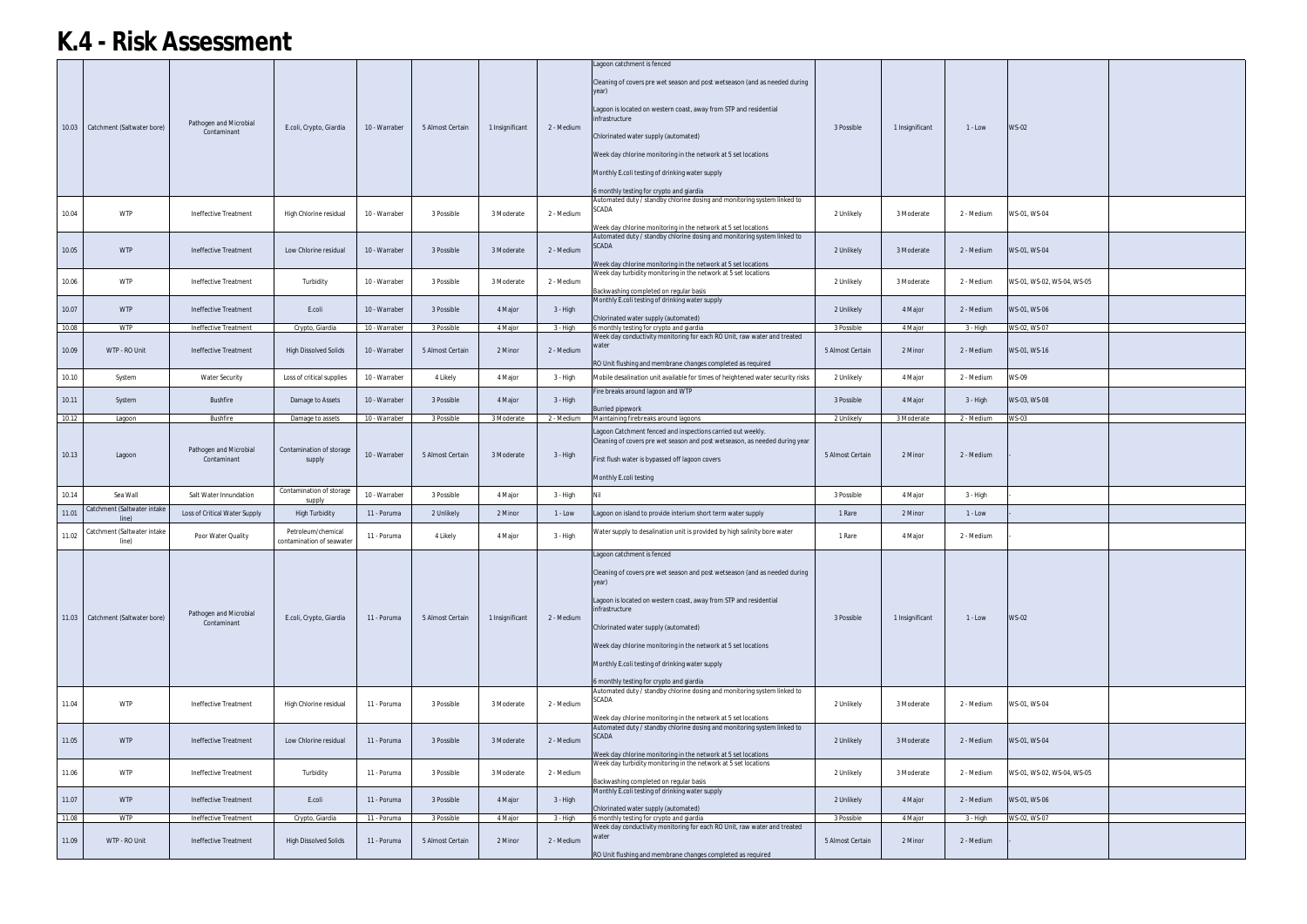# K.4 - Risk Assessment

| | | | | | | | | | | | | | |
|---|---|---|---|---|---|---|---|---|---|---|---|---|---|
| 10.03 | Catchment (Saltwater bore) | Pathogen and Microbial Contaminant | E.coli, Crypto, Giardia | 10 - Warraber | 5 Almost Certain | 1 Insignificant | 2 - Medium | Lagoon catchment is fenced<br><br>Cleaning of covers pre wet season and post wetseason (and as needed during year)<br><br>Lagoon is located on western coast, away from STP and residential infrastructure<br><br>Chlorinated water supply (automated)<br><br>Week day chlorine monitoring in the network at 5 set locations<br><br>Monthly E.coli testing of drinking water supply<br><br>6 monthly testing for crypto and giardia | 3 Possible | 1 Insignificant | 1 - Low | WS-02 | |
| 10.04 | WTP | Ineffective Treatment | High Chlorine residual | 10 - Warraber | 3 Possible | 3 Moderate | 2 - Medium | Automated duty / standby chlorine dosing and monitoring system linked to SCADA<br><br>Week day chlorine monitoring in the network at 5 set locations | 2 Unlikely | 3 Moderate | 2 - Medium | WS-01, WS-04 | |
| 10.05 | WTP | Ineffective Treatment | Low Chlorine residual | 10 - Warraber | 3 Possible | 3 Moderate | 2 - Medium | Automated duty / standby chlorine dosing and monitoring system linked to SCADA<br><br>Week day chlorine monitoring in the network at 5 set locations | 2 Unlikely | 3 Moderate | 2 - Medium | WS-01, WS-04 | |
| 10.06 | WTP | Ineffective Treatment | Turbidity | 10 - Warraber | 3 Possible | 3 Moderate | 2 - Medium | Week day turbidity monitoring in the network at 5 set locations<br><br>Backwashing completed on regular basis | 2 Unlikely | 3 Moderate | 2 - Medium | WS-01, WS-02, WS-04, WS-05 | |
| 10.07 | WTP | Ineffective Treatment | E.coli | 10 - Warraber | 3 Possible | 4 Major | 3 - High | Monthly E.coli testing of drinking water supply<br><br>Chlorinated water supply (automated) | 2 Unlikely | 4 Major | 2 - Medium | WS-01, WS-06 | |
| 10.08 | WTP | Ineffective Treatment | Crypto, Giardia | 10 - Warraber | 3 Possible | 4 Major | 3 - High | 6 monthly testing for crypto and giardia | 3 Possible | 4 Major | 3 - High | WS-02, WS-07 | |
| 10.09 | WTP - RO Unit | Ineffective Treatment | High Dissolved Solids | 10 - Warraber | 5 Almost Certain | 2 Minor | 2 - Medium | Week day conductivity monitoring for each RO Unit, raw water and treated water<br><br>RO Unit flushing and membrane changes completed as required | 5 Almost Certain | 2 Minor | 2 - Medium | WS-01, WS-16 | |
| 10.10 | System | Water Security | Loss of critical supplies | 10 - Warraber | 4 Likely | 4 Major | 3 - High | Mobile desalination unit available for times of heightened water security risks | 2 Unlikely | 4 Major | 2 - Medium | WS-09 | |
| 10.11 | System | Bushfire | Damage to Assets | 10 - Warraber | 3 Possible | 4 Major | 3 - High | Fire breaks around lagoon and WTP<br><br>Burried pipework | 3 Possible | 4 Major | 3 - High | WS-03, WS-08 | |
| 10.12 | Lagoon | Bushfire | Damage to assets | 10 - Warraber | 3 Possible | 3 Moderate | 2 - Medium | Maintaining firebreaks around lagoons | 2 Unlikely | 3 Moderate | 2 - Medium | WS-03 | |
| 10.13 | Lagoon | Pathogen and Microbial Contaminant | Contamination of storage supply | 10 - Warraber | 5 Almost Certain | 3 Moderate | 3 - High | Lagoon Catchment fenced and inspections carried out weekly.<br>Cleaning of covers pre wet season and post wetseason, as needed during year<br><br>First flush water is bypassed off lagoon covers<br><br>Monthly E.coli testing | 5 Almost Certain | 2 Minor | 2 - Medium | - | |
| 10.14 | Sea Wall | Salt Water Innundation | Contamination of storage supply | 10 - Warraber | 3 Possible | 4 Major | 3 - High | Nil | 3 Possible | 4 Major | 3 - High | - | |
| 11.01 | Catchment (Saltwater intake line) | Loss of Critical Water Supply | High Turbidity | 11 - Poruma | 2 Unlikely | 2 Minor | 1 - Low | Lagoon on island to provide interium short term water supply | 1 Rare | 2 Minor | 1 - Low | - | |
| 11.02 | Catchment (Saltwater intake line) | Poor Water Quality | Petroleum/chemical contamination of seawater | 11 - Poruma | 4 Likely | 4 Major | 3 - High | Water supply to desalination unit is provided by high salinity bore water | 1 Rare | 4 Major | 2 - Medium | - | |
| 11.03 | Catchment (Saltwater bore) | Pathogen and Microbial Contaminant | E.coli, Crypto, Giardia | 11 - Poruma | 5 Almost Certain | 1 Insignificant | 2 - Medium | Lagoon catchment is fenced<br><br>Cleaning of covers pre wet season and post wetseason (and as needed during year)<br><br>Lagoon is located on western coast, away from STP and residential infrastructure<br><br>Chlorinated water supply (automated)<br><br>Week day chlorine monitoring in the network at 5 set locations<br><br>Monthly E.coli testing of drinking water supply<br><br>6 monthly testing for crypto and giardia | 3 Possible | 1 Insignificant | 1 - Low | WS-02 | |
| 11.04 | WTP | Ineffective Treatment | High Chlorine residual | 11 - Poruma | 3 Possible | 3 Moderate | 2 - Medium | Automated duty / standby chlorine dosing and monitoring system linked to SCADA<br><br>Week day chlorine monitoring in the network at 5 set locations | 2 Unlikely | 3 Moderate | 2 - Medium | WS-01, WS-04 | |
| 11.05 | WTP | Ineffective Treatment | Low Chlorine residual | 11 - Poruma | 3 Possible | 3 Moderate | 2 - Medium | Automated duty / standby chlorine dosing and monitoring system linked to SCADA<br><br>Week day chlorine monitoring in the network at 5 set locations | 2 Unlikely | 3 Moderate | 2 - Medium | WS-01, WS-04 | |
| 11.06 | WTP | Ineffective Treatment | Turbidity | 11 - Poruma | 3 Possible | 3 Moderate | 2 - Medium | Week day turbidity monitoring in the network at 5 set locations<br><br>Backwashing completed on regular basis | 2 Unlikely | 3 Moderate | 2 - Medium | WS-01, WS-02, WS-04, WS-05 | |
| 11.07 | WTP | Ineffective Treatment | E.coli | 11 - Poruma | 3 Possible | 4 Major | 3 - High | Monthly E.coli testing of drinking water supply<br><br>Chlorinated water supply (automated) | 2 Unlikely | 4 Major | 2 - Medium | WS-01, WS-06 | |
| 11.08 | WTP | Ineffective Treatment | Crypto, Giardia | 11 - Poruma | 3 Possible | 4 Major | 3 - High | 6 monthly testing for crypto and giardia | 3 Possible | 4 Major | 3 - High | WS-02, WS-07 | |
| 11.09 | WTP - RO Unit | Ineffective Treatment | High Dissolved Solids | 11 - Poruma | 5 Almost Certain | 2 Minor | 2 - Medium | Week day conductivity monitoring for each RO Unit, raw water and treated water<br><br>RO Unit flushing and membrane changes completed as required | 5 Almost Certain | 2 Minor | 2 - Medium | - | |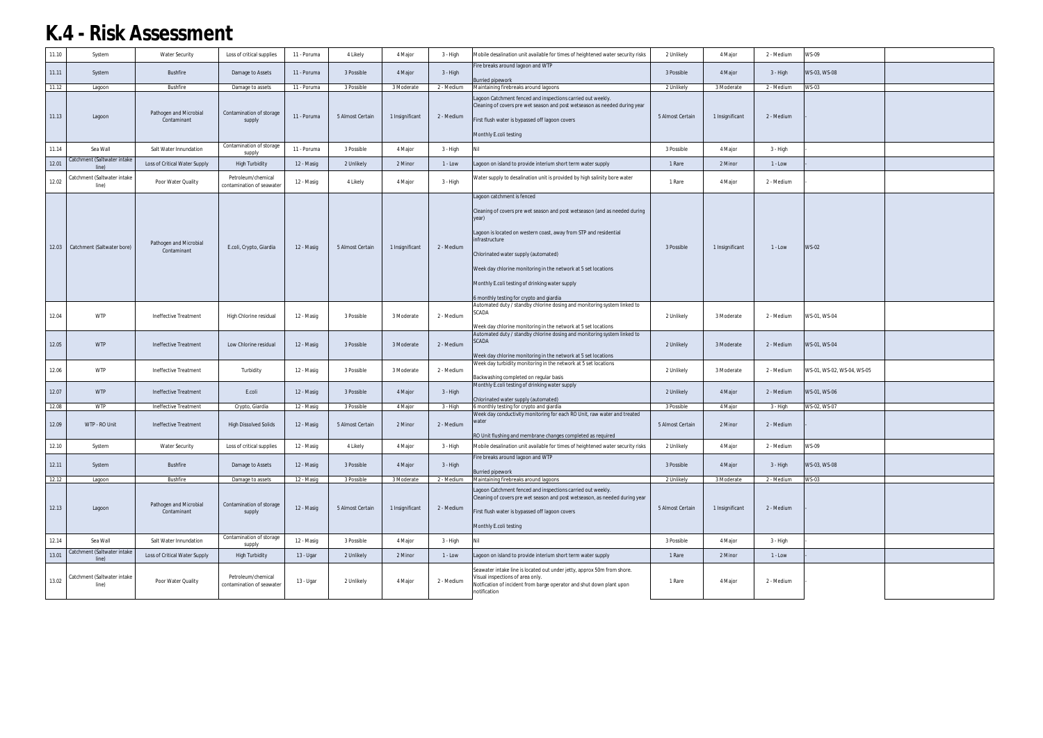# K.4 - Risk Assessment

| | | | | | | | | | | | | | |
|---|---|---|---|---|---|---|---|---|---|---|---|---|---|
| 11.10 | System | Water Security | Loss of critical supplies | 11 - Poruma | 4 Likely | 4 Major | 3 - High | Mobile desalination unit available for times of heightened water security risks | 2 Unlikely | 4 Major | 2 - Medium | WS-09 | |
| 11.11 | System | Bushfire | Damage to Assets | 11 - Poruma | 3 Possible | 4 Major | 3 - High | Fire breaks around lagoon and WTP<br><br>Burried pipework | 3 Possible | 4 Major | 3 - High | WS-03, WS-08 | |
| 11.12 | Lagoon | Bushfire | Damage to assets | 11 - Poruma | 3 Possible | 3 Moderate | 2 - Medium | Maintaining firebreaks around lagoons | 2 Unlikely | 3 Moderate | 2 - Medium | WS-03 | |
| 11.13 | Lagoon | Pathogen and Microbial Contaminant | Contamination of storage supply | 11 - Poruma | 5 Almost Certain | 1 Insignificant | 2 - Medium | Lagoon Catchment fenced and inspections carried out weekly.<br>Cleaning of covers pre wet season and post wetseason as needed during year<br><br>First flush water is bypassed off lagoon covers<br><br>Monthly E.coli testing | 5 Almost Certain | 1 Insignificant | 2 - Medium | - | |
| 11.14 | Sea Wall | Salt Water Innundation | Contamination of storage supply | 11 - Poruma | 3 Possible | 4 Major | 3 - High | Nil | 3 Possible | 4 Major | 3 - High | - | |
| 12.01 | Catchment (Saltwater intake line) | Loss of Critical Water Supply | High Turbidity | 12 - Masig | 2 Unlikely | 2 Minor | 1 - Low | Lagoon on island to provide interium short term water supply | 1 Rare | 2 Minor | 1 - Low | - | |
| 12.02 | Catchment (Saltwater intake line) | Poor Water Quality | Petroleum/chemical contamination of seawater | 12 - Masig | 4 Likely | 4 Major | 3 - High | Water supply to desalination unit is provided by high salinity bore water | 1 Rare | 4 Major | 2 - Medium | - | |
| 12.03 | Catchment (Saltwater bore) | Pathogen and Microbial Contaminant | E.coli, Crypto, Giardia | 12 - Masig | 5 Almost Certain | 1 Insignificant | 2 - Medium | Lagoon catchment is fenced<br><br>Cleaning of covers pre wet season and post wetseason (and as needed during year)<br><br>Lagoon is located on western coast, away from STP and residential infrastructure<br><br>Chlorinated water supply (automated)<br><br>Week day chlorine monitoring in the network at 5 set locations<br><br>Monthly E.coli testing of drinking water supply<br><br>6 monthly testing for crypto and giardia | 3 Possible | 1 Insignificant | 1 - Low | WS-02 | |
| 12.04 | WTP | Ineffective Treatment | High Chlorine residual | 12 - Masig | 3 Possible | 3 Moderate | 2 - Medium | Automated duty / standby chlorine dosing and monitoring system linked to SCADA<br><br>Week day chlorine monitoring in the network at 5 set locations | 2 Unlikely | 3 Moderate | 2 - Medium | WS-01, WS-04 | |
| 12.05 | WTP | Ineffective Treatment | Low Chlorine residual | 12 - Masig | 3 Possible | 3 Moderate | 2 - Medium | Automated duty / standby chlorine dosing and monitoring system linked to SCADA<br><br>Week day chlorine monitoring in the network at 5 set locations | 2 Unlikely | 3 Moderate | 2 - Medium | WS-01, WS-04 | |
| 12.06 | WTP | Ineffective Treatment | Turbidity | 12 - Masig | 3 Possible | 3 Moderate | 2 - Medium | Week day turbidity monitoring in the network at 5 set locations<br><br>Backwashing completed on regular basis | 2 Unlikely | 3 Moderate | 2 - Medium | WS-01, WS-02, WS-04, WS-05 | |
| 12.07 | WTP | Ineffective Treatment | E.coli | 12 - Masig | 3 Possible | 4 Major | 3 - High | Monthly E.coli testing of drinking water supply<br><br>Chlorinated water supply (automated) | 2 Unlikely | 4 Major | 2 - Medium | WS-01, WS-06 | |
| 12.08 | WTP | Ineffective Treatment | Crypto, Giardia | 12 - Masig | 3 Possible | 4 Major | 3 - High | 6 monthly testing for crypto and giardia | 3 Possible | 4 Major | 3 - High | WS-02, WS-07 | |
| 12.09 | WTP - RO Unit | Ineffective Treatment | High Dissolved Solids | 12 - Masig | 5 Almost Certain | 2 Minor | 2 - Medium | Week day conductivity monitoring for each RO Unit, raw water and treated water<br><br>RO Unit flushing and membrane changes completed as required | 5 Almost Certain | 2 Minor | 2 - Medium | - | |
| 12.10 | System | Water Security | Loss of critical supplies | 12 - Masig | 4 Likely | 4 Major | 3 - High | Mobile desalination unit available for times of heightened water security risks | 2 Unlikely | 4 Major | 2 - Medium | WS-09 | |
| 12.11 | System | Bushfire | Damage to Assets | 12 - Masig | 3 Possible | 4 Major | 3 - High | Fire breaks around lagoon and WTP<br><br>Burried pipework | 3 Possible | 4 Major | 3 - High | WS-03, WS-08 | |
| 12.12 | Lagoon | Bushfire | Damage to assets | 12 - Masig | 3 Possible | 3 Moderate | 2 - Medium | Maintaining firebreaks around lagoons | 2 Unlikely | 3 Moderate | 2 - Medium | WS-03 | |
| 12.13 | Lagoon | Pathogen and Microbial Contaminant | Contamination of storage supply | 12 - Masig | 5 Almost Certain | 1 Insignificant | 2 - Medium | Lagoon Catchment fenced and inspections carried out weekly.<br>Cleaning of covers pre wet season and post wetseason, as needed during year<br><br>First flush water is bypassed off lagoon covers<br><br>Monthly E.coli testing | 5 Almost Certain | 1 Insignificant | 2 - Medium | - | |
| 12.14 | Sea Wall | Salt Water Innundation | Contamination of storage supply | 12 - Masig | 3 Possible | 4 Major | 3 - High | Nil | 3 Possible | 4 Major | 3 - High | - | |
| 13.01 | Catchment (Saltwater intake line) | Loss of Critical Water Supply | High Turbidity | 13 - Ugar | 2 Unlikely | 2 Minor | 1 - Low | Lagoon on island to provide interium short term water supply | 1 Rare | 2 Minor | 1 - Low | - | |
| 13.02 | Catchment (Saltwater intake line) | Poor Water Quality | Petroleum/chemical contamination of seawater | 13 - Ugar | 2 Unlikely | 4 Major | 2 - Medium | Seawater intake line is located out under jetty, approx 50m from shore.<br>Visual inspections of area only.<br>Notfication of incident from barge operator and shut down plant upon notification | 1 Rare | 4 Major | 2 - Medium | - | |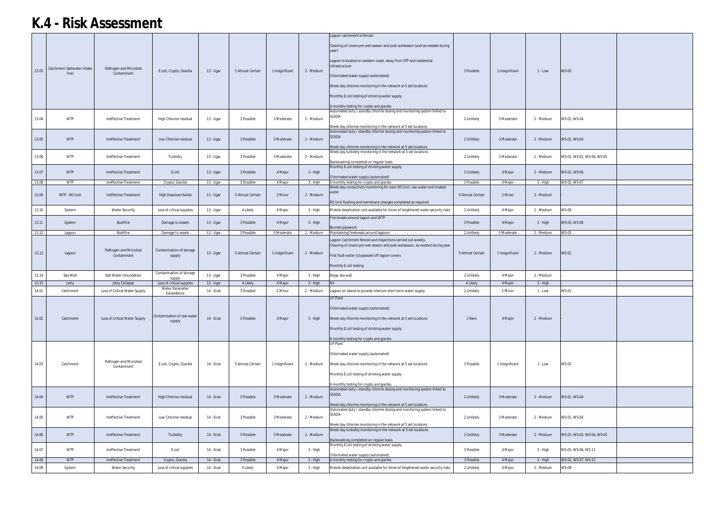# K.4 - Risk Assessment

| | | | | | | | | | | | | | |
|---|---|---|---|---|---|---|---|---|---|---|---|---|---|
| 13.03 | Catchment (Saltwater intake line) | Pathogen and Microbial Contaminant | E.coli, Crypto, Giardia | 13 - Ugar | 5 Almost Certain | 1 Insignificant | 2 - Medium | Lagoon catchment is fenced<br><br>Cleaning of covers pre wet season and post wetseason (and as needed during year)<br><br>Lagoon is located on western coast, away from STP and residential infrastructure<br><br>Chlorinated water supply (automated)<br><br>Week day chlorine monitoring in the network at 5 set locations<br><br>Monthly E.coli testing of drinking water supply<br><br>6 monthly testing for crypto and giardia | 3 Possible | 1 Insignificant | 1 - Low | WS-02 | |
| 13.04 | WTP | Ineffective Treatment | High Chlorine residual | 13 - Ugar | 3 Possible | 3 Moderate | 2 - Medium | Automated duty / standby chlorine dosing and monitoring system linked to SCADA<br><br>Week day chlorine monitoring in the network at 5 set locations | 2 Unlikely | 3 Moderate | 2 - Medium | WS-01, WS-04 | |
| 13.05 | WTP | Ineffective Treatment | Low Chlorine residual | 13 - Ugar | 3 Possible | 3 Moderate | 2 - Medium | Automated duty / standby chlorine dosing and monitoring system linked to SCADA<br><br>Week day chlorine monitoring in the network at 5 set locations | 2 Unlikely | 3 Moderate | 2 - Medium | WS-01, WS-04 | |
| 13.06 | WTP | Ineffective Treatment | Turbidity | 13 - Ugar | 3 Possible | 3 Moderate | 2 - Medium | Week day turbidity monitoring in the network at 5 set locations<br><br>Backwashing completed on regular basis | 2 Unlikely | 3 Moderate | 2 - Medium | WS-01, WS-02, WS-04, WS-05 | |
| 13.07 | WTP | Ineffective Treatment | E.coli | 13 - Ugar | 3 Possible | 4 Major | 3 - High | Monthly E.coli testing of drinking water supply<br><br>Chlorinated water supply (automated) | 2 Unlikely | 4 Major | 2 - Medium | WS-01, WS-06 | |
| 13.08 | WTP | Ineffective Treatment | Crypto, Giardia | 13 - Ugar | 3 Possible | 4 Major | 3 - High | 6 monthly testing for crypto and giardia | 3 Possible | 4 Major | 3 - High | WS-02, WS-07 | |
| 13.09 | WTP - RO Unit | Ineffective Treatment | High Dissolved Solids | 13 - Ugar | 5 Almost Certain | 2 Minor | 2 - Medium | Week day conductivity monitoring for each RO Unit, raw water and treated water<br><br>RO Unit flushing and membrane changes completed as required | 5 Almost Certain | 2 Minor | 2 - Medium | - | |
| 13.10 | System | Water Security | Loss of critical supplies | 13 - Ugar | 4 Likely | 4 Major | 3 - High | Mobile desalination unit available for times of heightened water security risks | 2 Unlikely | 4 Major | 2 - Medium | WS-09 | |
| 13.11 | System | Bushfire | Damage to Assets | 13 - Ugar | 3 Possible | 4 Major | 3 - High | Fire breaks around lagoon and WTP<br><br>Burried pipework | 3 Possible | 4 Major | 3 - High | WS-03, WS-08 | |
| 13.12 | Lagoon | Bushfire | Damage to assets | 13 - Ugar | 3 Possible | 3 Moderate | 2 - Medium | Maintaining firebreaks around lagoons | 2 Unlikely | 3 Moderate | 2 - Medium | WS-03 | |
| 13.13 | Lagoon | Pathogen and Microbial Contaminant | Contamination of storage supply | 13 - Ugar | 5 Almost Certain | 1 Insignificant | 2 - Medium | Lagoon Catchment fenced and inspections carried out weekly.<br>Cleaning of covers pre wet season and post wetseason, as needed during year<br><br>First flush water is bypassed off lagoon covers<br><br>Monthly E.coli testing | 5 Almost Certain | 1 Insignificant | 2 - Medium | WS-01 | |
| 13.14 | Sea Wall | Salt Water Innundation | Contamination of storage supply | 13 - Ugar | 3 Possible | 4 Major | 3 - High | Boigu sea wall | 2 Unlikely | 4 Major | 2 - Medium | - | |
| 13.15 | Jetty | Jetty Collapse | Loss of critical supplies | 13 - Ugar | 4 Likely | 4 Major | 3 - High | Nil | 4 Likely | 4 Major | 3 - High | - | |
| 14.01 | Catchment | Loss of Critical Water Supply | Water Parameter Exceedence | 14 - Erub | 3 Possible | 2 Minor | 2 - Medium | Lagoon on island to provide interium short term water supply | 2 Unlikely | 2 Minor | 1 - Low | WS-01 | |
| 14.02 | Catchment | Loss of Critical Water Supply | Contamination of raw water supply | 14 - Erub | 3 Possible | 4 Major | 3 - High | UF Plant<br><br>Chlorinated water supply (automated)<br><br>Week day chlorine monitoring in the network at 5 set locations<br><br>Monthly E.coli testing of drinking water supply<br><br>6 monthly testing for crypto and giardia | 1 Rare | 4 Major | 2 - Medium | - | |
| 14.03 | Catchment | Pathogen and Microbial Contaminant | E.coli, Crypto, Giardia | 14 - Erub | 5 Almost Certain | 1 Insignificant | 2 - Medium | UF Plant<br><br>Chlorinated water supply (automated)<br><br>Week day chlorine monitoring in the network at 5 set locations<br><br>Monthly E.coli testing of drinking water supply<br><br>6 monthly testing for crypto and giardia | 3 Possible | 1 Insignificant | 1 - Low | WS-02 | |
| 14.04 | WTP | Ineffective Treatment | High Chlorine residual | 14 - Erub | 3 Possible | 3 Moderate | 2 - Medium | Automated duty / standby chlorine dosing and monitoring system linked to SCADA<br><br>Week day chlorine monitoring in the network at 5 set locations | 2 Unlikely | 3 Moderate | 2 - Medium | WS-01, WS-04 | |
| 14.05 | WTP | Ineffective Treatment | Low Chlorine residual | 14 - Erub | 3 Possible | 3 Moderate | 2 - Medium | Automated duty / standby chlorine dosing and monitoring system linked to SCADA<br><br>Week day chlorine monitoring in the network at 5 set locations | 2 Unlikely | 3 Moderate | 2 - Medium | WS-01, WS-04 | |
| 14.06 | WTP | Ineffective Treatment | Turbidity | 14 - Erub | 3 Possible | 3 Moderate | 2 - Medium | Week day turbidity monitoring in the network at 5 set locations<br><br>Backwashing completed on regular basis | 2 Unlikely | 3 Moderate | 2 - Medium | WS-01, WS-02, WS-04, WS-05 | |
| 14.07 | WTP | Ineffective Treatment | E.coli | 14 - Erub | 3 Possible | 4 Major | 3 - High | Monthly E.coli testing of drinking water supply<br><br>Chlorinated water supply (automated) | 3 Possible | 4 Major | 3 - High | WS-01, WS-06, WS-13 | |
| 14.08 | WTP | Ineffective Treatment | Crypto, Giardia | 14 - Erub | 3 Possible | 4 Major | 3 - High | 6 monthly testing for crypto and giardia | 3 Possible | 4 Major | 3 - High | WS-02, WS-07, WS-13 | |
| 14.09 | System | Water Security | Loss of critical supplies | 14 - Erub | 4 Likely | 4 Major | 3 - High | Mobile desalination unit available for times of heightened water security risks | 2 Unlikely | 4 Major | 2 - Medium | WS-09 | |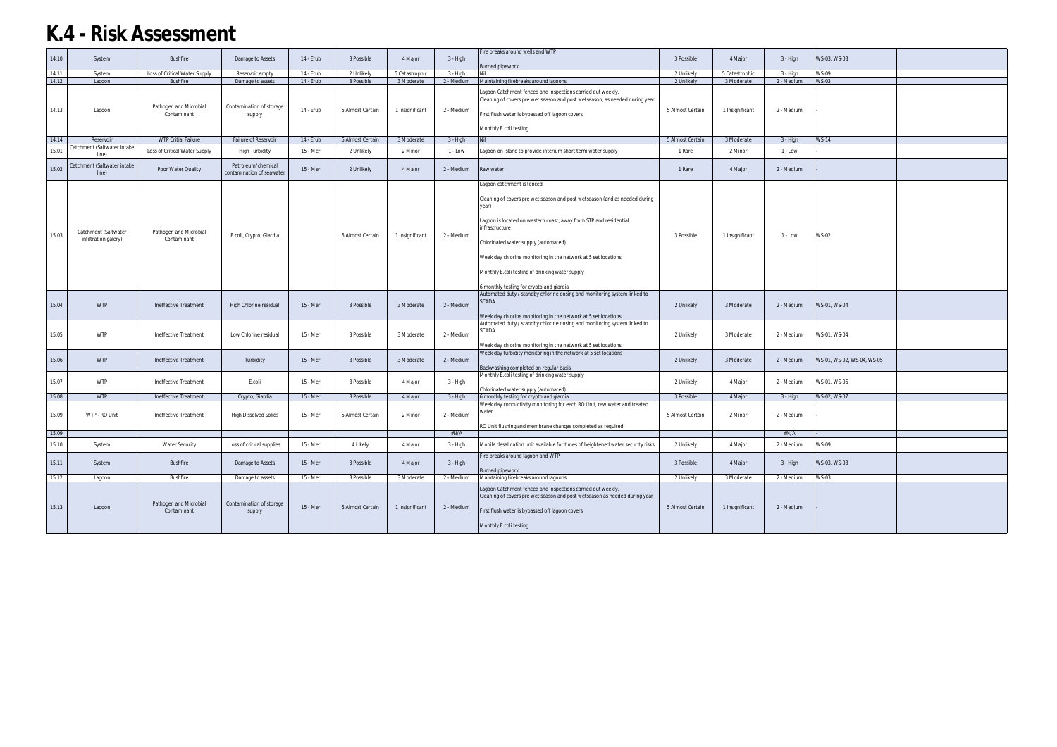# K.4 - Risk Assessment

| | | | | | | | | | | | | | |
|---|---|---|---|---|---|---|---|---|---|---|---|---|---|
| 14.10 | System | Bushfire | Damage to Assets | 14 - Erub | 3 Possible | 4 Major | 3 - High | Fire breaks around wells and WTP<br><br>Burried pipework | 3 Possible | 4 Major | 3 - High | WS-03, WS-08 | |
| 14.11 | System | Loss of Critical Water Supply | Reservoir empty | 14 - Erub | 2 Unlikely | 5 Catastrophic | 3 - High | Nil | 2 Unlikely | 5 Catastrophic | 3 - High | WS-09 | |
| 14.12 | Lagoon | Bushfire | Damage to assets | 14 - Erub | 3 Possible | 3 Moderate | 2 - Medium | Maintaining firebreaks around lagoons | 2 Unlikely | 3 Moderate | 2 - Medium | WS-03 | |
| 14.13 | Lagoon | Pathogen and Microbial Contaminant | Contamination of storage supply | 14 - Erub | 5 Almost Certain | 1 Insignificant | 2 - Medium | Lagoon Catchment fenced and inspections carried out weekly.<br>Cleaning of covers pre wet season and post wetseason, as needed during year<br><br>First flush water is bypassed off lagoon covers<br><br>Monthly E.coli testing | 5 Almost Certain | 1 Insignificant | 2 - Medium | - | |
| 14.14 | Reservoir | WTP Critial Failure | Failure of Reservoir | 14 - Erub | 5 Almost Certain | 3 Moderate | 3 - High | Nil | 5 Almost Certain | 3 Moderate | 3 - High | WS-14 | |
| 15.01 | Catchment (Saltwater intake line) | Loss of Critical Water Supply | High Turbidity | 15 - Mer | 2 Unlikely | 2 Minor | 1 - Low | Lagoon on island to provide interium short term water supply | 1 Rare | 2 Minor | 1 - Low | - | |
| 15.02 | Catchment (Saltwater intake line) | Poor Water Quality | Petroleum/chemical contamination of seawater | 15 - Mer | 2 Unlikely | 4 Major | 2 - Medium | Raw water | 1 Rare | 4 Major | 2 - Medium | - | |
| 15.03 | Catchment (Saltwater infiltration galery) | Pathogen and Microbial Contaminant | E.coli, Crypto, Giardia | | 5 Almost Certain | 1 Insignificant | 2 - Medium | Lagoon catchment is fenced<br><br>Cleaning of covers pre wet season and post wetseason (and as needed during year)<br><br>Lagoon is located on western coast, away from STP and residential infrastructure<br><br>Chlorinated water supply (automated)<br><br>Week day chlorine monitoring in the network at 5 set locations<br><br>Monthly E.coli testing of drinking water supply<br><br>6 monthly testing for crypto and giardia | 3 Possible | 1 Insignificant | 1 - Low | WS-02 | |
| 15.04 | WTP | Ineffective Treatment | High Chlorine residual | 15 - Mer | 3 Possible | 3 Moderate | 2 - Medium | Automated duty / standby chlorine dosing and monitoring system linked to SCADA<br><br>Week day chlorine monitoring in the network at 5 set locations | 2 Unlikely | 3 Moderate | 2 - Medium | WS-01, WS-04 | |
| 15.05 | WTP | Ineffective Treatment | Low Chlorine residual | 15 - Mer | 3 Possible | 3 Moderate | 2 - Medium | Automated duty / standby chlorine dosing and monitoring system linked to SCADA<br><br>Week day chlorine monitoring in the network at 5 set locations | 2 Unlikely | 3 Moderate | 2 - Medium | WS-01, WS-04 | |
| 15.06 | WTP | Ineffective Treatment | Turbidity | 15 - Mer | 3 Possible | 3 Moderate | 2 - Medium | Week day turbidity monitoring in the network at 5 set locations<br><br>Backwashing completed on regular basis | 2 Unlikely | 3 Moderate | 2 - Medium | WS-01, WS-02, WS-04, WS-05 | |
| 15.07 | WTP | Ineffective Treatment | E.coli | 15 - Mer | 3 Possible | 4 Major | 3 - High | Monthly E.coli testing of drinking water supply<br><br>Chlorinated water supply (automated) | 2 Unlikely | 4 Major | 2 - Medium | WS-01, WS-06 | |
| 15.08 | WTP | Ineffective Treatment | Crypto, Giardia | 15 - Mer | 3 Possible | 4 Major | 3 - High | 6 monthly testing for crypto and giardia | 3 Possible | 4 Major | 3 - High | WS-02, WS-07 | |
| 15.09 | WTP - RO Unit | Ineffective Treatment | High Dissolved Solids | 15 - Mer | 5 Almost Certain | 2 Minor | 2 - Medium | Week day conductivity monitoring for each RO Unit, raw water and treated water<br><br>RO Unit flushing and membrane changes completed as required | 5 Almost Certain | 2 Minor | 2 - Medium | - | |
| 15.09 | | | | | | | #N/A | | | | #N/A | - | |
| 15.10 | System | Water Security | Loss of critical supplies | 15 - Mer | 4 Likely | 4 Major | 3 - High | Mobile desalination unit available for times of heightened water security risks | 2 Unlikely | 4 Major | 2 - Medium | WS-09 | |
| 15.11 | System | Bushfire | Damage to Assets | 15 - Mer | 3 Possible | 4 Major | 3 - High | Fire breaks around lagoon and WTP<br><br>Burried pipework | 3 Possible | 4 Major | 3 - High | WS-03, WS-08 | |
| 15.12 | Lagoon | Bushfire | Damage to assets | 15 - Mer | 3 Possible | 3 Moderate | 2 - Medium | Maintaining firebreaks around lagoons | 2 Unlikely | 3 Moderate | 2 - Medium | WS-03 | |
| 15.13 | Lagoon | Pathogen and Microbial Contaminant | Contamination of storage supply | 15 - Mer | 5 Almost Certain | 1 Insignificant | 2 - Medium | Lagoon Catchment fenced and inspections carried out weekly.<br>Cleaning of covers pre wet season and post wetseason, as needed during year<br><br>First flush water is bypassed off lagoon covers<br><br>Monthly E.coli testing | 5 Almost Certain | 1 Insignificant | 2 - Medium | - | |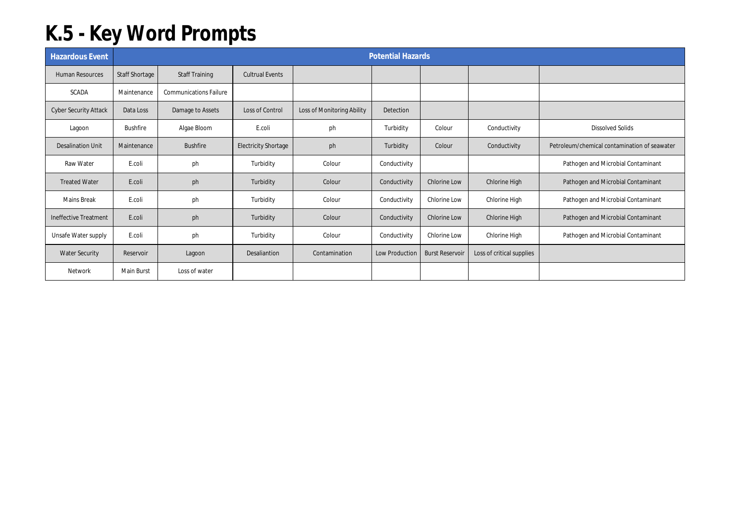# K.5 - Key Word Prompts

| Hazardous Event | Potential Hazards | | | | | | | |
|---|---|---|---|---|---|---|---|---|
| Human Resources | Staff Shortage | Staff Training | Cultrual Events | | | | | |
| SCADA | Maintenance | Communications Failure | | | | | | |
| Cyber Security Attack | Data Loss | Damage to Assets | Loss of Control | Loss of Monitoring Ability | Detection | | | |
| Lagoon | Bushfire | Algae Bloom | E.coli | ph | Turbidity | Colour | Conductivity | Dissolved Solids |
| Desalination Unit | Maintenance | Bushfire | Electricity Shortage | ph | Turbidity | Colour | Conductivity | Petroleum/chemical contamination of seawater |
| Raw Water | E.coli | ph | Turbidity | Colour | Conductivity | | | Pathogen and Microbial Contaminant |
| Treated Water | E.coli | ph | Turbidity | Colour | Conductivity | Chlorine Low | Chlorine High | Pathogen and Microbial Contaminant |
| Mains Break | E.coli | ph | Turbidity | Colour | Conductivity | Chlorine Low | Chlorine High | Pathogen and Microbial Contaminant |
| Ineffective Treatment | E.coli | ph | Turbidity | Colour | Conductivity | Chlorine Low | Chlorine High | Pathogen and Microbial Contaminant |
| Unsafe Water supply | E.coli | ph | Turbidity | Colour | Conductivity | Chlorine Low | Chlorine High | Pathogen and Microbial Contaminant |
| Water Security | Reservoir | Lagoon | Desaliantion | Contamination | Low Production | Burst Reservoir | Loss of critical supplies | |
| Network | Main Burst | Loss of water | | | | | | |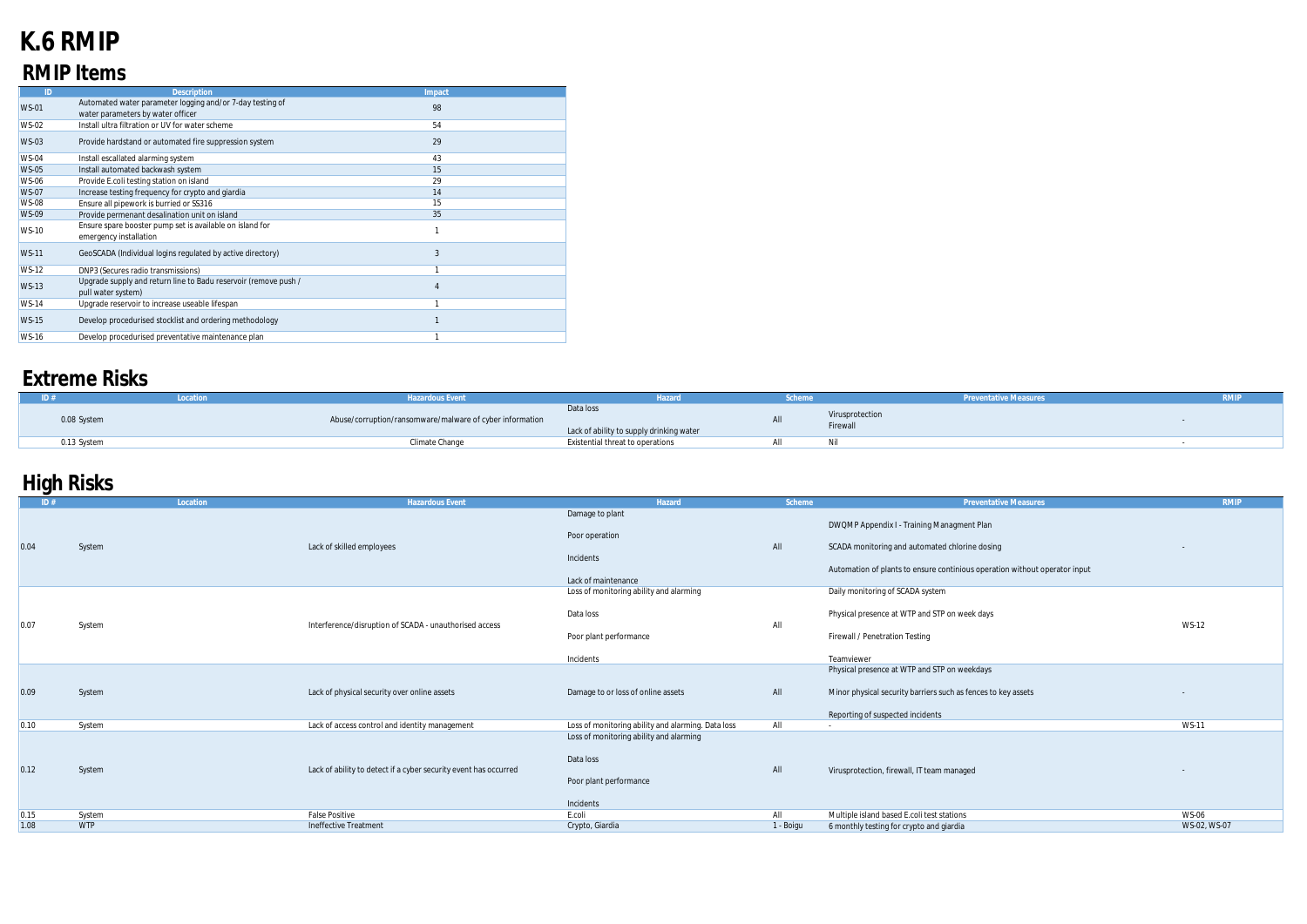# K.6 RMIP

## RMIP Items

| ID | Description | Impact |
|---|---|---|
| WS-01 | Automated water parameter logging and/or 7-day testing of water parameters by water officer | 98 |
| WS-02 | Install ultra filtration or UV for water scheme | 54 |
| WS-03 | Provide hardstand or automated fire suppression system | 29 |
| WS-04 | Install escallated alarming system | 43 |
| WS-05 | Install automated backwash system | 15 |
| WS-06 | Provide E.coli testing station on island | 29 |
| WS-07 | Increase testing frequency for crypto and giardia | 14 |
| WS-08 | Ensure all pipework is burried or SS316 | 15 |
| WS-09 | Provide permenant desalination unit on island | 35 |
| WS-10 | Ensure spare booster pump set is available on island for emergency installation | 1 |
| WS-11 | GeoSCADA (Individual logins regulated by active directory) | 3 |
| WS-12 | DNP3 (Secures radio transmissions) | 1 |
| WS-13 | Upgrade supply and return line to Badu reservoir (remove push / pull water system) | 4 |
| WS-14 | Upgrade reservoir to increase useable lifespan | 1 |
| WS-15 | Develop procedurised stocklist and ordering methodology | 1 |
| WS-16 | Develop procedurised preventative maintenance plan | 1 |

## Extreme Risks

| ID # | Location | Hazardous Event | Hazard | Scheme | Preventative Measures | RMIP |
|---|---|---|---|---|---|---|
| 0.08 | System | Abuse/corruption/ransomware/malware of cyber information | Data loss<br><br>Lack of ability to supply drinking water | All | Virusprotection<br>Firewall | - |
| 0.13 | System | Climate Change | Existential threat to operations | All | Nil | - |

## High Risks

| ID # | Location | Hazardous Event | Hazard | Scheme | Preventative Measures | RMIP |
|---|---|---|---|---|---|---|
| 0.04 | System | Lack of skilled employees | Damage to plant<br><br>Poor operation<br><br>Incidents<br><br>Lack of maintenance | All | DWQMP Appendix I - Training Managment Plan<br><br>SCADA monitoring and automated chlorine dosing<br><br>Automation of plants to ensure continious operation without operator input | - |
| 0.07 | System | Interference/disruption of SCADA - unauthorised access | Loss of monitoring ability and alarming<br><br>Data loss<br><br>Poor plant performance<br><br>Incidents | All | Daily monitoring of SCADA system<br><br>Physical presence at WTP and STP on week days<br><br>Firewall / Penetration Testing<br><br>Teamviewer | WS-12 |
| 0.09 | System | Lack of physical security over online assets | Damage to or loss of online assets | All | Physical presence at WTP and STP on weekdays<br><br>Minor physical security barriers such as fences to key assets<br><br>Reporting of suspected incidents | - |
| 0.10 | System | Lack of access control and identity management | Loss of monitoring ability and alarming. Data loss | All | - | WS-11 |
| 0.12 | System | Lack of ability to detect if a cyber security event has occurred | Loss of monitoring ability and alarming<br><br>Data loss<br><br>Poor plant performance<br><br>Incidents | All | Virusprotection, firewall, IT team managed | - |
| 0.15 | System | False Positive | E.coli | All | Multiple island based E.coli test stations | WS-06 |
| 1.08 | WTP | Ineffective Treatment | Crypto, Giardia | 1 - Boigu | 6 monthly testing for crypto and giardia | WS-02, WS-07 |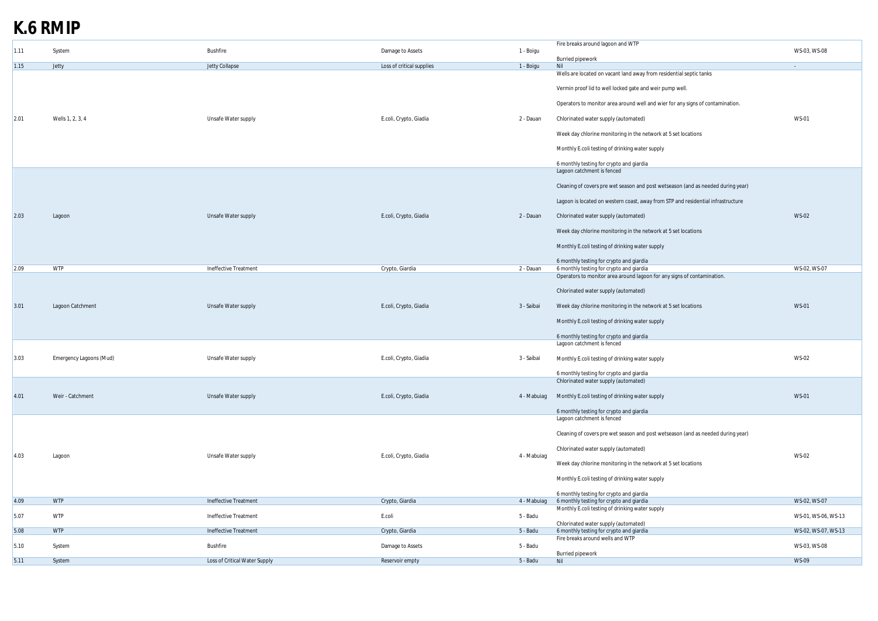# K.6 RMIP

| | | | | | | |
|---|---|---|---|---|---|---|
| 1.11 | System | Bushfire | Damage to Assets | 1 - Boigu | Fire breaks around lagoon and WTP<br><br>Burried pipework | WS-03, WS-08 |
| 1.15 | Jetty | Jetty Collapse | Loss of critical supplies | 1 - Boigu | Nil | - |
| 2.01 | Wells 1, 2, 3, 4 | Unsafe Water supply | E.coli, Crypto, Giadia | 2 - Dauan | Wells are located on vacant land away from residential septic tanks<br><br>Vermin proof lid to well locked gate and weir pump well.<br><br>Operators to monitor area around well and wier for any signs of contamination.<br><br>Chlorinated water supply (automated)<br><br>Week day chlorine monitoring in the network at 5 set locations<br><br>Monthly E.coli testing of drinking water supply<br><br>6 monthly testing for crypto and giardia | WS-01 |
| 2.03 | Lagoon | Unsafe Water supply | E.coli, Crypto, Giadia | 2 - Dauan | Lagoon catchment is fenced<br><br>Cleaning of covers pre wet season and post wetseason (and as needed during year)<br><br>Lagoon is located on western coast, away from STP and residential infrastructure<br><br>Chlorinated water supply (automated)<br><br>Week day chlorine monitoring in the network at 5 set locations<br><br>Monthly E.coli testing of drinking water supply<br><br>6 monthly testing for crypto and giardia | WS-02 |
| 2.09 | WTP | Ineffective Treatment | Crypto, Giardia | 2 - Dauan | 6 monthly testing for crypto and giardia | WS-02, WS-07 |
| 3.01 | Lagoon Catchment | Unsafe Water supply | E.coli, Crypto, Giadia | 3 - Saibai | Operators to monitor area around lagoon for any signs of contamination.<br><br>Chlorinated water supply (automated)<br><br>Week day chlorine monitoring in the network at 5 set locations<br><br>Monthly E.coli testing of drinking water supply<br><br>6 monthly testing for crypto and giardia | WS-01 |
| 3.03 | Emergency Lagoons (Mud) | Unsafe Water supply | E.coli, Crypto, Giadia | 3 - Saibai | Lagoon catchment is fenced<br><br>Monthly E.coli testing of drinking water supply<br><br>6 monthly testing for crypto and giardia | WS-02 |
| 4.01 | Weir - Catchment | Unsafe Water supply | E.coli, Crypto, Giadia | 4 - Mabuiag | Chlorinated water supply (automated)<br><br>Monthly E.coli testing of drinking water supply<br><br>6 monthly testing for crypto and giardia | WS-01 |
| 4.03 | Lagoon | Unsafe Water supply | E.coli, Crypto, Giadia | 4 - Mabuiag | Lagoon catchment is fenced<br><br>Cleaning of covers pre wet season and post wetseason (and as needed during year)<br><br>Chlorinated water supply (automated)<br><br>Week day chlorine monitoring in the network at 5 set locations<br><br>Monthly E.coli testing of drinking water supply<br><br>6 monthly testing for crypto and giardia | WS-02 |
| 4.09 | WTP | Ineffective Treatment | Crypto, Giardia | 4 - Mabuiag | 6 monthly testing for crypto and giardia | WS-02, WS-07 |
| 5.07 | WTP | Ineffective Treatment | E.coli | 5 - Badu | Monthly E.coli testing of drinking water supply<br><br>Chlorinated water supply (automated) | WS-01, WS-06, WS-13 |
| 5.08 | WTP | Ineffective Treatment | Crypto, Giardia | 5 - Badu | 6 monthly testing for crypto and giardia | WS-02, WS-07, WS-13 |
| 5.10 | System | Bushfire | Damage to Assets | 5 - Badu | Fire breaks around wells and WTP<br><br>Burried pipework | WS-03, WS-08 |
| 5.11 | System | Loss of Critical Water Supply | Reservoir empty | 5 - Badu | Nil | WS-09 |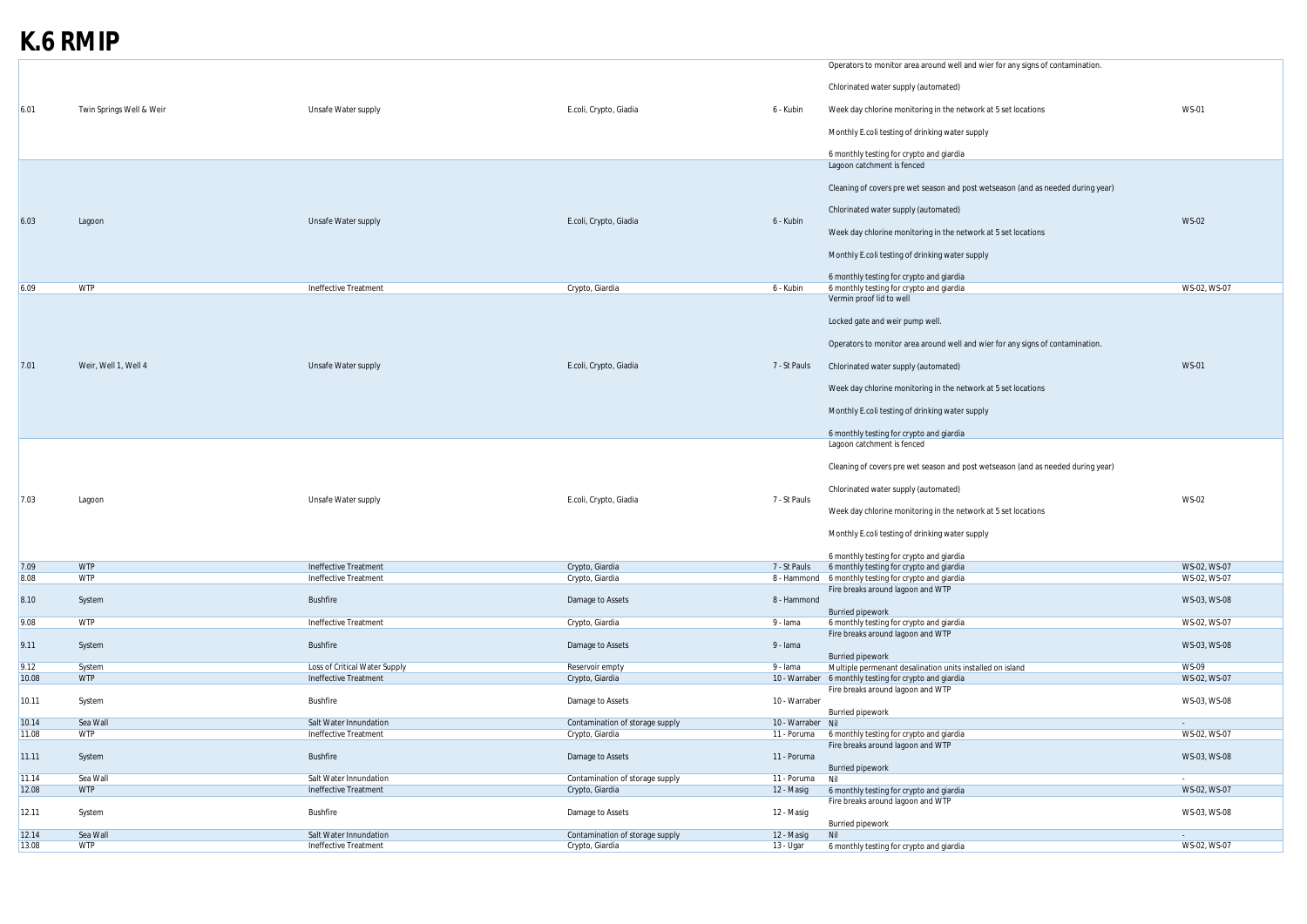# K.6 RMIP

| | | | | | | |
|---|---|---|---|---|---|---|
| 6.01 | Twin Springs Well & Weir | Unsafe Water supply | E.coli, Crypto, Giadia | 6 - Kubin | Operators to monitor area around well and wier for any signs of contamination.<br><br>Chlorinated water supply (automated)<br><br>Week day chlorine monitoring in the network at 5 set locations<br><br>Monthly E.coli testing of drinking water supply<br><br>6 monthly testing for crypto and giardia | WS-01 |
| 6.03 | Lagoon | Unsafe Water supply | E.coli, Crypto, Giadia | 6 - Kubin | Lagoon catchment is fenced<br><br>Cleaning of covers pre wet season and post wetseason (and as needed during year)<br><br>Chlorinated water supply (automated)<br><br>Week day chlorine monitoring in the network at 5 set locations<br><br>Monthly E.coli testing of drinking water supply<br><br>6 monthly testing for crypto and giardia | WS-02 |
| 6.09 | WTP | Ineffective Treatment | Crypto, Giardia | 6 - Kubin | 6 monthly testing for crypto and giardia | WS-02, WS-07 |
| 7.01 | Weir, Well 1, Well 4 | Unsafe Water supply | E.coli, Crypto, Giadia | 7 - St Pauls | Vermin proof lid to well<br><br>Locked gate and weir pump well.<br><br>Operators to monitor area around well and wier for any signs of contamination.<br><br>Chlorinated water supply (automated)<br><br>Week day chlorine monitoring in the network at 5 set locations<br><br>Monthly E.coli testing of drinking water supply<br><br>6 monthly testing for crypto and giardia | WS-01 |
| 7.03 | Lagoon | Unsafe Water supply | E.coli, Crypto, Giadia | 7 - St Pauls | Lagoon catchment is fenced<br><br>Cleaning of covers pre wet season and post wetseason (and as needed during year)<br><br>Chlorinated water supply (automated)<br><br>Week day chlorine monitoring in the network at 5 set locations<br><br>Monthly E.coli testing of drinking water supply<br><br>6 monthly testing for crypto and giardia | WS-02 |
| 7.09 | WTP | Ineffective Treatment | Crypto, Giardia | 7 - St Pauls | 6 monthly testing for crypto and giardia | WS-02, WS-07 |
| 8.08 | WTP | Ineffective Treatment | Crypto, Giardia | 8 - Hammond | 6 monthly testing for crypto and giardia | WS-02, WS-07 |
| 8.10 | System | Bushfire | Damage to Assets | 8 - Hammond | Fire breaks around lagoon and WTP<br><br>Burried pipework | WS-03, WS-08 |
| 9.08 | WTP | Ineffective Treatment | Crypto, Giardia | 9 - Iama | 6 monthly testing for crypto and giardia | WS-02, WS-07 |
| 9.11 | System | Bushfire | Damage to Assets | 9 - Iama | Fire breaks around lagoon and WTP<br><br>Burried pipework | WS-03, WS-08 |
| 9.12 | System | Loss of Critical Water Supply | Reservoir empty | 9 - Iama | Multiple permenant desalination units installed on island | WS-09 |
| 10.08 | WTP | Ineffective Treatment | Crypto, Giardia | 10 - Warraber | 6 monthly testing for crypto and giardia | WS-02, WS-07 |
| 10.11 | System | Bushfire | Damage to Assets | 10 - Warraber | Fire breaks around lagoon and WTP<br><br>Burried pipework | WS-03, WS-08 |
| 10.14 | Sea Wall | Salt Water Innundation | Contamination of storage supply | 10 - Warraber | Nil | - |
| 11.08 | WTP | Ineffective Treatment | Crypto, Giardia | 11 - Poruma | 6 monthly testing for crypto and giardia | WS-02, WS-07 |
| 11.11 | System | Bushfire | Damage to Assets | 11 - Poruma | Fire breaks around lagoon and WTP<br><br>Burried pipework | WS-03, WS-08 |
| 11.14 | Sea Wall | Salt Water Innundation | Contamination of storage supply | 11 - Poruma | Nil | - |
| 12.08 | WTP | Ineffective Treatment | Crypto, Giardia | 12 - Masig | 6 monthly testing for crypto and giardia | WS-02, WS-07 |
| 12.11 | System | Bushfire | Damage to Assets | 12 - Masig | Fire breaks around lagoon and WTP<br><br>Burried pipework | WS-03, WS-08 |
| 12.14 | Sea Wall | Salt Water Innundation | Contamination of storage supply | 12 - Masig | Nil | - |
| 13.08 | WTP | Ineffective Treatment | Crypto, Giardia | 13 - Ugar | 6 monthly testing for crypto and giardia | WS-02, WS-07 |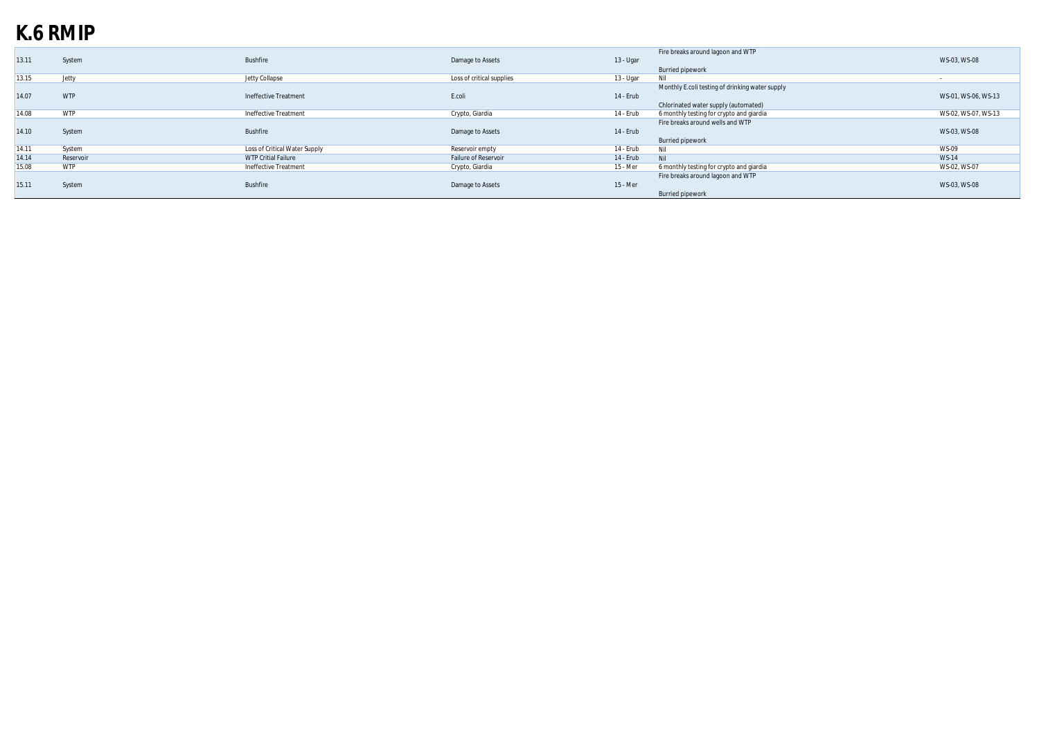# K.6 RMIP

| | | | | | | |
|---|---|---|---|---|---|---|
| 13.11 | System | Bushfire | Damage to Assets | 13 - Ugar | Fire breaks around lagoon and WTP<br><br>Burried pipework | WS-03, WS-08 |
| 13.15 | Jetty | Jetty Collapse | Loss of critical supplies | 13 - Ugar | Nil | - |
| 14.07 | WTP | Ineffective Treatment | E.coli | 14 - Erub | Monthly E.coli testing of drinking water supply<br><br>Chlorinated water supply (automated) | WS-01, WS-06, WS-13 |
| 14.08 | WTP | Ineffective Treatment | Crypto, Giardia | 14 - Erub | 6 monthly testing for crypto and giardia | WS-02, WS-07, WS-13 |
| 14.10 | System | Bushfire | Damage to Assets | 14 - Erub | Fire breaks around wells and WTP<br><br>Burried pipework | WS-03, WS-08 |
| 14.11 | System | Loss of Critical Water Supply | Reservoir empty | 14 - Erub | Nil | WS-09 |
| 14.14 | Reservoir | WTP Critial Failure | Failure of Reservoir | 14 - Erub | Nil | WS-14 |
| 15.08 | WTP | Ineffective Treatment | Crypto, Giardia | 15 - Mer | 6 monthly testing for crypto and giardia | WS-02, WS-07 |
| 15.11 | System | Bushfire | Damage to Assets | 15 - Mer | Fire breaks around lagoon and WTP<br><br>Burried pipework | WS-03, WS-08 |